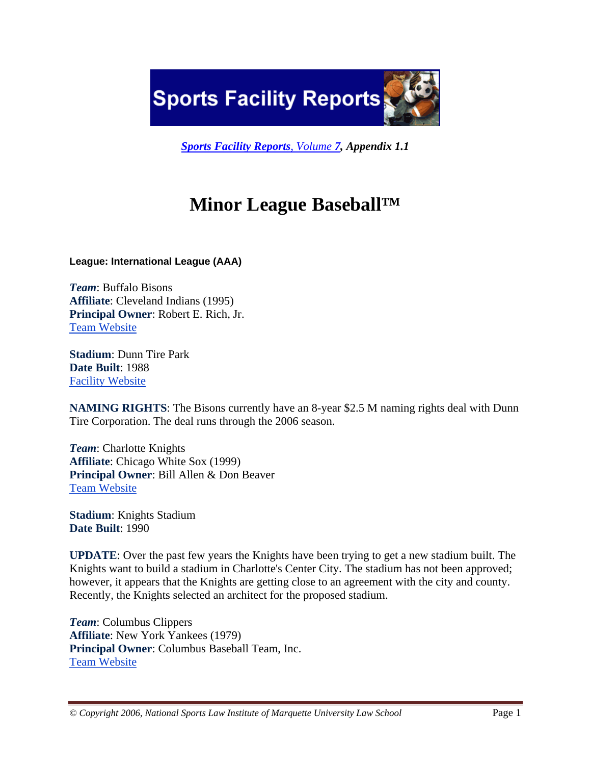**Sports Facility Reports**

***Sports Facility Reports, Volume 7, Appendix 1.1***

# Minor League Baseball™

**League: International League (AAA)**

***Team***: Buffalo Bisons
**Affiliate**: Cleveland Indians (1995)
**Principal Owner**: Robert E. Rich, Jr.
Team Website

**Stadium**: Dunn Tire Park
**Date Built**: 1988
Facility Website

**NAMING RIGHTS**: The Bisons currently have an 8-year $2.5 M naming rights deal with Dunn Tire Corporation. The deal runs through the 2006 season.

***Team***: Charlotte Knights
**Affiliate**: Chicago White Sox (1999)
**Principal Owner**: Bill Allen & Don Beaver
Team Website

**Stadium**: Knights Stadium
**Date Built**: 1990

**UPDATE**: Over the past few years the Knights have been trying to get a new stadium built. The Knights want to build a stadium in Charlotte's Center City. The stadium has not been approved; however, it appears that the Knights are getting close to an agreement with the city and county. Recently, the Knights selected an architect for the proposed stadium.

***Team***: Columbus Clippers
**Affiliate**: New York Yankees (1979)
**Principal Owner**: Columbus Baseball Team, Inc.
Team Website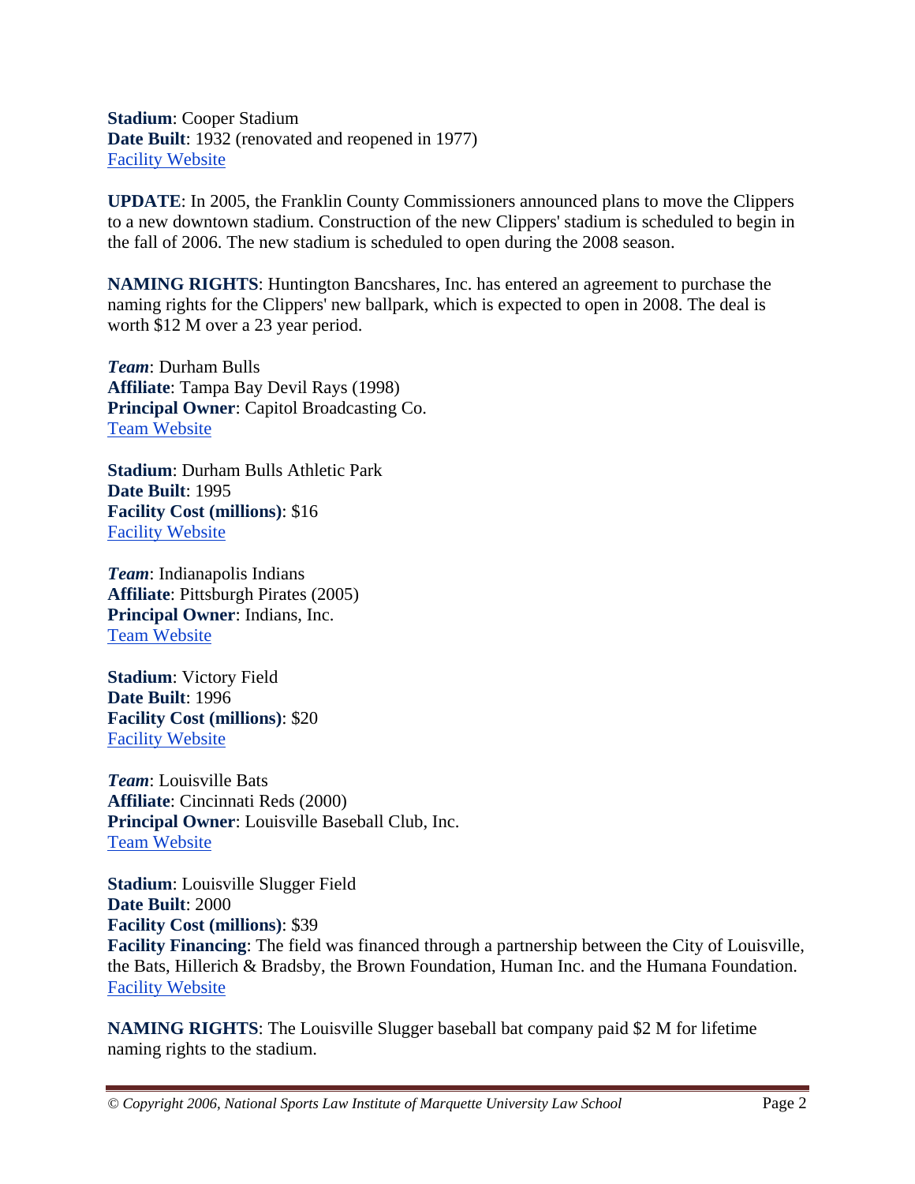**Stadium**: Cooper Stadium
**Date Built**: 1932 (renovated and reopened in 1977)
Facility Website

**UPDATE**: In 2005, the Franklin County Commissioners announced plans to move the Clippers to a new downtown stadium. Construction of the new Clippers' stadium is scheduled to begin in the fall of 2006. The new stadium is scheduled to open during the 2008 season.

**NAMING RIGHTS**: Huntington Bancshares, Inc. has entered an agreement to purchase the naming rights for the Clippers' new ballpark, which is expected to open in 2008. The deal is worth $12 M over a 23 year period.

***Team***: Durham Bulls
**Affiliate**: Tampa Bay Devil Rays (1998)
**Principal Owner**: Capitol Broadcasting Co.
Team Website

**Stadium**: Durham Bulls Athletic Park
**Date Built**: 1995
**Facility Cost (millions)**: $16
Facility Website

***Team***: Indianapolis Indians
**Affiliate**: Pittsburgh Pirates (2005)
**Principal Owner**: Indians, Inc.
Team Website

**Stadium**: Victory Field
**Date Built**: 1996
**Facility Cost (millions)**: $20
Facility Website

***Team***: Louisville Bats
**Affiliate**: Cincinnati Reds (2000)
**Principal Owner**: Louisville Baseball Club, Inc.
Team Website

**Stadium**: Louisville Slugger Field
**Date Built**: 2000
**Facility Cost (millions)**: $39
**Facility Financing**: The field was financed through a partnership between the City of Louisville, the Bats, Hillerich & Bradsby, the Brown Foundation, Human Inc. and the Humana Foundation.
Facility Website

**NAMING RIGHTS**: The Louisville Slugger baseball bat company paid $2 M for lifetime naming rights to the stadium.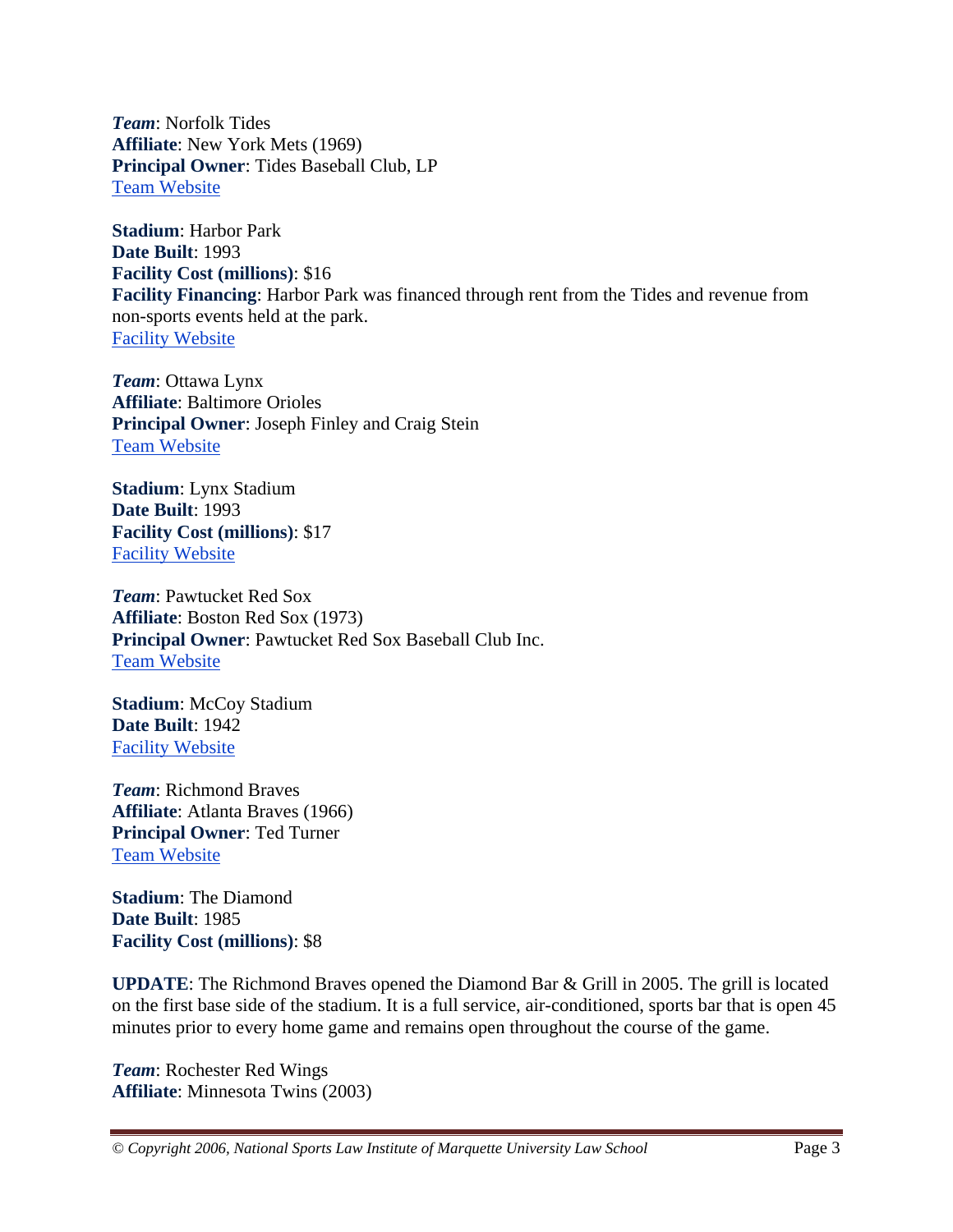***Team***: Norfolk Tides
**Affiliate**: New York Mets (1969)
**Principal Owner**: Tides Baseball Club, LP
Team Website

**Stadium**: Harbor Park
**Date Built**: 1993
**Facility Cost (millions)**: $16
**Facility Financing**: Harbor Park was financed through rent from the Tides and revenue from non-sports events held at the park.
Facility Website

***Team***: Ottawa Lynx
**Affiliate**: Baltimore Orioles
**Principal Owner**: Joseph Finley and Craig Stein
Team Website

**Stadium**: Lynx Stadium
**Date Built**: 1993
**Facility Cost (millions)**: $17
Facility Website

***Team***: Pawtucket Red Sox
**Affiliate**: Boston Red Sox (1973)
**Principal Owner**: Pawtucket Red Sox Baseball Club Inc.
Team Website

**Stadium**: McCoy Stadium
**Date Built**: 1942
Facility Website

***Team***: Richmond Braves
**Affiliate**: Atlanta Braves (1966)
**Principal Owner**: Ted Turner
Team Website

**Stadium**: The Diamond
**Date Built**: 1985
**Facility Cost (millions)**: $8

**UPDATE**: The Richmond Braves opened the Diamond Bar & Grill in 2005. The grill is located on the first base side of the stadium. It is a full service, air-conditioned, sports bar that is open 45 minutes prior to every home game and remains open throughout the course of the game.

***Team***: Rochester Red Wings
**Affiliate**: Minnesota Twins (2003)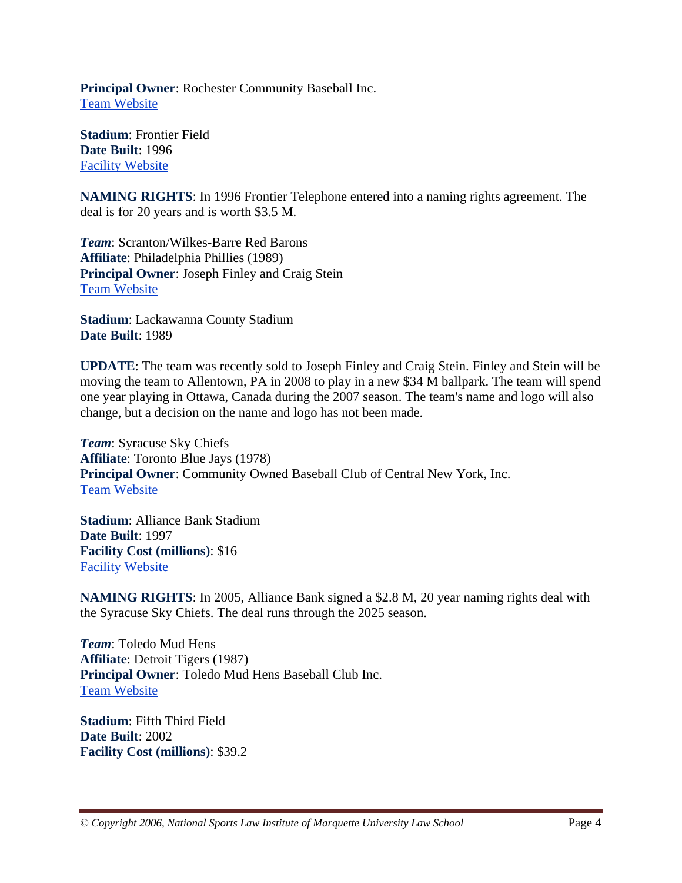**Principal Owner**: Rochester Community Baseball Inc.
[Team Website]

**Stadium**: Frontier Field
**Date Built**: 1996
[Facility Website]

**NAMING RIGHTS**: In 1996 Frontier Telephone entered into a naming rights agreement. The deal is for 20 years and is worth $3.5 M.

***Team***: Scranton/Wilkes-Barre Red Barons
**Affiliate**: Philadelphia Phillies (1989)
**Principal Owner**: Joseph Finley and Craig Stein
[Team Website]

**Stadium**: Lackawanna County Stadium
**Date Built**: 1989

**UPDATE**: The team was recently sold to Joseph Finley and Craig Stein. Finley and Stein will be moving the team to Allentown, PA in 2008 to play in a new $34 M ballpark. The team will spend one year playing in Ottawa, Canada during the 2007 season. The team's name and logo will also change, but a decision on the name and logo has not been made.

***Team***: Syracuse Sky Chiefs
**Affiliate**: Toronto Blue Jays (1978)
**Principal Owner**: Community Owned Baseball Club of Central New York, Inc.
[Team Website]

**Stadium**: Alliance Bank Stadium
**Date Built**: 1997
**Facility Cost (millions)**: $16
[Facility Website]

**NAMING RIGHTS**: In 2005, Alliance Bank signed a $2.8 M, 20 year naming rights deal with the Syracuse Sky Chiefs. The deal runs through the 2025 season.

***Team***: Toledo Mud Hens
**Affiliate**: Detroit Tigers (1987)
**Principal Owner**: Toledo Mud Hens Baseball Club Inc.
[Team Website]

**Stadium**: Fifth Third Field
**Date Built**: 2002
**Facility Cost (millions)**: $39.2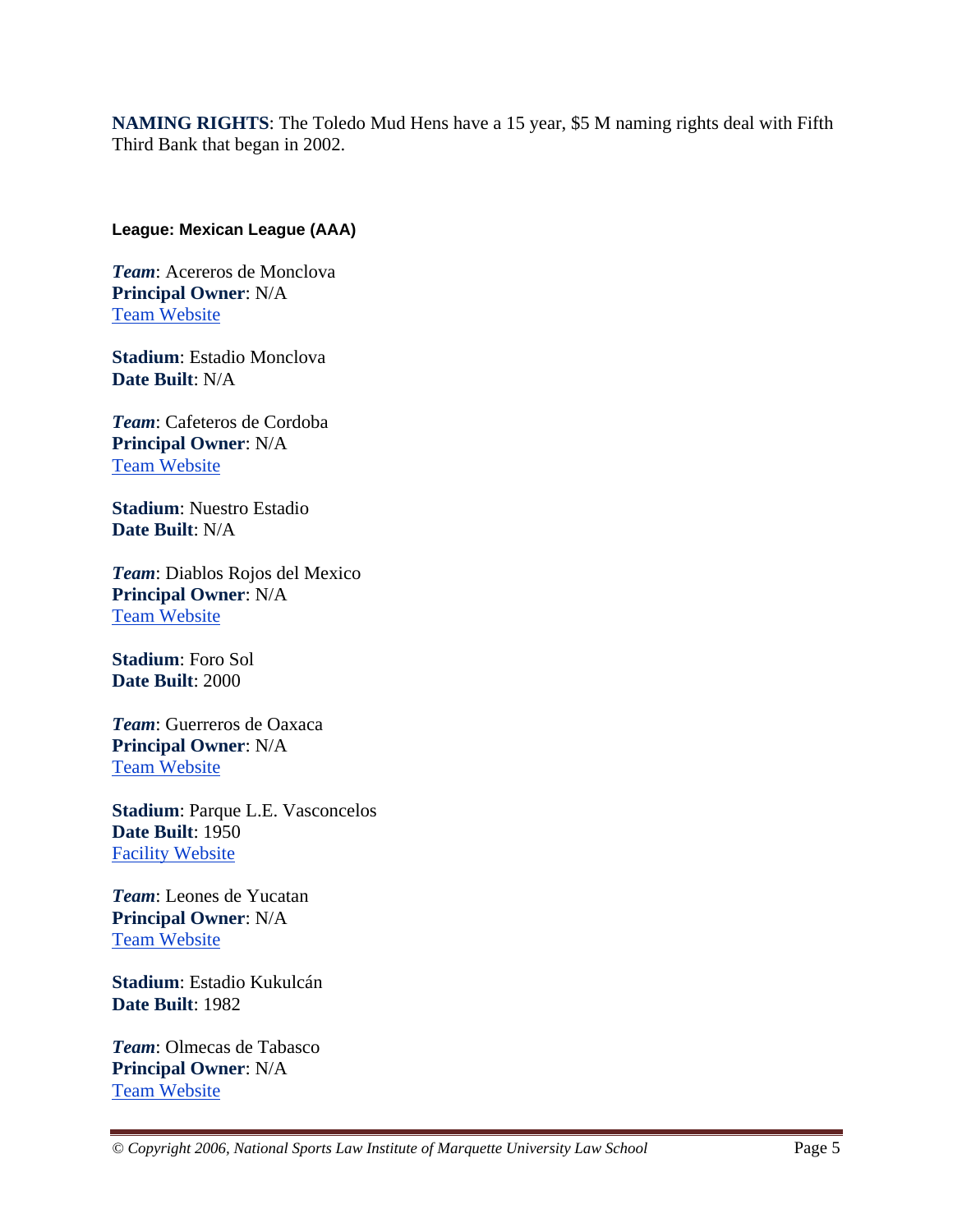**NAMING RIGHTS**: The Toledo Mud Hens have a 15 year, $5 M naming rights deal with Fifth Third Bank that began in 2002.

**League: Mexican League (AAA)**

***Team***: Acereros de Monclova
**Principal Owner**: N/A
[Team Website]()

**Stadium**: Estadio Monclova
**Date Built**: N/A

***Team***: Cafeteros de Cordoba
**Principal Owner**: N/A
[Team Website]()

**Stadium**: Nuestro Estadio
**Date Built**: N/A

***Team***: Diablos Rojos del Mexico
**Principal Owner**: N/A
[Team Website]()

**Stadium**: Foro Sol
**Date Built**: 2000

***Team***: Guerreros de Oaxaca
**Principal Owner**: N/A
[Team Website]()

**Stadium**: Parque L.E. Vasconcelos
**Date Built**: 1950
[Facility Website]()

***Team***: Leones de Yucatan
**Principal Owner**: N/A
[Team Website]()

**Stadium**: Estadio Kukulcán
**Date Built**: 1982

***Team***: Olmecas de Tabasco
**Principal Owner**: N/A
[Team Website]()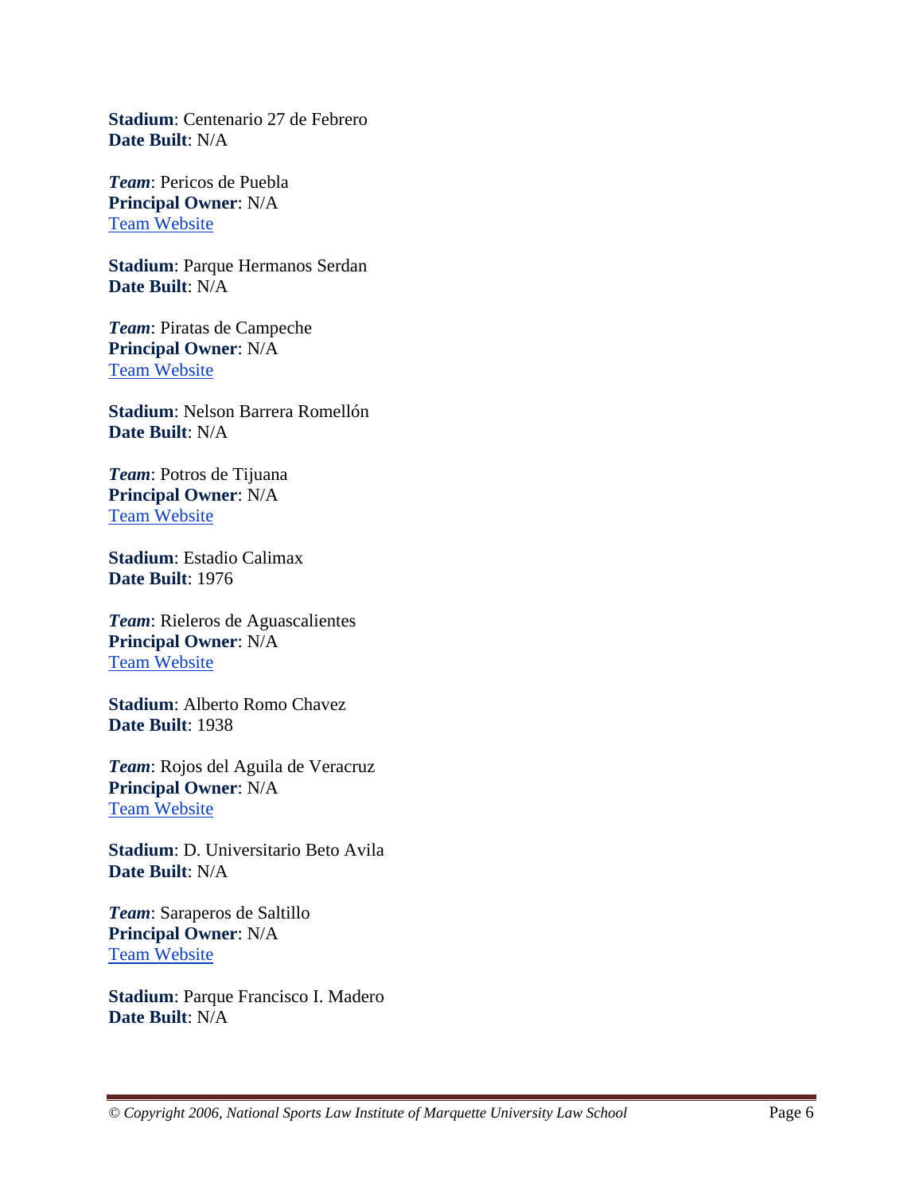**Stadium**: Centenario 27 de Febrero
**Date Built**: N/A

***Team***: Pericos de Puebla
**Principal Owner**: N/A
Team Website

**Stadium**: Parque Hermanos Serdan
**Date Built**: N/A

***Team***: Piratas de Campeche
**Principal Owner**: N/A
Team Website

**Stadium**: Nelson Barrera Romellón
**Date Built**: N/A

***Team***: Potros de Tijuana
**Principal Owner**: N/A
Team Website

**Stadium**: Estadio Calimax
**Date Built**: 1976

***Team***: Rieleros de Aguascalientes
**Principal Owner**: N/A
Team Website

**Stadium**: Alberto Romo Chavez
**Date Built**: 1938

***Team***: Rojos del Aguila de Veracruz
**Principal Owner**: N/A
Team Website

**Stadium**: D. Universitario Beto Avila
**Date Built**: N/A

***Team***: Saraperos de Saltillo
**Principal Owner**: N/A
Team Website

**Stadium**: Parque Francisco I. Madero
**Date Built**: N/A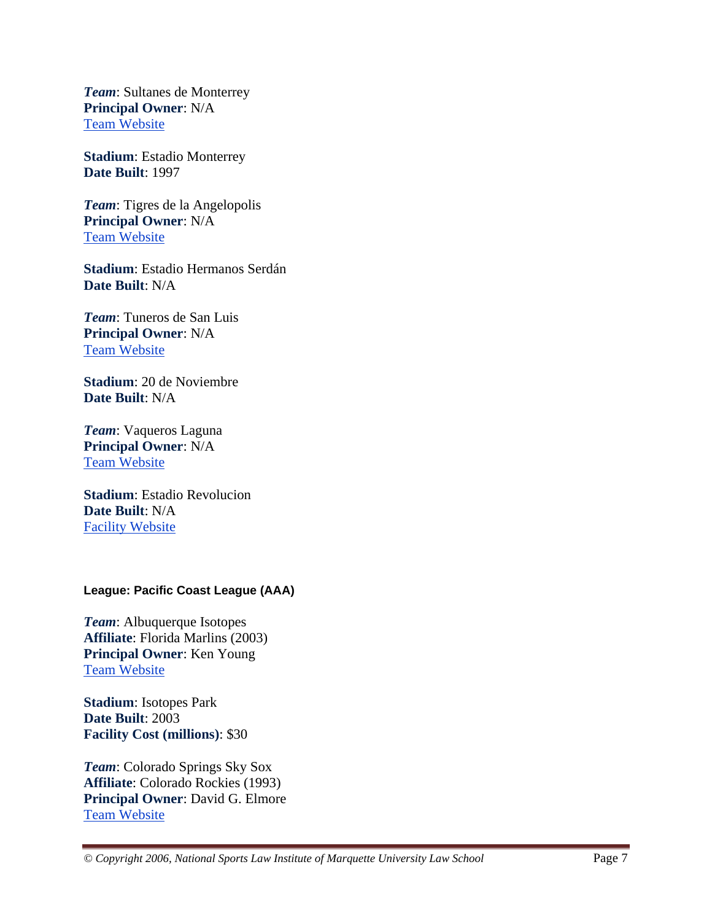***Team***: Sultanes de Monterrey
**Principal Owner**: N/A
Team Website

**Stadium**: Estadio Monterrey
**Date Built**: 1997

***Team***: Tigres de la Angelopolis
**Principal Owner**: N/A
Team Website

**Stadium**: Estadio Hermanos Serdán
**Date Built**: N/A

***Team***: Tuneros de San Luis
**Principal Owner**: N/A
Team Website

**Stadium**: 20 de Noviembre
**Date Built**: N/A

***Team***: Vaqueros Laguna
**Principal Owner**: N/A
Team Website

**Stadium**: Estadio Revolucion
**Date Built**: N/A
Facility Website

#### League: Pacific Coast League (AAA)

***Team***: Albuquerque Isotopes
**Affiliate**: Florida Marlins (2003)
**Principal Owner**: Ken Young
Team Website

**Stadium**: Isotopes Park
**Date Built**: 2003
**Facility Cost (millions)**: $30

***Team***: Colorado Springs Sky Sox
**Affiliate**: Colorado Rockies (1993)
**Principal Owner**: David G. Elmore
Team Website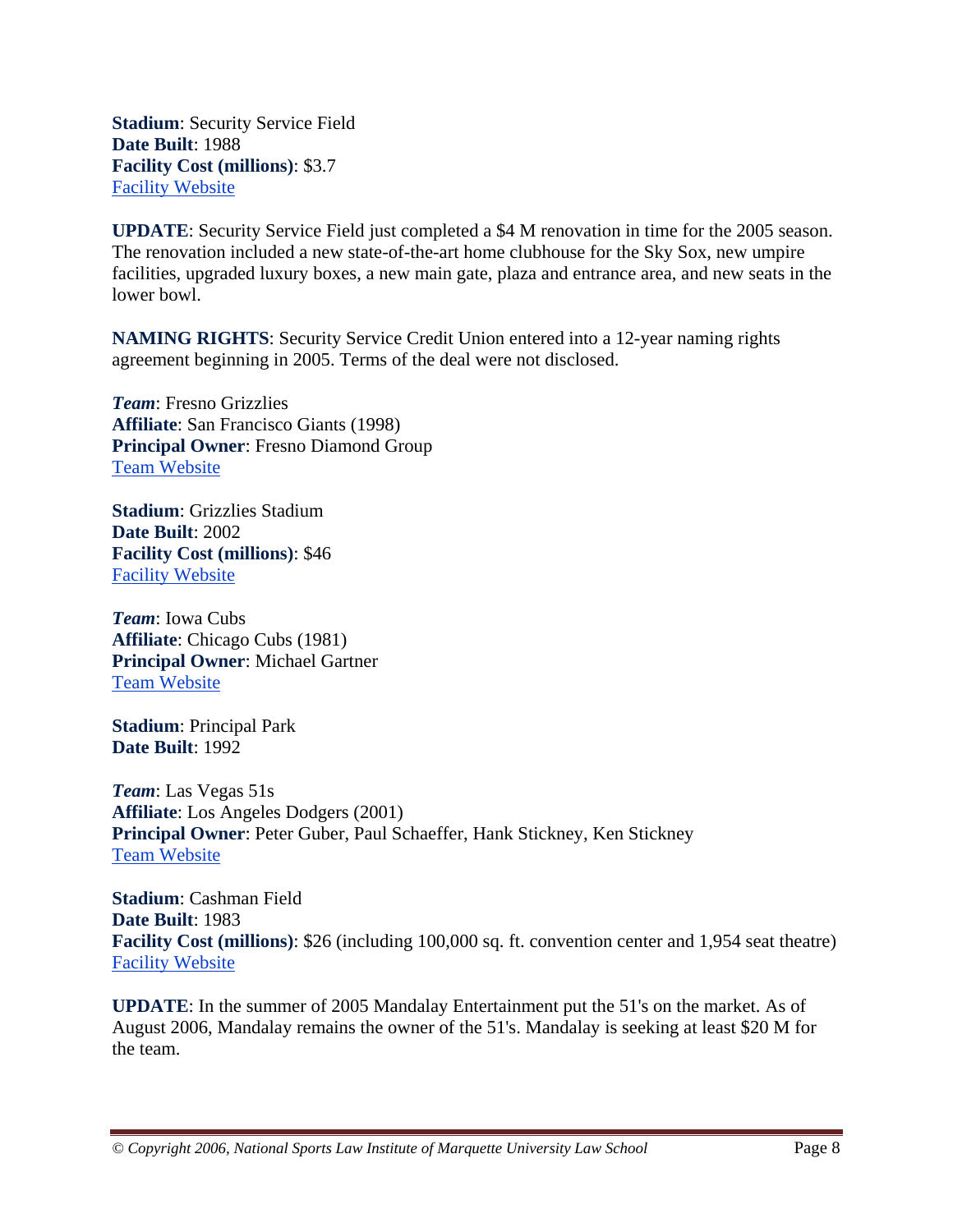**Stadium**: Security Service Field
**Date Built**: 1988
**Facility Cost (millions)**: $3.7
Facility Website

**UPDATE**: Security Service Field just completed a $4 M renovation in time for the 2005 season. The renovation included a new state-of-the-art home clubhouse for the Sky Sox, new umpire facilities, upgraded luxury boxes, a new main gate, plaza and entrance area, and new seats in the lower bowl.

**NAMING RIGHTS**: Security Service Credit Union entered into a 12-year naming rights agreement beginning in 2005. Terms of the deal were not disclosed.

***Team***: Fresno Grizzlies
**Affiliate**: San Francisco Giants (1998)
**Principal Owner**: Fresno Diamond Group
Team Website

**Stadium**: Grizzlies Stadium
**Date Built**: 2002
**Facility Cost (millions)**: $46
Facility Website

***Team***: Iowa Cubs
**Affiliate**: Chicago Cubs (1981)
**Principal Owner**: Michael Gartner
Team Website

**Stadium**: Principal Park
**Date Built**: 1992

***Team***: Las Vegas 51s
**Affiliate**: Los Angeles Dodgers (2001)
**Principal Owner**: Peter Guber, Paul Schaeffer, Hank Stickney, Ken Stickney
Team Website

**Stadium**: Cashman Field
**Date Built**: 1983
**Facility Cost (millions)**: $26 (including 100,000 sq. ft. convention center and 1,954 seat theatre)
Facility Website

**UPDATE**: In the summer of 2005 Mandalay Entertainment put the 51's on the market. As of August 2006, Mandalay remains the owner of the 51's. Mandalay is seeking at least $20 M for the team.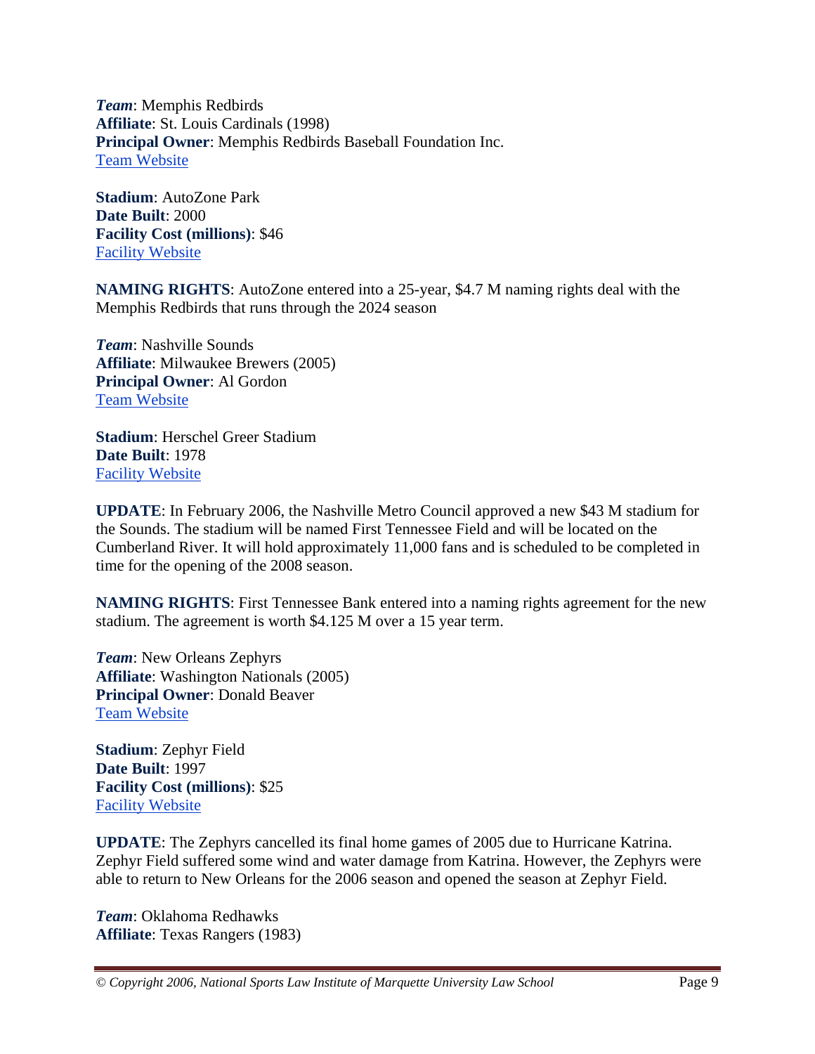***Team***: Memphis Redbirds
**Affiliate**: St. Louis Cardinals (1998)
**Principal Owner**: Memphis Redbirds Baseball Foundation Inc.
Team Website

**Stadium**: AutoZone Park
**Date Built**: 2000
**Facility Cost (millions)**: $46
Facility Website

**NAMING RIGHTS**: AutoZone entered into a 25-year, $4.7 M naming rights deal with the Memphis Redbirds that runs through the 2024 season

***Team***: Nashville Sounds
**Affiliate**: Milwaukee Brewers (2005)
**Principal Owner**: Al Gordon
Team Website

**Stadium**: Herschel Greer Stadium
**Date Built**: 1978
Facility Website

**UPDATE**: In February 2006, the Nashville Metro Council approved a new $43 M stadium for the Sounds. The stadium will be named First Tennessee Field and will be located on the Cumberland River. It will hold approximately 11,000 fans and is scheduled to be completed in time for the opening of the 2008 season.

**NAMING RIGHTS**: First Tennessee Bank entered into a naming rights agreement for the new stadium. The agreement is worth $4.125 M over a 15 year term.

***Team***: New Orleans Zephyrs
**Affiliate**: Washington Nationals (2005)
**Principal Owner**: Donald Beaver
Team Website

**Stadium**: Zephyr Field
**Date Built**: 1997
**Facility Cost (millions)**: $25
Facility Website

**UPDATE**: The Zephyrs cancelled its final home games of 2005 due to Hurricane Katrina. Zephyr Field suffered some wind and water damage from Katrina. However, the Zephyrs were able to return to New Orleans for the 2006 season and opened the season at Zephyr Field.

***Team***: Oklahoma Redhawks
**Affiliate**: Texas Rangers (1983)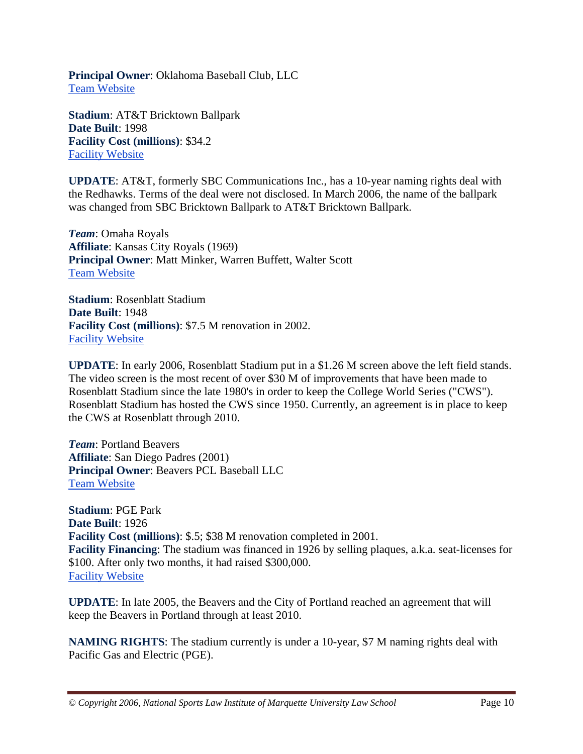**Principal Owner**: Oklahoma Baseball Club, LLC
Team Website

**Stadium**: AT&T Bricktown Ballpark
**Date Built**: 1998
**Facility Cost (millions)**: $34.2
Facility Website

**UPDATE**: AT&T, formerly SBC Communications Inc., has a 10-year naming rights deal with the Redhawks. Terms of the deal were not disclosed. In March 2006, the name of the ballpark was changed from SBC Bricktown Ballpark to AT&T Bricktown Ballpark.

***Team***: Omaha Royals
**Affiliate**: Kansas City Royals (1969)
**Principal Owner**: Matt Minker, Warren Buffett, Walter Scott
Team Website

**Stadium**: Rosenblatt Stadium
**Date Built**: 1948
**Facility Cost (millions)**: $7.5 M renovation in 2002.
Facility Website

**UPDATE**: In early 2006, Rosenblatt Stadium put in a $1.26 M screen above the left field stands. The video screen is the most recent of over $30 M of improvements that have been made to Rosenblatt Stadium since the late 1980's in order to keep the College World Series ("CWS"). Rosenblatt Stadium has hosted the CWS since 1950. Currently, an agreement is in place to keep the CWS at Rosenblatt through 2010.

***Team***: Portland Beavers
**Affiliate**: San Diego Padres (2001)
**Principal Owner**: Beavers PCL Baseball LLC
Team Website

**Stadium**: PGE Park
**Date Built**: 1926
**Facility Cost (millions)**: $.5; $38 M renovation completed in 2001.
**Facility Financing**: The stadium was financed in 1926 by selling plaques, a.k.a. seat-licenses for $100. After only two months, it had raised $300,000.
Facility Website

**UPDATE**: In late 2005, the Beavers and the City of Portland reached an agreement that will keep the Beavers in Portland through at least 2010.

**NAMING RIGHTS**: The stadium currently is under a 10-year, $7 M naming rights deal with Pacific Gas and Electric (PGE).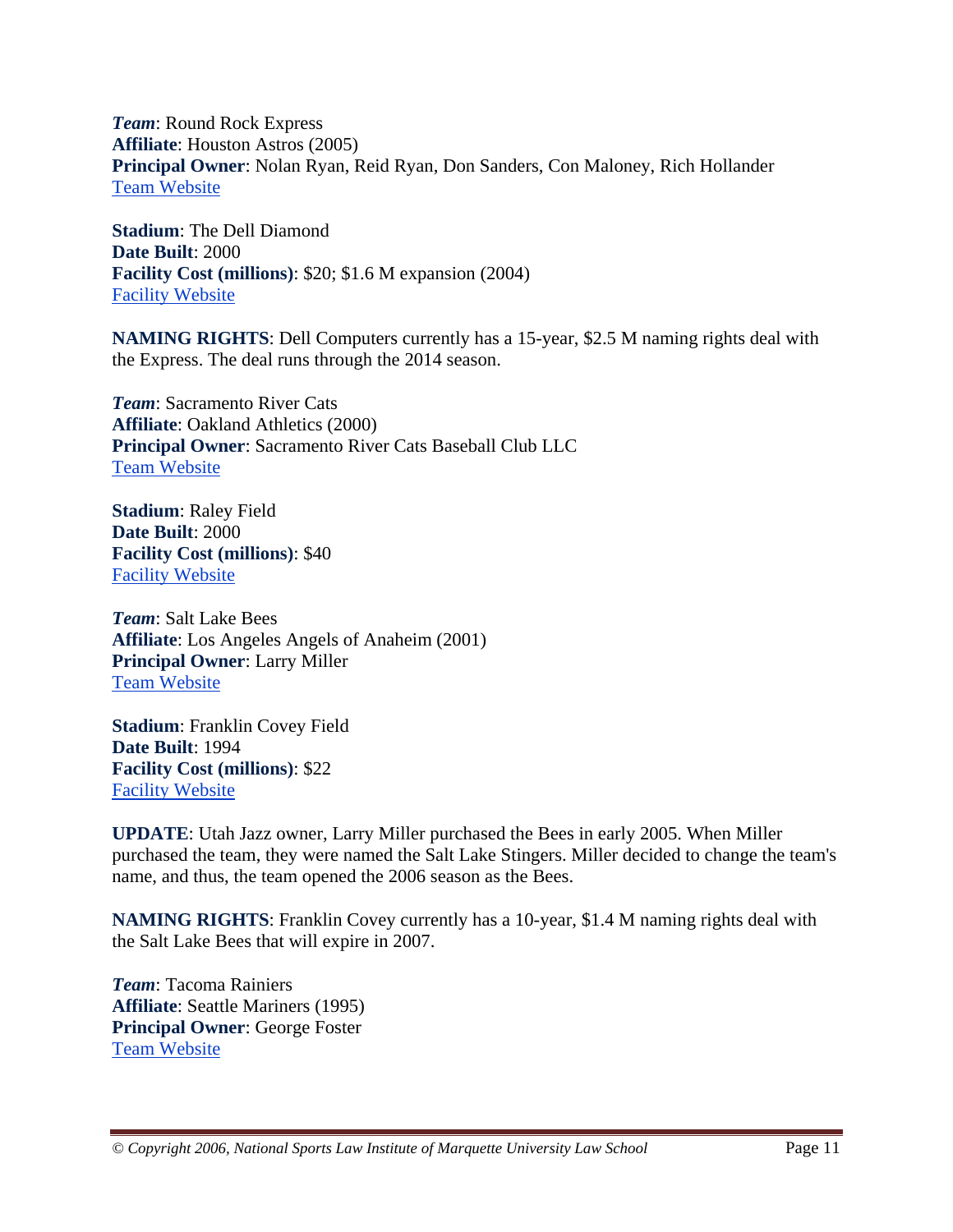***Team***: Round Rock Express
**Affiliate**: Houston Astros (2005)
**Principal Owner**: Nolan Ryan, Reid Ryan, Don Sanders, Con Maloney, Rich Hollander
Team Website

**Stadium**: The Dell Diamond
**Date Built**: 2000
**Facility Cost (millions)**: $20; $1.6 M expansion (2004)
Facility Website

**NAMING RIGHTS**: Dell Computers currently has a 15-year, $2.5 M naming rights deal with the Express. The deal runs through the 2014 season.

***Team***: Sacramento River Cats
**Affiliate**: Oakland Athletics (2000)
**Principal Owner**: Sacramento River Cats Baseball Club LLC
Team Website

**Stadium**: Raley Field
**Date Built**: 2000
**Facility Cost (millions)**: $40
Facility Website

***Team***: Salt Lake Bees
**Affiliate**: Los Angeles Angels of Anaheim (2001)
**Principal Owner**: Larry Miller
Team Website

**Stadium**: Franklin Covey Field
**Date Built**: 1994
**Facility Cost (millions)**: $22
Facility Website

**UPDATE**: Utah Jazz owner, Larry Miller purchased the Bees in early 2005. When Miller purchased the team, they were named the Salt Lake Stingers. Miller decided to change the team's name, and thus, the team opened the 2006 season as the Bees.

**NAMING RIGHTS**: Franklin Covey currently has a 10-year, $1.4 M naming rights deal with the Salt Lake Bees that will expire in 2007.

***Team***: Tacoma Rainiers
**Affiliate**: Seattle Mariners (1995)
**Principal Owner**: George Foster
Team Website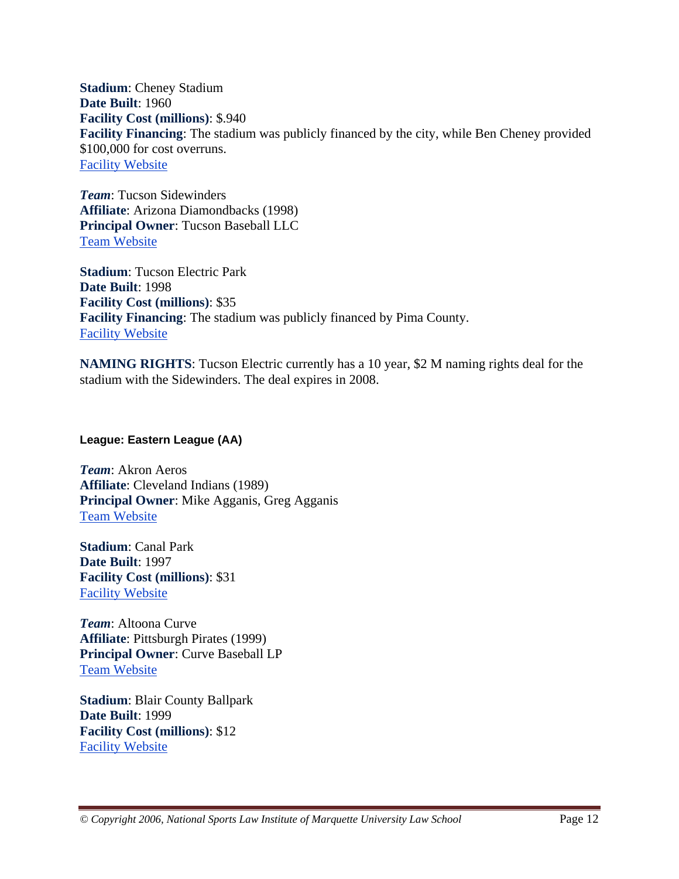**Stadium**: Cheney Stadium
**Date Built**: 1960
**Facility Cost (millions)**: $.940
**Facility Financing**: The stadium was publicly financed by the city, while Ben Cheney provided $100,000 for cost overruns.
Facility Website

***Team***: Tucson Sidewinders
**Affiliate**: Arizona Diamondbacks (1998)
**Principal Owner**: Tucson Baseball LLC
Team Website

**Stadium**: Tucson Electric Park
**Date Built**: 1998
**Facility Cost (millions)**: $35
**Facility Financing**: The stadium was publicly financed by Pima County.
Facility Website

**NAMING RIGHTS**: Tucson Electric currently has a 10 year, $2 M naming rights deal for the stadium with the Sidewinders. The deal expires in 2008.

#### League: Eastern League (AA)

***Team***: Akron Aeros
**Affiliate**: Cleveland Indians (1989)
**Principal Owner**: Mike Agganis, Greg Agganis
Team Website

**Stadium**: Canal Park
**Date Built**: 1997
**Facility Cost (millions)**: $31
Facility Website

***Team***: Altoona Curve
**Affiliate**: Pittsburgh Pirates (1999)
**Principal Owner**: Curve Baseball LP
Team Website

**Stadium**: Blair County Ballpark
**Date Built**: 1999
**Facility Cost (millions)**: $12
Facility Website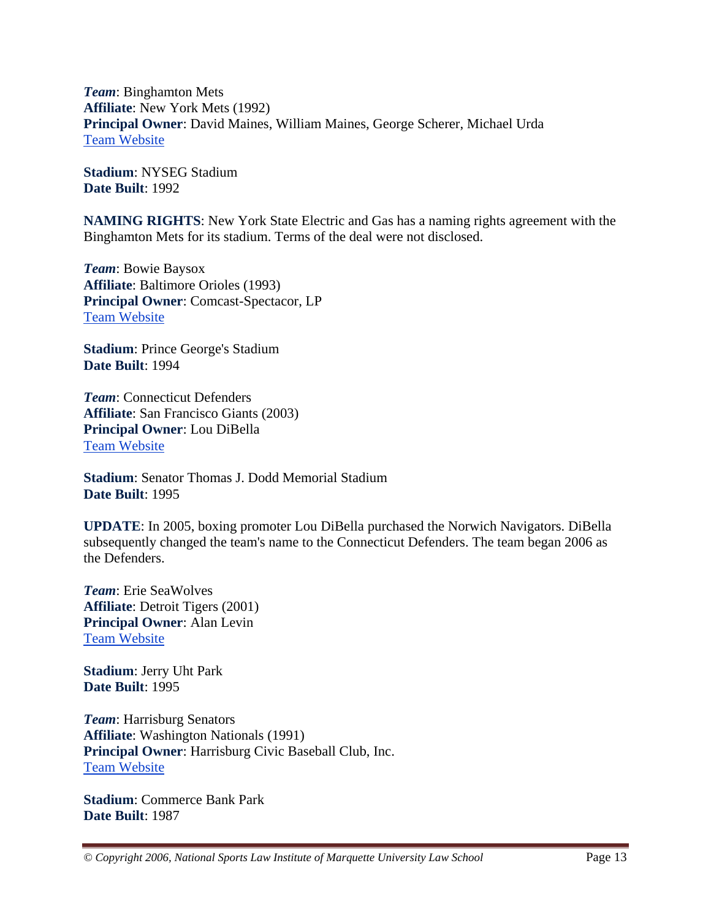***Team***: Binghamton Mets
**Affiliate**: New York Mets (1992)
**Principal Owner**: David Maines, William Maines, George Scherer, Michael Urda
Team Website

**Stadium**: NYSEG Stadium
**Date Built**: 1992

**NAMING RIGHTS**: New York State Electric and Gas has a naming rights agreement with the Binghamton Mets for its stadium. Terms of the deal were not disclosed.

***Team***: Bowie Baysox
**Affiliate**: Baltimore Orioles (1993)
**Principal Owner**: Comcast-Spectacor, LP
Team Website

**Stadium**: Prince George's Stadium
**Date Built**: 1994

***Team***: Connecticut Defenders
**Affiliate**: San Francisco Giants (2003)
**Principal Owner**: Lou DiBella
Team Website

**Stadium**: Senator Thomas J. Dodd Memorial Stadium
**Date Built**: 1995

**UPDATE**: In 2005, boxing promoter Lou DiBella purchased the Norwich Navigators. DiBella subsequently changed the team's name to the Connecticut Defenders. The team began 2006 as the Defenders.

***Team***: Erie SeaWolves
**Affiliate**: Detroit Tigers (2001)
**Principal Owner**: Alan Levin
Team Website

**Stadium**: Jerry Uht Park
**Date Built**: 1995

***Team***: Harrisburg Senators
**Affiliate**: Washington Nationals (1991)
**Principal Owner**: Harrisburg Civic Baseball Club, Inc.
Team Website

**Stadium**: Commerce Bank Park
**Date Built**: 1987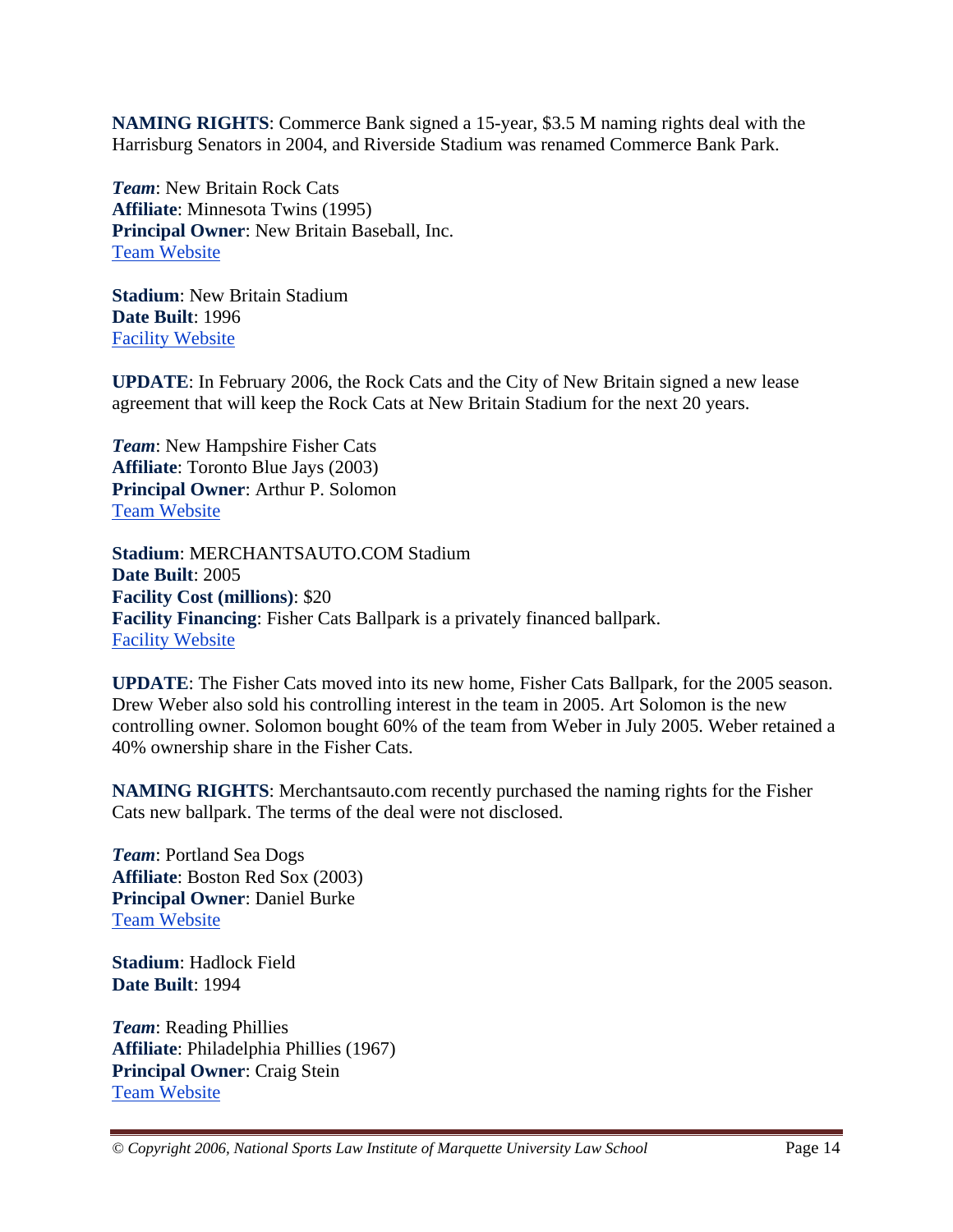**NAMING RIGHTS**: Commerce Bank signed a 15-year, $3.5 M naming rights deal with the Harrisburg Senators in 2004, and Riverside Stadium was renamed Commerce Bank Park.

***Team***: New Britain Rock Cats
**Affiliate**: Minnesota Twins (1995)
**Principal Owner**: New Britain Baseball, Inc.
Team Website

**Stadium**: New Britain Stadium
**Date Built**: 1996
Facility Website

**UPDATE**: In February 2006, the Rock Cats and the City of New Britain signed a new lease agreement that will keep the Rock Cats at New Britain Stadium for the next 20 years.

***Team***: New Hampshire Fisher Cats
**Affiliate**: Toronto Blue Jays (2003)
**Principal Owner**: Arthur P. Solomon
Team Website

**Stadium**: MERCHANTSAUTO.COM Stadium
**Date Built**: 2005
**Facility Cost (millions)**: $20
**Facility Financing**: Fisher Cats Ballpark is a privately financed ballpark.
Facility Website

**UPDATE**: The Fisher Cats moved into its new home, Fisher Cats Ballpark, for the 2005 season. Drew Weber also sold his controlling interest in the team in 2005. Art Solomon is the new controlling owner. Solomon bought 60% of the team from Weber in July 2005. Weber retained a 40% ownership share in the Fisher Cats.

**NAMING RIGHTS**: Merchantsauto.com recently purchased the naming rights for the Fisher Cats new ballpark. The terms of the deal were not disclosed.

***Team***: Portland Sea Dogs
**Affiliate**: Boston Red Sox (2003)
**Principal Owner**: Daniel Burke
Team Website

**Stadium**: Hadlock Field
**Date Built**: 1994

***Team***: Reading Phillies
**Affiliate**: Philadelphia Phillies (1967)
**Principal Owner**: Craig Stein
Team Website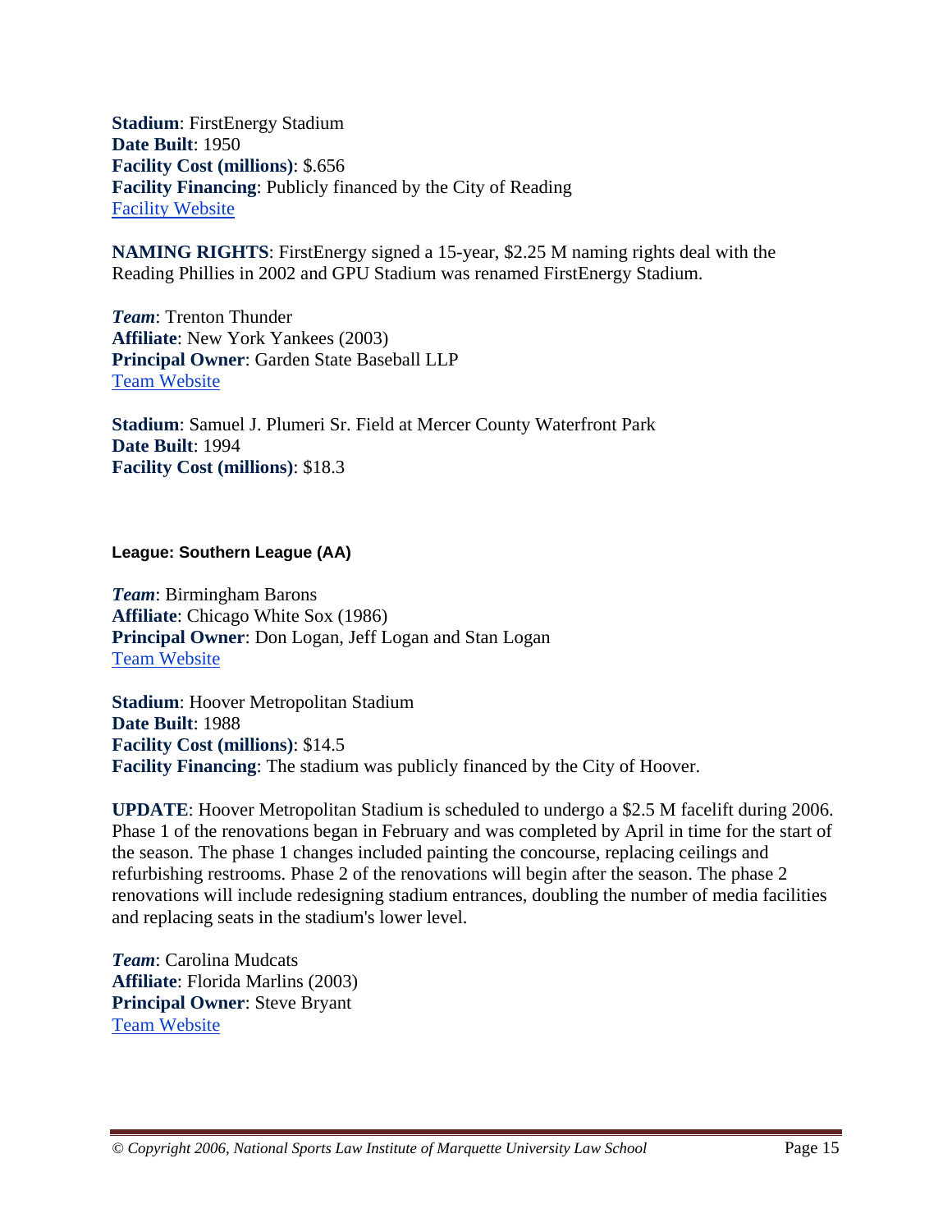**Stadium**: FirstEnergy Stadium  
**Date Built**: 1950  
**Facility Cost (millions)**: $.656  
**Facility Financing**: Publicly financed by the City of Reading  
[Facility Website]()

**NAMING RIGHTS**: FirstEnergy signed a 15-year, $2.25 M naming rights deal with the Reading Phillies in 2002 and GPU Stadium was renamed FirstEnergy Stadium.

***Team***: Trenton Thunder  
**Affiliate**: New York Yankees (2003)  
**Principal Owner**: Garden State Baseball LLP  
[Team Website]()

**Stadium**: Samuel J. Plumeri Sr. Field at Mercer County Waterfront Park  
**Date Built**: 1994  
**Facility Cost (millions)**: $18.3

#### League: Southern League (AA)

***Team***: Birmingham Barons  
**Affiliate**: Chicago White Sox (1986)  
**Principal Owner**: Don Logan, Jeff Logan and Stan Logan  
[Team Website]()

**Stadium**: Hoover Metropolitan Stadium  
**Date Built**: 1988  
**Facility Cost (millions)**: $14.5  
**Facility Financing**: The stadium was publicly financed by the City of Hoover.

**UPDATE**: Hoover Metropolitan Stadium is scheduled to undergo a $2.5 M facelift during 2006. Phase 1 of the renovations began in February and was completed by April in time for the start of the season. The phase 1 changes included painting the concourse, replacing ceilings and refurbishing restrooms. Phase 2 of the renovations will begin after the season. The phase 2 renovations will include redesigning stadium entrances, doubling the number of media facilities and replacing seats in the stadium's lower level.

***Team***: Carolina Mudcats  
**Affiliate**: Florida Marlins (2003)  
**Principal Owner**: Steve Bryant  
[Team Website]()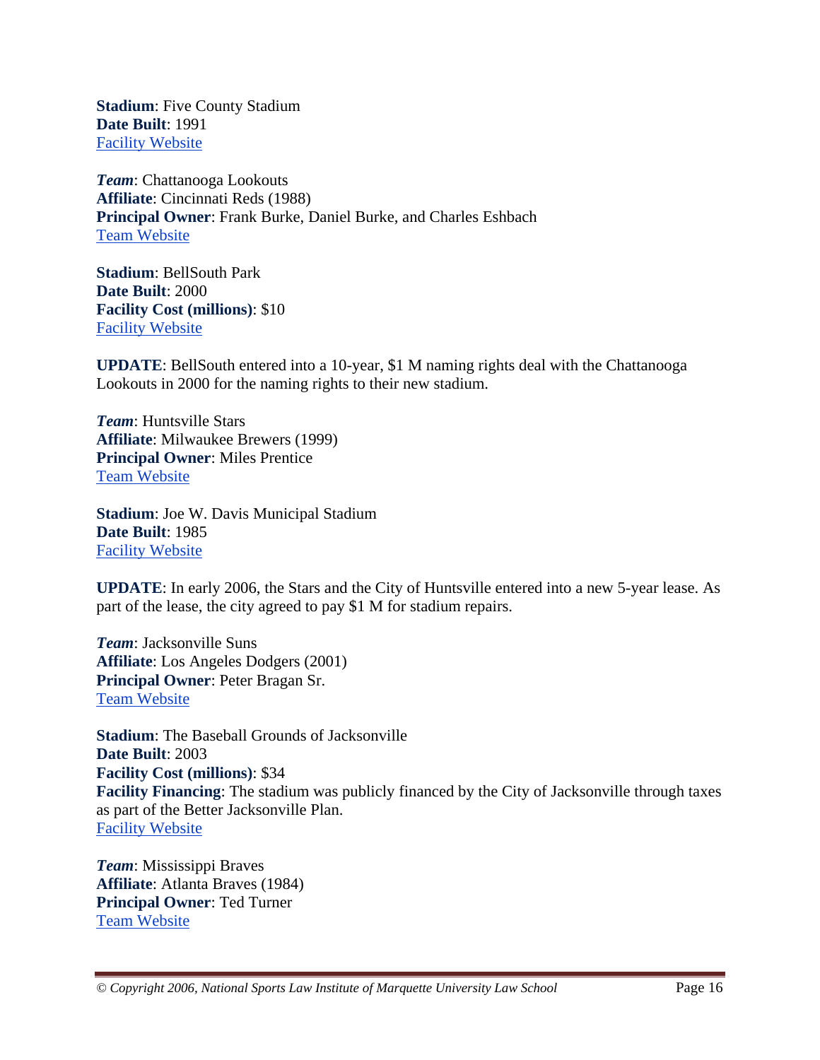**Stadium**: Five County Stadium
**Date Built**: 1991
[Facility Website]

***Team***: Chattanooga Lookouts
**Affiliate**: Cincinnati Reds (1988)
**Principal Owner**: Frank Burke, Daniel Burke, and Charles Eshbach
[Team Website]

**Stadium**: BellSouth Park
**Date Built**: 2000
**Facility Cost (millions)**: $10
[Facility Website]

**UPDATE**: BellSouth entered into a 10-year, $1 M naming rights deal with the Chattanooga Lookouts in 2000 for the naming rights to their new stadium.

***Team***: Huntsville Stars
**Affiliate**: Milwaukee Brewers (1999)
**Principal Owner**: Miles Prentice
[Team Website]

**Stadium**: Joe W. Davis Municipal Stadium
**Date Built**: 1985
[Facility Website]

**UPDATE**: In early 2006, the Stars and the City of Huntsville entered into a new 5-year lease. As part of the lease, the city agreed to pay $1 M for stadium repairs.

***Team***: Jacksonville Suns
**Affiliate**: Los Angeles Dodgers (2001)
**Principal Owner**: Peter Bragan Sr.
[Team Website]

**Stadium**: The Baseball Grounds of Jacksonville
**Date Built**: 2003
**Facility Cost (millions)**: $34
**Facility Financing**: The stadium was publicly financed by the City of Jacksonville through taxes as part of the Better Jacksonville Plan.
[Facility Website]

***Team***: Mississippi Braves
**Affiliate**: Atlanta Braves (1984)
**Principal Owner**: Ted Turner
[Team Website]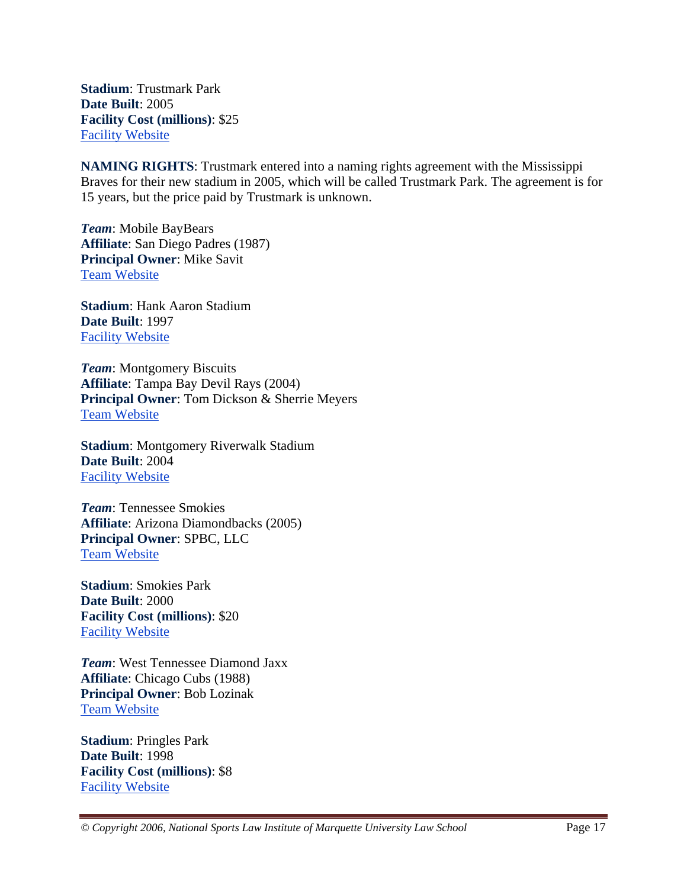**Stadium**: Trustmark Park
**Date Built**: 2005
**Facility Cost (millions)**: $25
[Facility Website]

**NAMING RIGHTS**: Trustmark entered into a naming rights agreement with the Mississippi Braves for their new stadium in 2005, which will be called Trustmark Park. The agreement is for 15 years, but the price paid by Trustmark is unknown.

***Team***: Mobile BayBears
**Affiliate**: San Diego Padres (1987)
**Principal Owner**: Mike Savit
[Team Website]

**Stadium**: Hank Aaron Stadium
**Date Built**: 1997
[Facility Website]

***Team***: Montgomery Biscuits
**Affiliate**: Tampa Bay Devil Rays (2004)
**Principal Owner**: Tom Dickson & Sherrie Meyers
[Team Website]

**Stadium**: Montgomery Riverwalk Stadium
**Date Built**: 2004
[Facility Website]

***Team***: Tennessee Smokies
**Affiliate**: Arizona Diamondbacks (2005)
**Principal Owner**: SPBC, LLC
[Team Website]

**Stadium**: Smokies Park
**Date Built**: 2000
**Facility Cost (millions)**: $20
[Facility Website]

***Team***: West Tennessee Diamond Jaxx
**Affiliate**: Chicago Cubs (1988)
**Principal Owner**: Bob Lozinak
[Team Website]

**Stadium**: Pringles Park
**Date Built**: 1998
**Facility Cost (millions)**: $8
[Facility Website]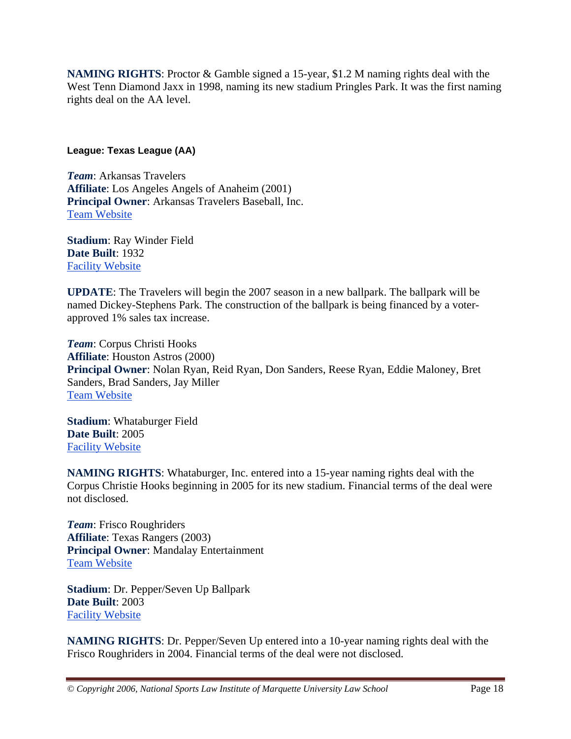**NAMING RIGHTS**: Proctor & Gamble signed a 15-year, $1.2 M naming rights deal with the West Tenn Diamond Jaxx in 1998, naming its new stadium Pringles Park. It was the first naming rights deal on the AA level.

**League: Texas League (AA)**

***Team***: Arkansas Travelers
**Affiliate**: Los Angeles Angels of Anaheim (2001)
**Principal Owner**: Arkansas Travelers Baseball, Inc.
Team Website

**Stadium**: Ray Winder Field
**Date Built**: 1932
Facility Website

**UPDATE**: The Travelers will begin the 2007 season in a new ballpark. The ballpark will be named Dickey-Stephens Park. The construction of the ballpark is being financed by a voter-approved 1% sales tax increase.

***Team***: Corpus Christi Hooks
**Affiliate**: Houston Astros (2000)
**Principal Owner**: Nolan Ryan, Reid Ryan, Don Sanders, Reese Ryan, Eddie Maloney, Bret Sanders, Brad Sanders, Jay Miller
Team Website

**Stadium**: Whataburger Field
**Date Built**: 2005
Facility Website

**NAMING RIGHTS**: Whataburger, Inc. entered into a 15-year naming rights deal with the Corpus Christie Hooks beginning in 2005 for its new stadium. Financial terms of the deal were not disclosed.

***Team***: Frisco Roughriders
**Affiliate**: Texas Rangers (2003)
**Principal Owner**: Mandalay Entertainment
Team Website

**Stadium**: Dr. Pepper/Seven Up Ballpark
**Date Built**: 2003
Facility Website

**NAMING RIGHTS**: Dr. Pepper/Seven Up entered into a 10-year naming rights deal with the Frisco Roughriders in 2004. Financial terms of the deal were not disclosed.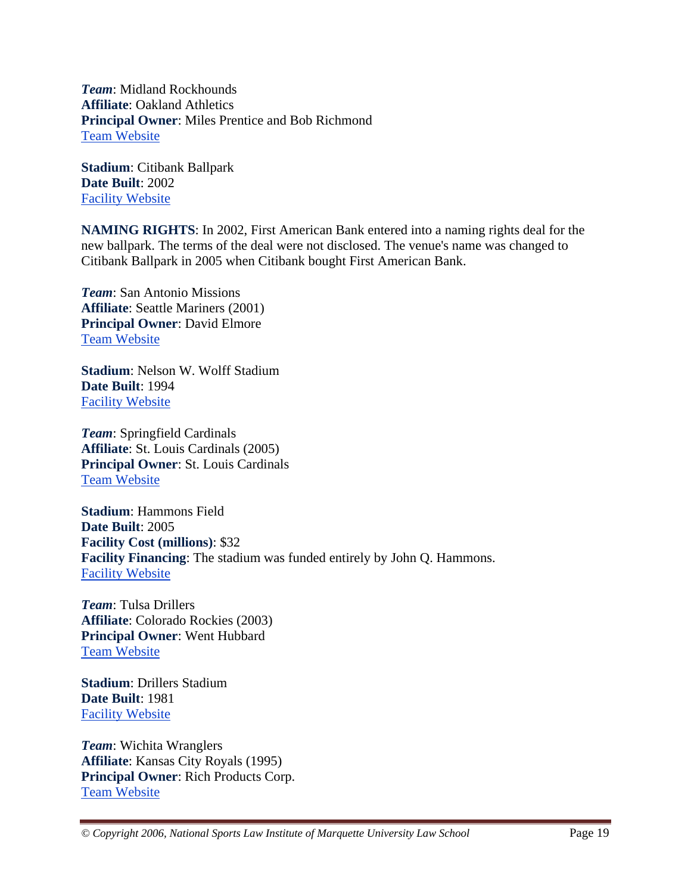***Team***: Midland Rockhounds
**Affiliate**: Oakland Athletics
**Principal Owner**: Miles Prentice and Bob Richmond
Team Website

**Stadium**: Citibank Ballpark
**Date Built**: 2002
Facility Website

**NAMING RIGHTS**: In 2002, First American Bank entered into a naming rights deal for the new ballpark. The terms of the deal were not disclosed. The venue's name was changed to Citibank Ballpark in 2005 when Citibank bought First American Bank.

***Team***: San Antonio Missions
**Affiliate**: Seattle Mariners (2001)
**Principal Owner**: David Elmore
Team Website

**Stadium**: Nelson W. Wolff Stadium
**Date Built**: 1994
Facility Website

***Team***: Springfield Cardinals
**Affiliate**: St. Louis Cardinals (2005)
**Principal Owner**: St. Louis Cardinals
Team Website

**Stadium**: Hammons Field
**Date Built**: 2005
**Facility Cost (millions)**: $32
**Facility Financing**: The stadium was funded entirely by John Q. Hammons.
Facility Website

***Team***: Tulsa Drillers
**Affiliate**: Colorado Rockies (2003)
**Principal Owner**: Went Hubbard
Team Website

**Stadium**: Drillers Stadium
**Date Built**: 1981
Facility Website

***Team***: Wichita Wranglers
**Affiliate**: Kansas City Royals (1995)
**Principal Owner**: Rich Products Corp.
Team Website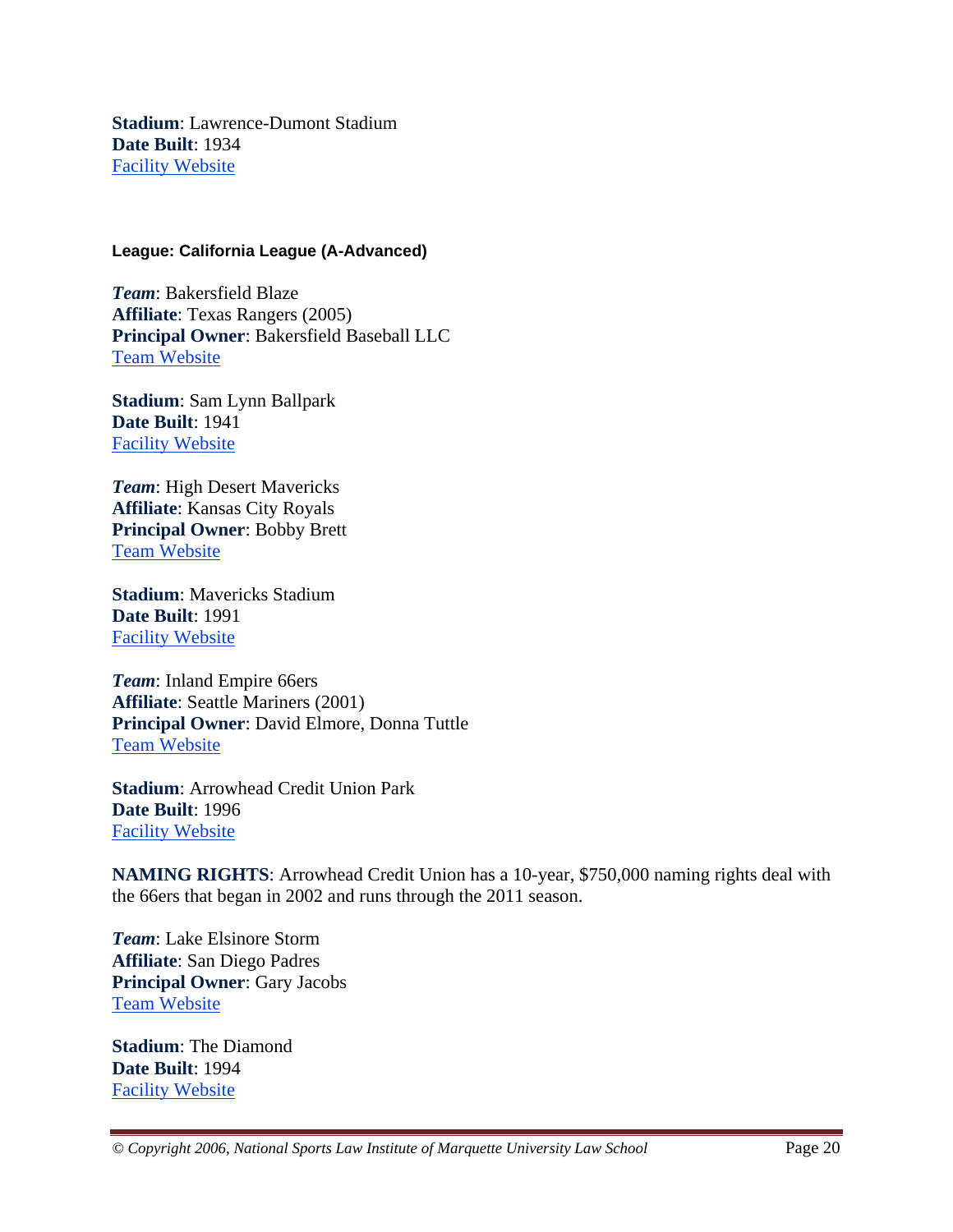**Stadium**: Lawrence-Dumont Stadium
**Date Built**: 1934
Facility Website

#### League: California League (A-Advanced)

***Team***: Bakersfield Blaze
**Affiliate**: Texas Rangers (2005)
**Principal Owner**: Bakersfield Baseball LLC
Team Website

**Stadium**: Sam Lynn Ballpark
**Date Built**: 1941
Facility Website

***Team***: High Desert Mavericks
**Affiliate**: Kansas City Royals
**Principal Owner**: Bobby Brett
Team Website

**Stadium**: Mavericks Stadium
**Date Built**: 1991
Facility Website

***Team***: Inland Empire 66ers
**Affiliate**: Seattle Mariners (2001)
**Principal Owner**: David Elmore, Donna Tuttle
Team Website

**Stadium**: Arrowhead Credit Union Park
**Date Built**: 1996
Facility Website

**NAMING RIGHTS**: Arrowhead Credit Union has a 10-year, $750,000 naming rights deal with the 66ers that began in 2002 and runs through the 2011 season.

***Team***: Lake Elsinore Storm
**Affiliate**: San Diego Padres
**Principal Owner**: Gary Jacobs
Team Website

**Stadium**: The Diamond
**Date Built**: 1994
Facility Website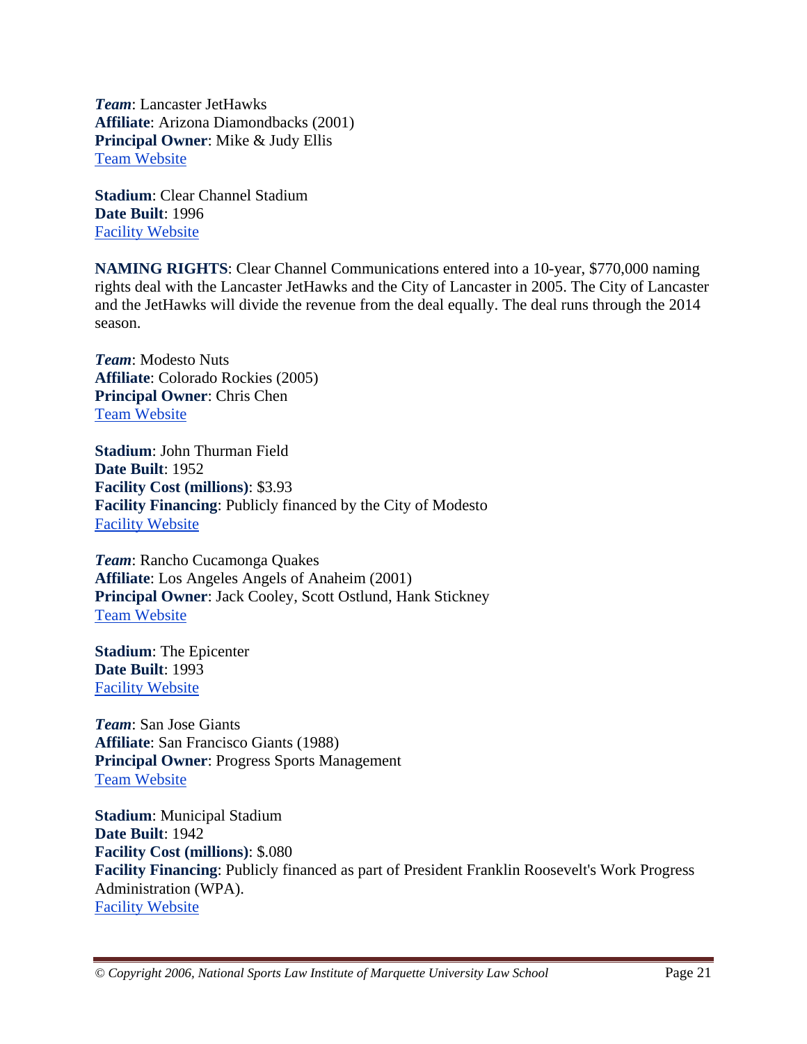***Team***: Lancaster JetHawks
**Affiliate**: Arizona Diamondbacks (2001)
**Principal Owner**: Mike & Judy Ellis
Team Website

**Stadium**: Clear Channel Stadium
**Date Built**: 1996
Facility Website

**NAMING RIGHTS**: Clear Channel Communications entered into a 10-year, $770,000 naming rights deal with the Lancaster JetHawks and the City of Lancaster in 2005. The City of Lancaster and the JetHawks will divide the revenue from the deal equally. The deal runs through the 2014 season.

***Team***: Modesto Nuts
**Affiliate**: Colorado Rockies (2005)
**Principal Owner**: Chris Chen
Team Website

**Stadium**: John Thurman Field
**Date Built**: 1952
**Facility Cost (millions)**: $3.93
**Facility Financing**: Publicly financed by the City of Modesto
Facility Website

***Team***: Rancho Cucamonga Quakes
**Affiliate**: Los Angeles Angels of Anaheim (2001)
**Principal Owner**: Jack Cooley, Scott Ostlund, Hank Stickney
Team Website

**Stadium**: The Epicenter
**Date Built**: 1993
Facility Website

***Team***: San Jose Giants
**Affiliate**: San Francisco Giants (1988)
**Principal Owner**: Progress Sports Management
Team Website

**Stadium**: Municipal Stadium
**Date Built**: 1942
**Facility Cost (millions)**: $.080
**Facility Financing**: Publicly financed as part of President Franklin Roosevelt's Work Progress Administration (WPA).
Facility Website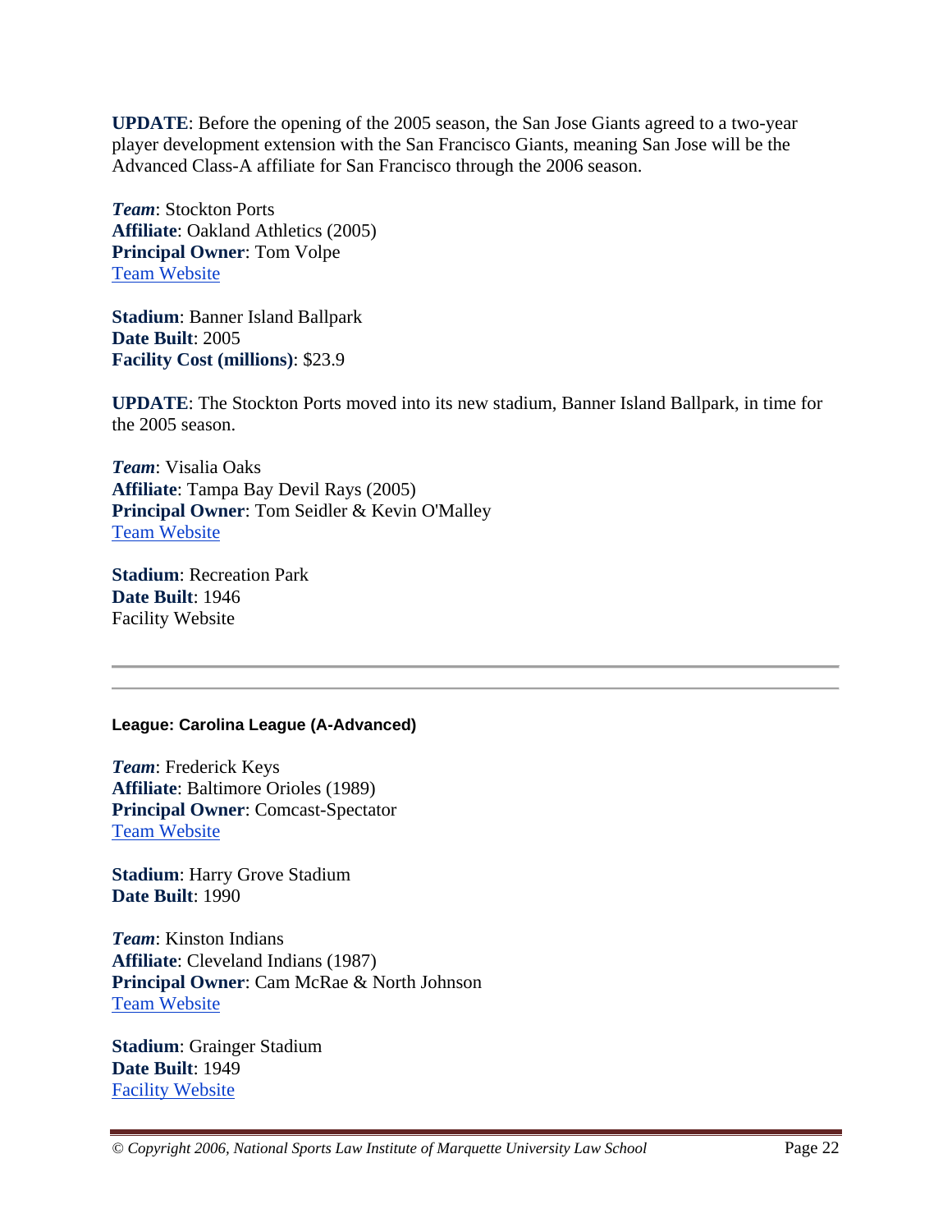**UPDATE**: Before the opening of the 2005 season, the San Jose Giants agreed to a two-year player development extension with the San Francisco Giants, meaning San Jose will be the Advanced Class-A affiliate for San Francisco through the 2006 season.

***Team***: Stockton Ports
**Affiliate**: Oakland Athletics (2005)
**Principal Owner**: Tom Volpe
Team Website

**Stadium**: Banner Island Ballpark
**Date Built**: 2005
**Facility Cost (millions)**: $23.9

**UPDATE**: The Stockton Ports moved into its new stadium, Banner Island Ballpark, in time for the 2005 season.

***Team***: Visalia Oaks
**Affiliate**: Tampa Bay Devil Rays (2005)
**Principal Owner**: Tom Seidler & Kevin O'Malley
Team Website

**Stadium**: Recreation Park
**Date Built**: 1946
Facility Website

---

**League: Carolina League (A-Advanced)**

***Team***: Frederick Keys
**Affiliate**: Baltimore Orioles (1989)
**Principal Owner**: Comcast-Spectator
Team Website

**Stadium**: Harry Grove Stadium
**Date Built**: 1990

***Team***: Kinston Indians
**Affiliate**: Cleveland Indians (1987)
**Principal Owner**: Cam McRae & North Johnson
Team Website

**Stadium**: Grainger Stadium
**Date Built**: 1949
Facility Website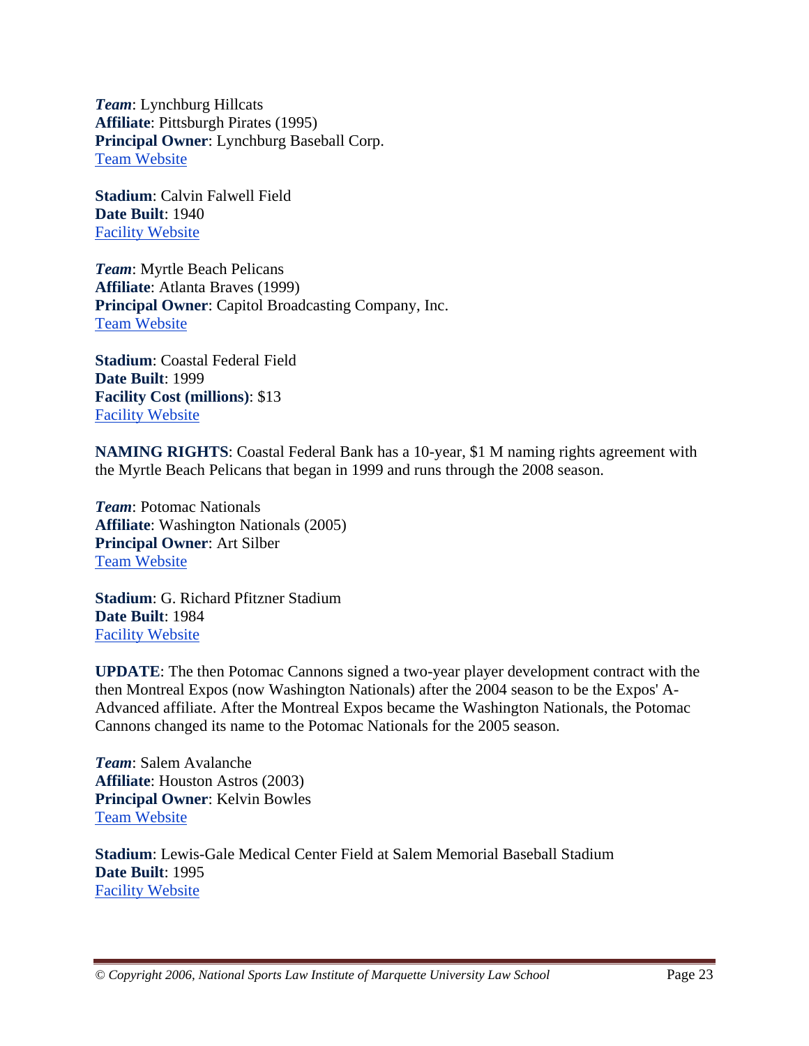***Team***: Lynchburg Hillcats  
**Affiliate**: Pittsburgh Pirates (1995)  
**Principal Owner**: Lynchburg Baseball Corp.  
Team Website

**Stadium**: Calvin Falwell Field  
**Date Built**: 1940  
Facility Website

***Team***: Myrtle Beach Pelicans  
**Affiliate**: Atlanta Braves (1999)  
**Principal Owner**: Capitol Broadcasting Company, Inc.  
Team Website

**Stadium**: Coastal Federal Field  
**Date Built**: 1999  
**Facility Cost (millions)**: $13  
Facility Website

**NAMING RIGHTS**: Coastal Federal Bank has a 10-year, $1 M naming rights agreement with the Myrtle Beach Pelicans that began in 1999 and runs through the 2008 season.

***Team***: Potomac Nationals  
**Affiliate**: Washington Nationals (2005)  
**Principal Owner**: Art Silber  
Team Website

**Stadium**: G. Richard Pfitzner Stadium  
**Date Built**: 1984  
Facility Website

**UPDATE**: The then Potomac Cannons signed a two-year player development contract with the then Montreal Expos (now Washington Nationals) after the 2004 season to be the Expos' A-Advanced affiliate. After the Montreal Expos became the Washington Nationals, the Potomac Cannons changed its name to the Potomac Nationals for the 2005 season.

***Team***: Salem Avalanche  
**Affiliate**: Houston Astros (2003)  
**Principal Owner**: Kelvin Bowles  
Team Website

**Stadium**: Lewis-Gale Medical Center Field at Salem Memorial Baseball Stadium  
**Date Built**: 1995  
Facility Website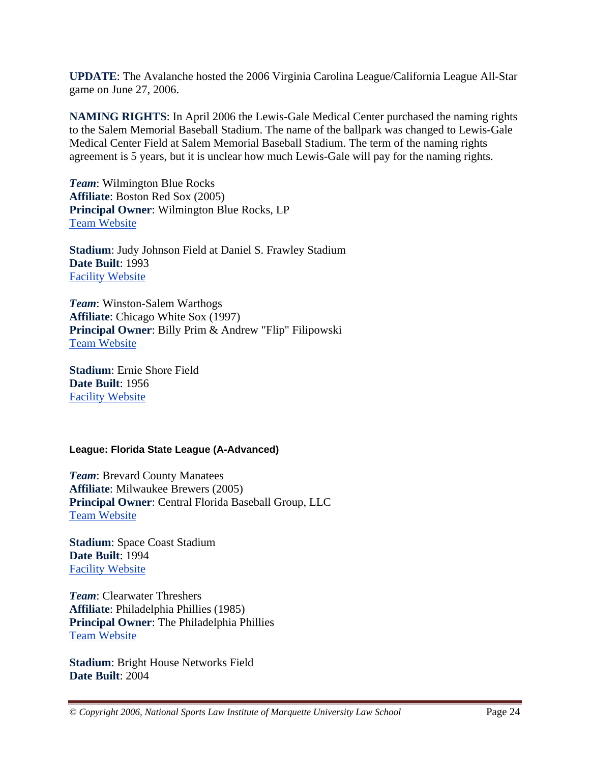**UPDATE**: The Avalanche hosted the 2006 Virginia Carolina League/California League All-Star game on June 27, 2006.

**NAMING RIGHTS**: In April 2006 the Lewis-Gale Medical Center purchased the naming rights to the Salem Memorial Baseball Stadium. The name of the ballpark was changed to Lewis-Gale Medical Center Field at Salem Memorial Baseball Stadium. The term of the naming rights agreement is 5 years, but it is unclear how much Lewis-Gale will pay for the naming rights.

***Team***: Wilmington Blue Rocks
**Affiliate**: Boston Red Sox (2005)
**Principal Owner**: Wilmington Blue Rocks, LP
Team Website

**Stadium**: Judy Johnson Field at Daniel S. Frawley Stadium
**Date Built**: 1993
Facility Website

***Team***: Winston-Salem Warthogs
**Affiliate**: Chicago White Sox (1997)
**Principal Owner**: Billy Prim & Andrew "Flip" Filipowski
Team Website

**Stadium**: Ernie Shore Field
**Date Built**: 1956
Facility Website

**League: Florida State League (A-Advanced)**

***Team***: Brevard County Manatees
**Affiliate**: Milwaukee Brewers (2005)
**Principal Owner**: Central Florida Baseball Group, LLC
Team Website

**Stadium**: Space Coast Stadium
**Date Built**: 1994
Facility Website

***Team***: Clearwater Threshers
**Affiliate**: Philadelphia Phillies (1985)
**Principal Owner**: The Philadelphia Phillies
Team Website

**Stadium**: Bright House Networks Field
**Date Built**: 2004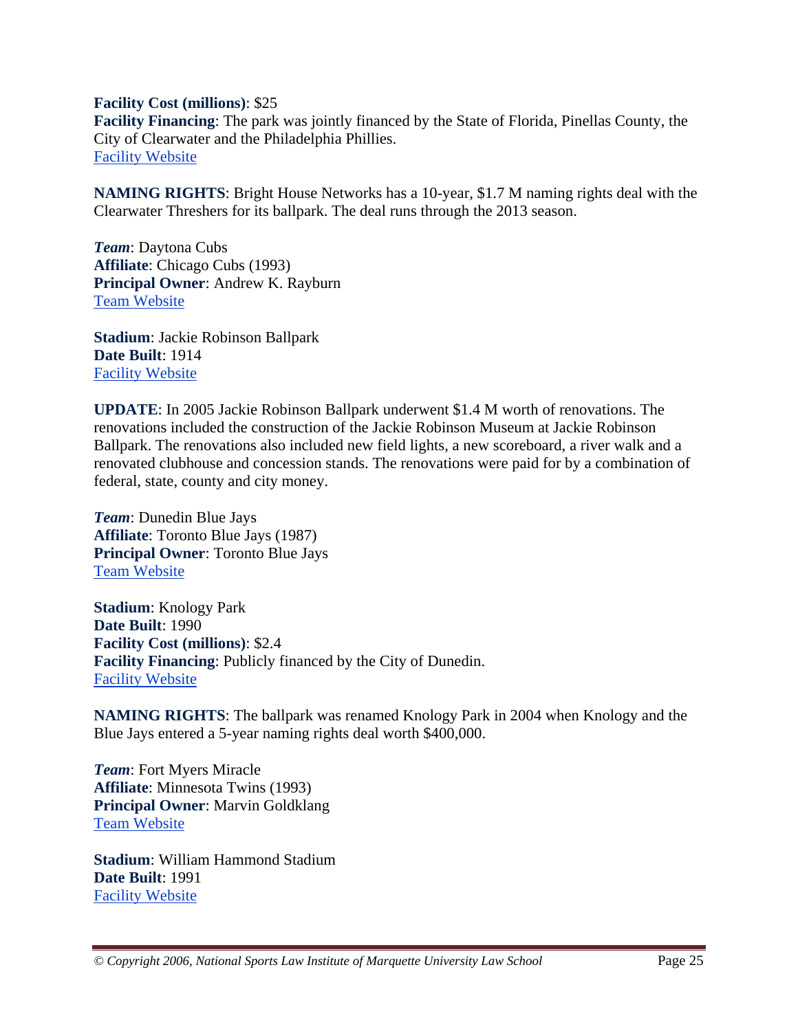**Facility Cost (millions)**: $25
**Facility Financing**: The park was jointly financed by the State of Florida, Pinellas County, the City of Clearwater and the Philadelphia Phillies.
[Facility Website]

**NAMING RIGHTS**: Bright House Networks has a 10-year, $1.7 M naming rights deal with the Clearwater Threshers for its ballpark. The deal runs through the 2013 season.

***Team***: Daytona Cubs
**Affiliate**: Chicago Cubs (1993)
**Principal Owner**: Andrew K. Rayburn
[Team Website]

**Stadium**: Jackie Robinson Ballpark
**Date Built**: 1914
[Facility Website]

**UPDATE**: In 2005 Jackie Robinson Ballpark underwent $1.4 M worth of renovations. The renovations included the construction of the Jackie Robinson Museum at Jackie Robinson Ballpark. The renovations also included new field lights, a new scoreboard, a river walk and a renovated clubhouse and concession stands. The renovations were paid for by a combination of federal, state, county and city money.

***Team***: Dunedin Blue Jays
**Affiliate**: Toronto Blue Jays (1987)
**Principal Owner**: Toronto Blue Jays
[Team Website]

**Stadium**: Knology Park
**Date Built**: 1990
**Facility Cost (millions)**: $2.4
**Facility Financing**: Publicly financed by the City of Dunedin.
[Facility Website]

**NAMING RIGHTS**: The ballpark was renamed Knology Park in 2004 when Knology and the Blue Jays entered a 5-year naming rights deal worth $400,000.

***Team***: Fort Myers Miracle
**Affiliate**: Minnesota Twins (1993)
**Principal Owner**: Marvin Goldklang
[Team Website]

**Stadium**: William Hammond Stadium
**Date Built**: 1991
[Facility Website]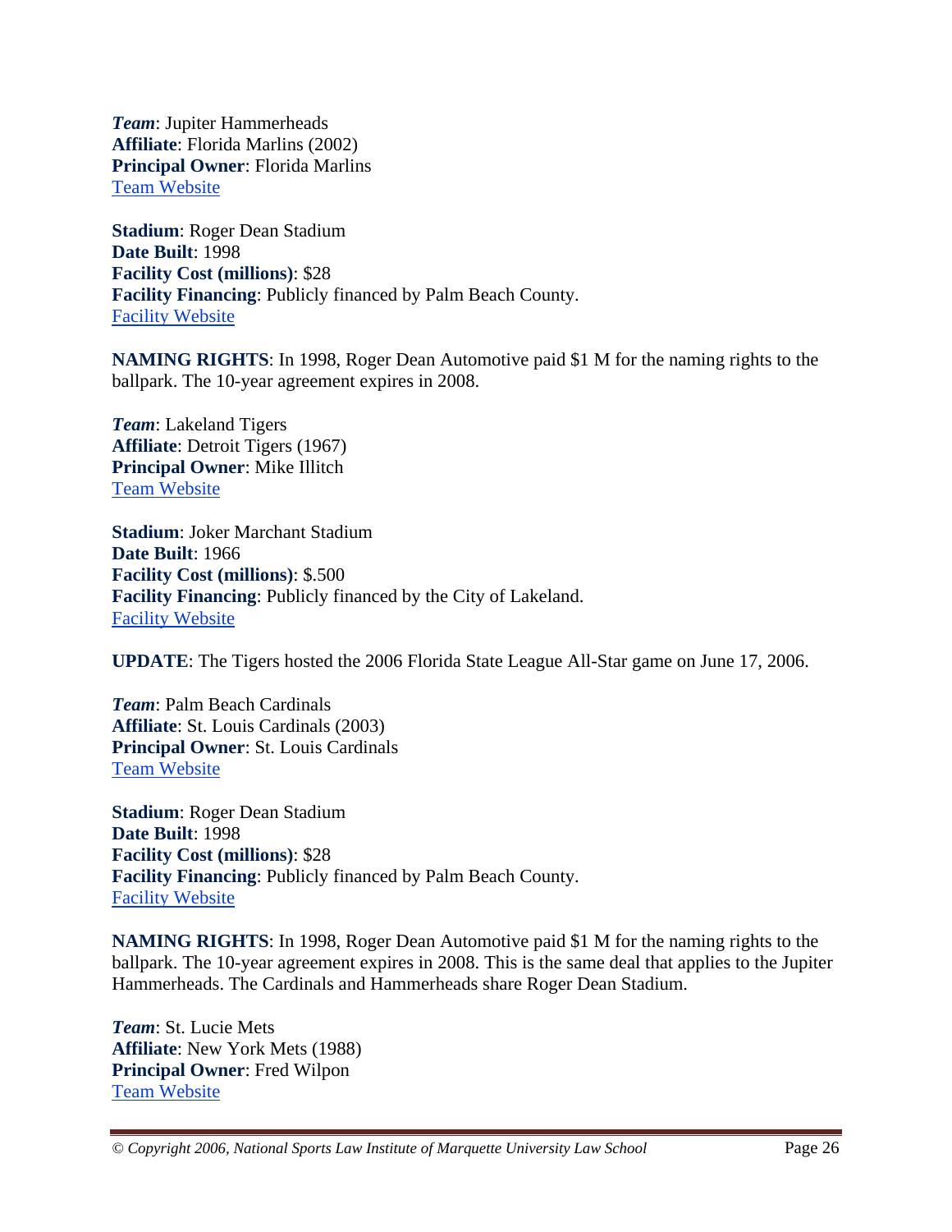***Team***: Jupiter Hammerheads
**Affiliate**: Florida Marlins (2002)
**Principal Owner**: Florida Marlins
Team Website

**Stadium**: Roger Dean Stadium
**Date Built**: 1998
**Facility Cost (millions)**: $28
**Facility Financing**: Publicly financed by Palm Beach County.
Facility Website

**NAMING RIGHTS**: In 1998, Roger Dean Automotive paid $1 M for the naming rights to the ballpark. The 10-year agreement expires in 2008.

***Team***: Lakeland Tigers
**Affiliate**: Detroit Tigers (1967)
**Principal Owner**: Mike Illitch
Team Website

**Stadium**: Joker Marchant Stadium
**Date Built**: 1966
**Facility Cost (millions)**: $.500
**Facility Financing**: Publicly financed by the City of Lakeland.
Facility Website

**UPDATE**: The Tigers hosted the 2006 Florida State League All-Star game on June 17, 2006.

***Team***: Palm Beach Cardinals
**Affiliate**: St. Louis Cardinals (2003)
**Principal Owner**: St. Louis Cardinals
Team Website

**Stadium**: Roger Dean Stadium
**Date Built**: 1998
**Facility Cost (millions)**: $28
**Facility Financing**: Publicly financed by Palm Beach County.
Facility Website

**NAMING RIGHTS**: In 1998, Roger Dean Automotive paid $1 M for the naming rights to the ballpark. The 10-year agreement expires in 2008. This is the same deal that applies to the Jupiter Hammerheads. The Cardinals and Hammerheads share Roger Dean Stadium.

***Team***: St. Lucie Mets
**Affiliate**: New York Mets (1988)
**Principal Owner**: Fred Wilpon
Team Website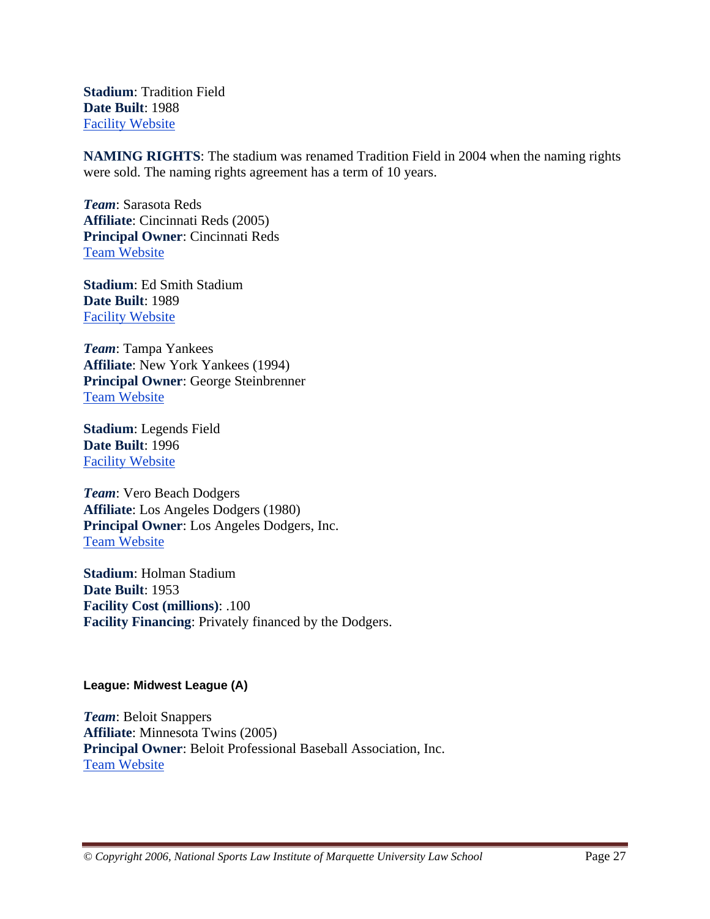**Stadium**: Tradition Field
**Date Built**: 1988
Facility Website

**NAMING RIGHTS**: The stadium was renamed Tradition Field in 2004 when the naming rights were sold. The naming rights agreement has a term of 10 years.

***Team***: Sarasota Reds
**Affiliate**: Cincinnati Reds (2005)
**Principal Owner**: Cincinnati Reds
Team Website

**Stadium**: Ed Smith Stadium
**Date Built**: 1989
Facility Website

***Team***: Tampa Yankees
**Affiliate**: New York Yankees (1994)
**Principal Owner**: George Steinbrenner
Team Website

**Stadium**: Legends Field
**Date Built**: 1996
Facility Website

***Team***: Vero Beach Dodgers
**Affiliate**: Los Angeles Dodgers (1980)
**Principal Owner**: Los Angeles Dodgers, Inc.
Team Website

**Stadium**: Holman Stadium
**Date Built**: 1953
**Facility Cost (millions)**: .100
**Facility Financing**: Privately financed by the Dodgers.

#### League: Midwest League (A)

***Team***: Beloit Snappers
**Affiliate**: Minnesota Twins (2005)
**Principal Owner**: Beloit Professional Baseball Association, Inc.
Team Website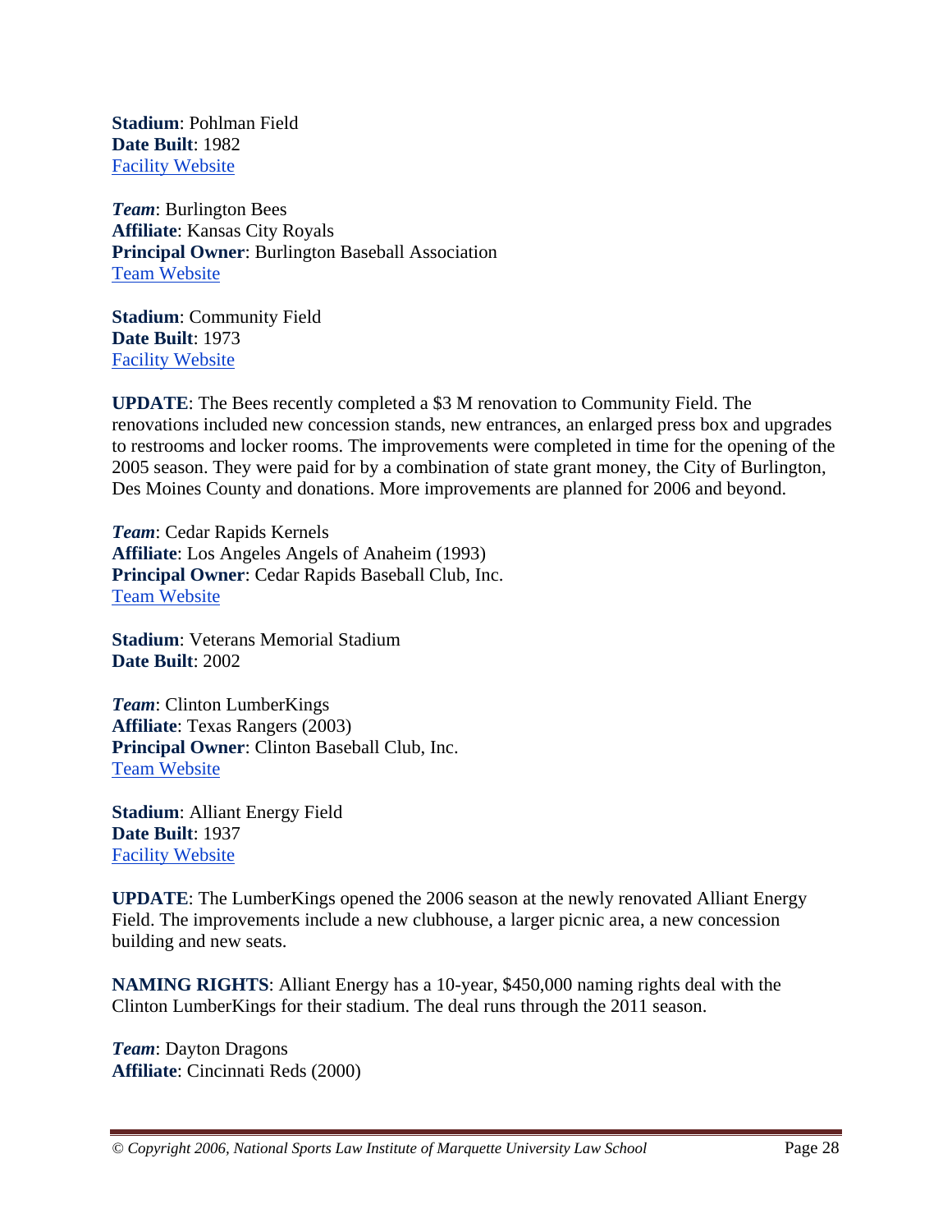**Stadium**: Pohlman Field
**Date Built**: 1982
Facility Website

***Team***: Burlington Bees
**Affiliate**: Kansas City Royals
**Principal Owner**: Burlington Baseball Association
Team Website

**Stadium**: Community Field
**Date Built**: 1973
Facility Website

**UPDATE**: The Bees recently completed a $3 M renovation to Community Field. The renovations included new concession stands, new entrances, an enlarged press box and upgrades to restrooms and locker rooms. The improvements were completed in time for the opening of the 2005 season. They were paid for by a combination of state grant money, the City of Burlington, Des Moines County and donations. More improvements are planned for 2006 and beyond.

***Team***: Cedar Rapids Kernels
**Affiliate**: Los Angeles Angels of Anaheim (1993)
**Principal Owner**: Cedar Rapids Baseball Club, Inc.
Team Website

**Stadium**: Veterans Memorial Stadium
**Date Built**: 2002

***Team***: Clinton LumberKings
**Affiliate**: Texas Rangers (2003)
**Principal Owner**: Clinton Baseball Club, Inc.
Team Website

**Stadium**: Alliant Energy Field
**Date Built**: 1937
Facility Website

**UPDATE**: The LumberKings opened the 2006 season at the newly renovated Alliant Energy Field. The improvements include a new clubhouse, a larger picnic area, a new concession building and new seats.

**NAMING RIGHTS**: Alliant Energy has a 10-year, $450,000 naming rights deal with the Clinton LumberKings for their stadium. The deal runs through the 2011 season.

***Team***: Dayton Dragons
**Affiliate**: Cincinnati Reds (2000)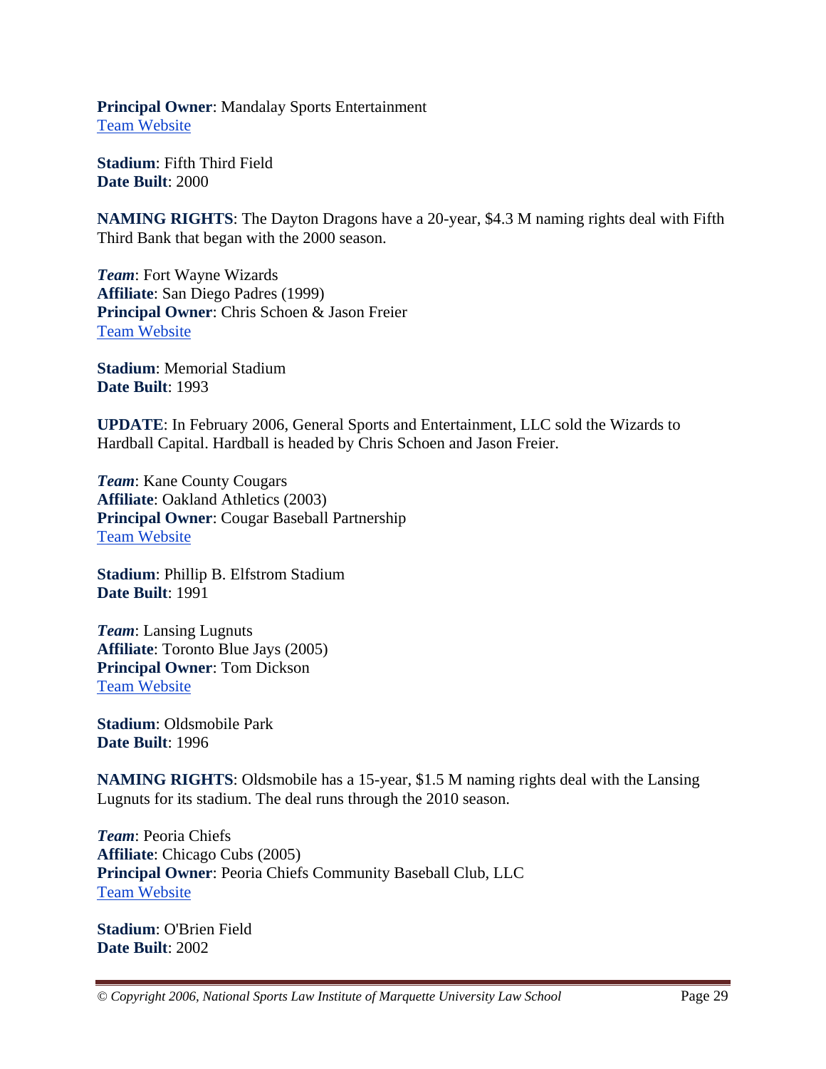**Principal Owner**: Mandalay Sports Entertainment
Team Website

**Stadium**: Fifth Third Field
**Date Built**: 2000

**NAMING RIGHTS**: The Dayton Dragons have a 20-year, $4.3 M naming rights deal with Fifth Third Bank that began with the 2000 season.

***Team***: Fort Wayne Wizards
**Affiliate**: San Diego Padres (1999)
**Principal Owner**: Chris Schoen & Jason Freier
Team Website

**Stadium**: Memorial Stadium
**Date Built**: 1993

**UPDATE**: In February 2006, General Sports and Entertainment, LLC sold the Wizards to Hardball Capital. Hardball is headed by Chris Schoen and Jason Freier.

***Team***: Kane County Cougars
**Affiliate**: Oakland Athletics (2003)
**Principal Owner**: Cougar Baseball Partnership
Team Website

**Stadium**: Phillip B. Elfstrom Stadium
**Date Built**: 1991

***Team***: Lansing Lugnuts
**Affiliate**: Toronto Blue Jays (2005)
**Principal Owner**: Tom Dickson
Team Website

**Stadium**: Oldsmobile Park
**Date Built**: 1996

**NAMING RIGHTS**: Oldsmobile has a 15-year, $1.5 M naming rights deal with the Lansing Lugnuts for its stadium. The deal runs through the 2010 season.

***Team***: Peoria Chiefs
**Affiliate**: Chicago Cubs (2005)
**Principal Owner**: Peoria Chiefs Community Baseball Club, LLC
Team Website

**Stadium**: O'Brien Field
**Date Built**: 2002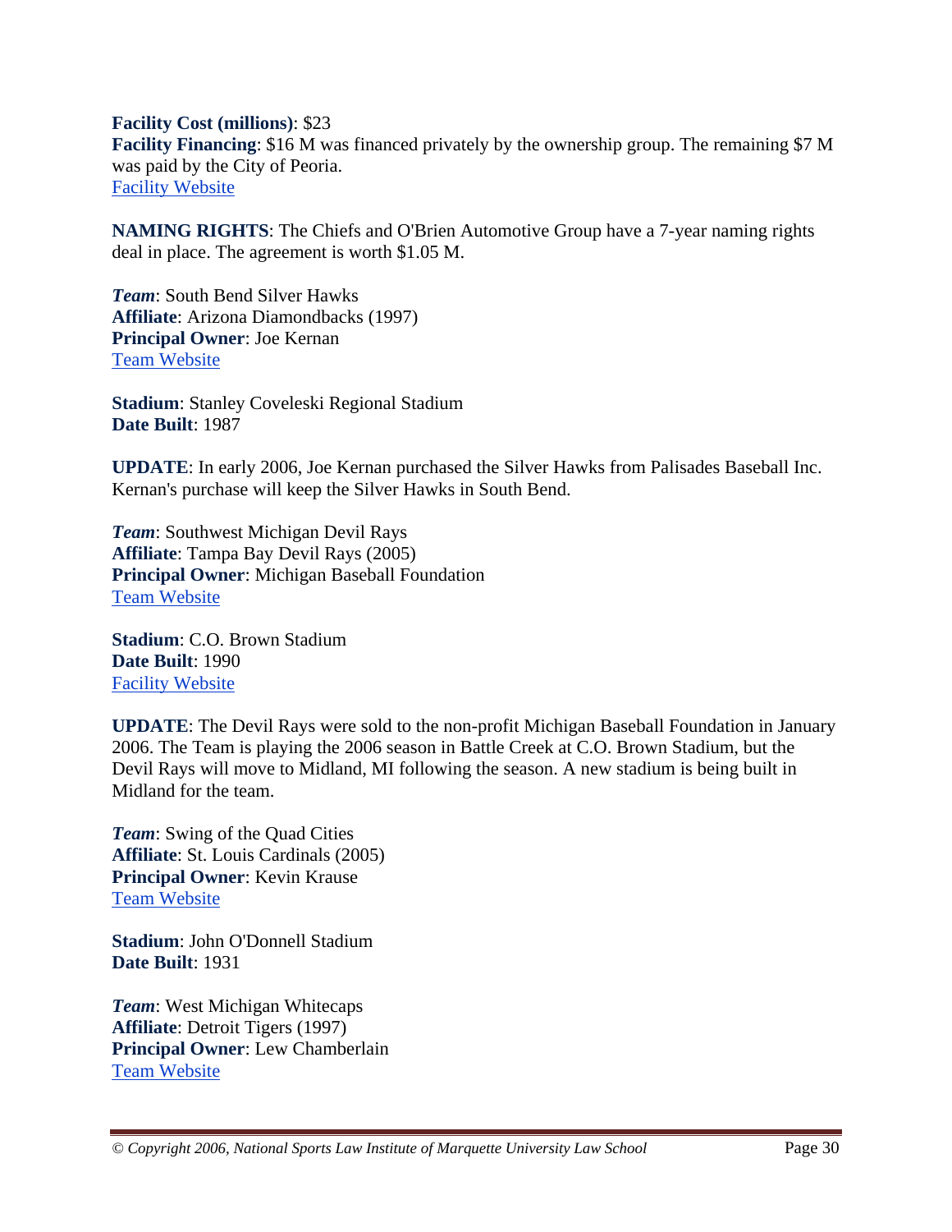**Facility Cost (millions)**: $23
**Facility Financing**: $16 M was financed privately by the ownership group. The remaining $7 M was paid by the City of Peoria.
[Facility Website]()

**NAMING RIGHTS**: The Chiefs and O'Brien Automotive Group have a 7-year naming rights deal in place. The agreement is worth $1.05 M.

***Team***: South Bend Silver Hawks
**Affiliate**: Arizona Diamondbacks (1997)
**Principal Owner**: Joe Kernan
[Team Website]()

**Stadium**: Stanley Coveleski Regional Stadium
**Date Built**: 1987

**UPDATE**: In early 2006, Joe Kernan purchased the Silver Hawks from Palisades Baseball Inc. Kernan's purchase will keep the Silver Hawks in South Bend.

***Team***: Southwest Michigan Devil Rays
**Affiliate**: Tampa Bay Devil Rays (2005)
**Principal Owner**: Michigan Baseball Foundation
[Team Website]()

**Stadium**: C.O. Brown Stadium
**Date Built**: 1990
[Facility Website]()

**UPDATE**: The Devil Rays were sold to the non-profit Michigan Baseball Foundation in January 2006. The Team is playing the 2006 season in Battle Creek at C.O. Brown Stadium, but the Devil Rays will move to Midland, MI following the season. A new stadium is being built in Midland for the team.

***Team***: Swing of the Quad Cities
**Affiliate**: St. Louis Cardinals (2005)
**Principal Owner**: Kevin Krause
[Team Website]()

**Stadium**: John O'Donnell Stadium
**Date Built**: 1931

***Team***: West Michigan Whitecaps
**Affiliate**: Detroit Tigers (1997)
**Principal Owner**: Lew Chamberlain
[Team Website]()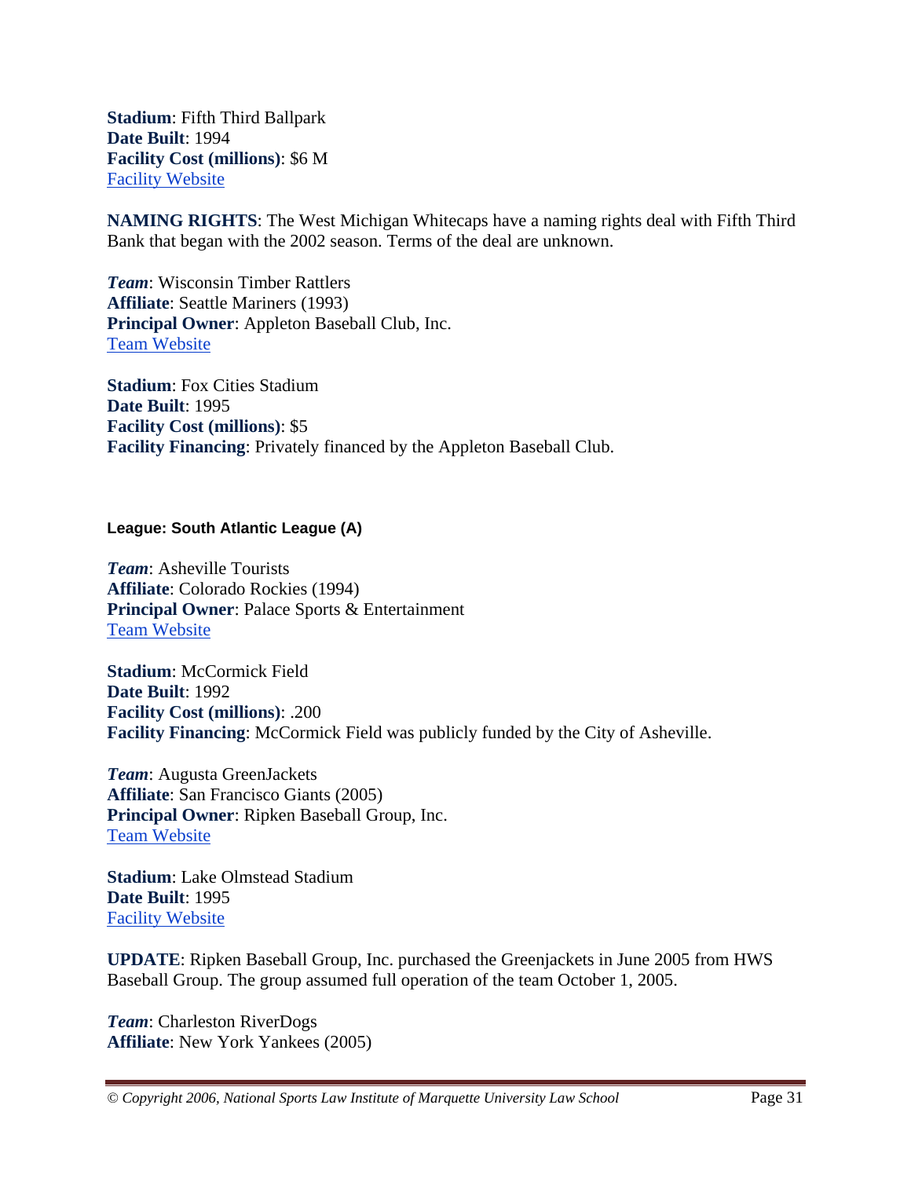**Stadium**: Fifth Third Ballpark
**Date Built**: 1994
**Facility Cost (millions)**: $6 M
[Facility Website]

**NAMING RIGHTS**: The West Michigan Whitecaps have a naming rights deal with Fifth Third Bank that began with the 2002 season. Terms of the deal are unknown.

***Team***: Wisconsin Timber Rattlers
**Affiliate**: Seattle Mariners (1993)
**Principal Owner**: Appleton Baseball Club, Inc.
[Team Website]

**Stadium**: Fox Cities Stadium
**Date Built**: 1995
**Facility Cost (millions)**: $5
**Facility Financing**: Privately financed by the Appleton Baseball Club.

#### League: South Atlantic League (A)

***Team***: Asheville Tourists
**Affiliate**: Colorado Rockies (1994)
**Principal Owner**: Palace Sports & Entertainment
[Team Website]

**Stadium**: McCormick Field
**Date Built**: 1992
**Facility Cost (millions)**: .200
**Facility Financing**: McCormick Field was publicly funded by the City of Asheville.

***Team***: Augusta GreenJackets
**Affiliate**: San Francisco Giants (2005)
**Principal Owner**: Ripken Baseball Group, Inc.
[Team Website]

**Stadium**: Lake Olmstead Stadium
**Date Built**: 1995
[Facility Website]

**UPDATE**: Ripken Baseball Group, Inc. purchased the Greenjackets in June 2005 from HWS Baseball Group. The group assumed full operation of the team October 1, 2005.

***Team***: Charleston RiverDogs
**Affiliate**: New York Yankees (2005)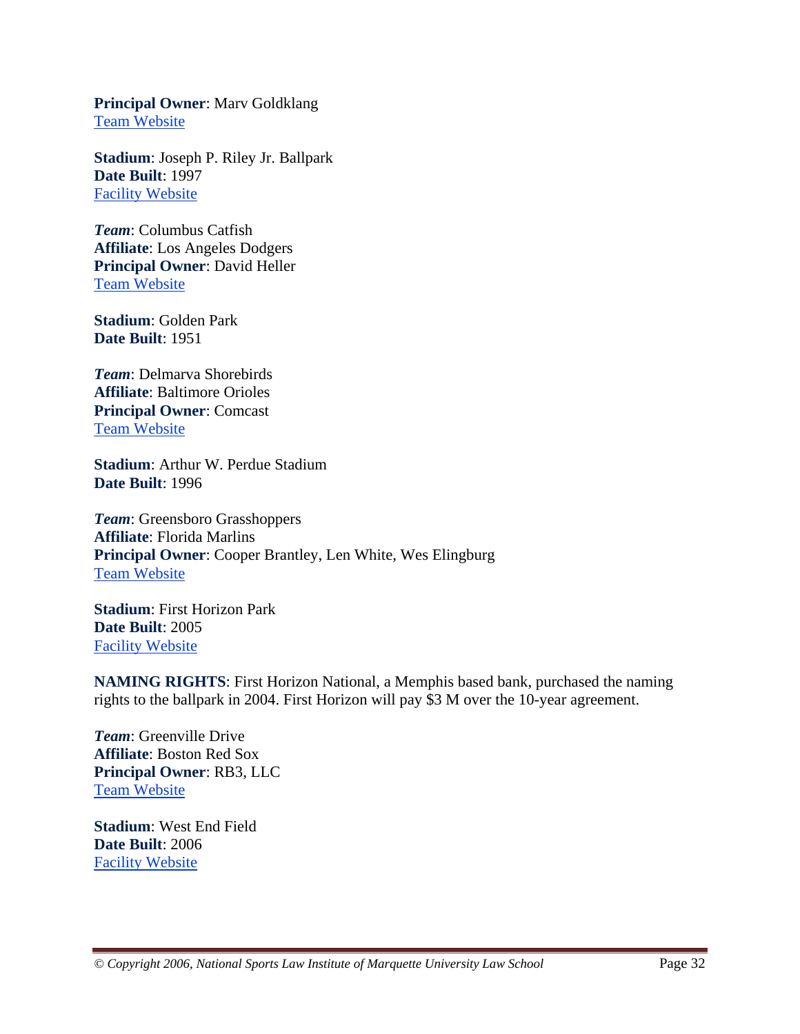**Principal Owner**: Marv Goldklang
Team Website

**Stadium**: Joseph P. Riley Jr. Ballpark
**Date Built**: 1997
Facility Website

***Team***: Columbus Catfish
**Affiliate**: Los Angeles Dodgers
**Principal Owner**: David Heller
Team Website

**Stadium**: Golden Park
**Date Built**: 1951

***Team***: Delmarva Shorebirds
**Affiliate**: Baltimore Orioles
**Principal Owner**: Comcast
Team Website

**Stadium**: Arthur W. Perdue Stadium
**Date Built**: 1996

***Team***: Greensboro Grasshoppers
**Affiliate**: Florida Marlins
**Principal Owner**: Cooper Brantley, Len White, Wes Elingburg
Team Website

**Stadium**: First Horizon Park
**Date Built**: 2005
Facility Website

**NAMING RIGHTS**: First Horizon National, a Memphis based bank, purchased the naming rights to the ballpark in 2004. First Horizon will pay $3 M over the 10-year agreement.

***Team***: Greenville Drive
**Affiliate**: Boston Red Sox
**Principal Owner**: RB3, LLC
Team Website

**Stadium**: West End Field
**Date Built**: 2006
Facility Website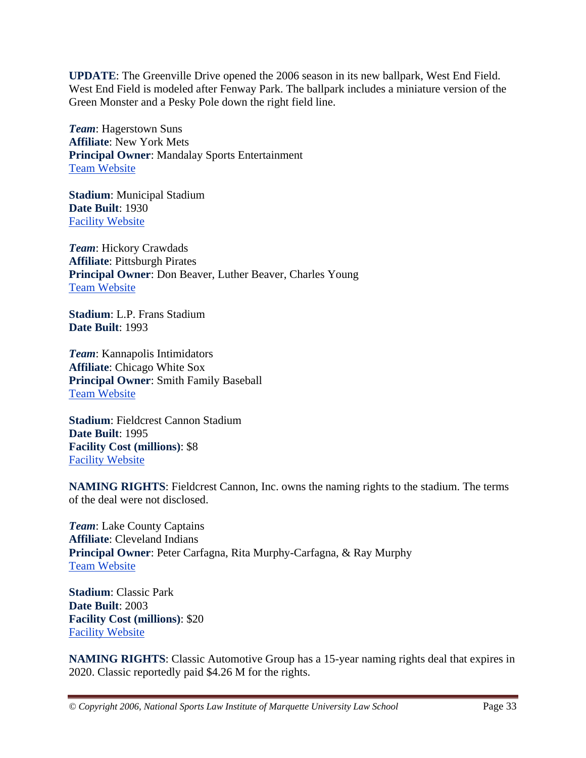**UPDATE**: The Greenville Drive opened the 2006 season in its new ballpark, West End Field. West End Field is modeled after Fenway Park. The ballpark includes a miniature version of the Green Monster and a Pesky Pole down the right field line.

***Team***: Hagerstown Suns
**Affiliate**: New York Mets
**Principal Owner**: Mandalay Sports Entertainment
Team Website

**Stadium**: Municipal Stadium
**Date Built**: 1930
Facility Website

***Team***: Hickory Crawdads
**Affiliate**: Pittsburgh Pirates
**Principal Owner**: Don Beaver, Luther Beaver, Charles Young
Team Website

**Stadium**: L.P. Frans Stadium
**Date Built**: 1993

***Team***: Kannapolis Intimidators
**Affiliate**: Chicago White Sox
**Principal Owner**: Smith Family Baseball
Team Website

**Stadium**: Fieldcrest Cannon Stadium
**Date Built**: 1995
**Facility Cost (millions)**: $8
Facility Website

**NAMING RIGHTS**: Fieldcrest Cannon, Inc. owns the naming rights to the stadium. The terms of the deal were not disclosed.

***Team***: Lake County Captains
**Affiliate**: Cleveland Indians
**Principal Owner**: Peter Carfagna, Rita Murphy-Carfagna, & Ray Murphy
Team Website

**Stadium**: Classic Park
**Date Built**: 2003
**Facility Cost (millions)**: $20
Facility Website

**NAMING RIGHTS**: Classic Automotive Group has a 15-year naming rights deal that expires in 2020. Classic reportedly paid $4.26 M for the rights.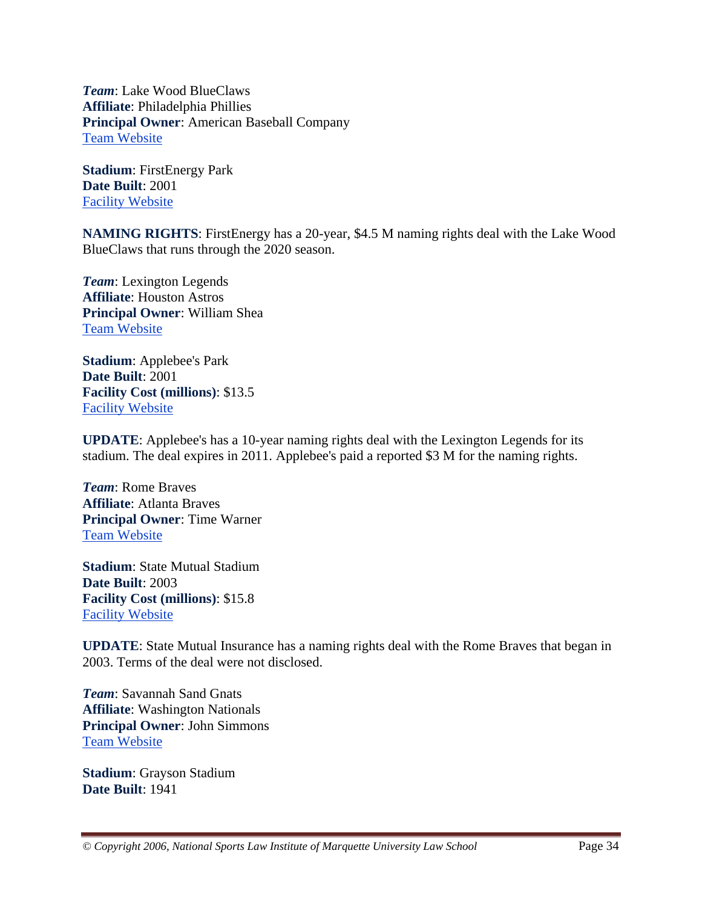***Team***: Lake Wood BlueClaws
**Affiliate**: Philadelphia Phillies
**Principal Owner**: American Baseball Company
[Team Website]

**Stadium**: FirstEnergy Park
**Date Built**: 2001
[Facility Website]

**NAMING RIGHTS**: FirstEnergy has a 20-year, $4.5 M naming rights deal with the Lake Wood BlueClaws that runs through the 2020 season.

***Team***: Lexington Legends
**Affiliate**: Houston Astros
**Principal Owner**: William Shea
[Team Website]

**Stadium**: Applebee's Park
**Date Built**: 2001
**Facility Cost (millions)**: $13.5
[Facility Website]

**UPDATE**: Applebee's has a 10-year naming rights deal with the Lexington Legends for its stadium. The deal expires in 2011. Applebee's paid a reported $3 M for the naming rights.

***Team***: Rome Braves
**Affiliate**: Atlanta Braves
**Principal Owner**: Time Warner
[Team Website]

**Stadium**: State Mutual Stadium
**Date Built**: 2003
**Facility Cost (millions)**: $15.8
[Facility Website]

**UPDATE**: State Mutual Insurance has a naming rights deal with the Rome Braves that began in 2003. Terms of the deal were not disclosed.

***Team***: Savannah Sand Gnats
**Affiliate**: Washington Nationals
**Principal Owner**: John Simmons
[Team Website]

**Stadium**: Grayson Stadium
**Date Built**: 1941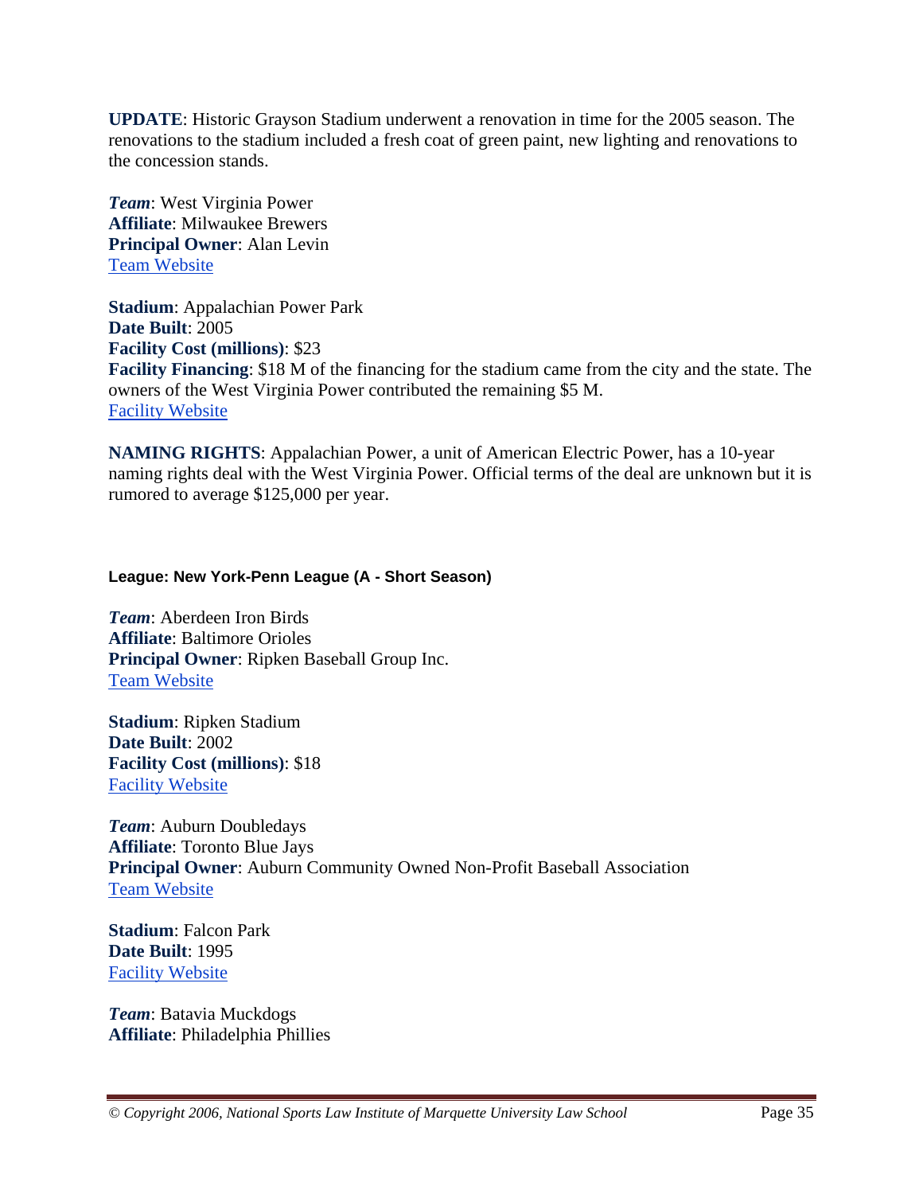**UPDATE**: Historic Grayson Stadium underwent a renovation in time for the 2005 season. The renovations to the stadium included a fresh coat of green paint, new lighting and renovations to the concession stands.

***Team***: West Virginia Power
**Affiliate**: Milwaukee Brewers
**Principal Owner**: Alan Levin
Team Website

**Stadium**: Appalachian Power Park
**Date Built**: 2005
**Facility Cost (millions)**: $23
**Facility Financing**: $18 M of the financing for the stadium came from the city and the state. The owners of the West Virginia Power contributed the remaining $5 M.
Facility Website

**NAMING RIGHTS**: Appalachian Power, a unit of American Electric Power, has a 10-year naming rights deal with the West Virginia Power. Official terms of the deal are unknown but it is rumored to average $125,000 per year.

#### League: New York-Penn League (A - Short Season)

***Team***: Aberdeen Iron Birds
**Affiliate**: Baltimore Orioles
**Principal Owner**: Ripken Baseball Group Inc.
Team Website

**Stadium**: Ripken Stadium
**Date Built**: 2002
**Facility Cost (millions)**: $18
Facility Website

***Team***: Auburn Doubledays
**Affiliate**: Toronto Blue Jays
**Principal Owner**: Auburn Community Owned Non-Profit Baseball Association
Team Website

**Stadium**: Falcon Park
**Date Built**: 1995
Facility Website

***Team***: Batavia Muckdogs
**Affiliate**: Philadelphia Phillies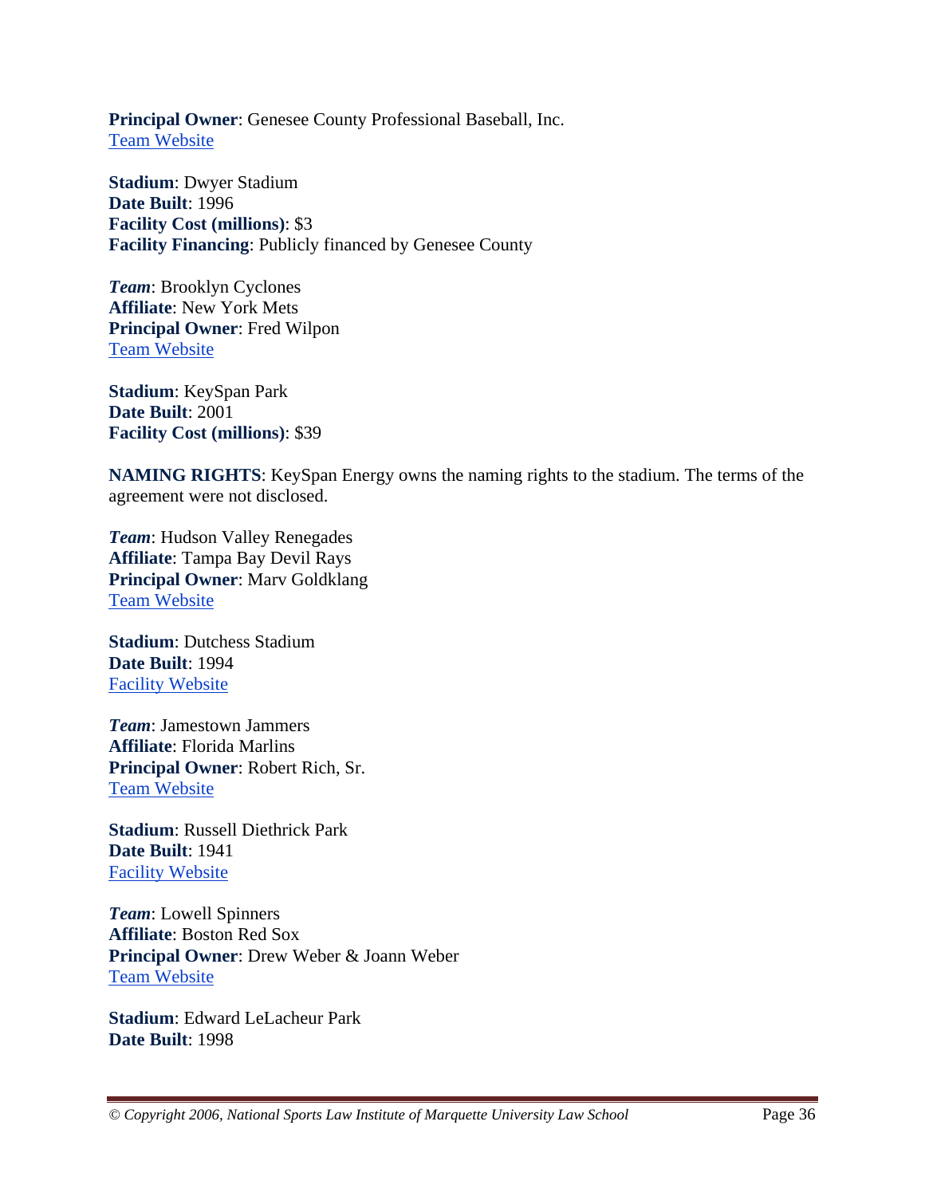**Principal Owner**: Genesee County Professional Baseball, Inc.
Team Website

**Stadium**: Dwyer Stadium
**Date Built**: 1996
**Facility Cost (millions)**: $3
**Facility Financing**: Publicly financed by Genesee County

***Team***: Brooklyn Cyclones
**Affiliate**: New York Mets
**Principal Owner**: Fred Wilpon
Team Website

**Stadium**: KeySpan Park
**Date Built**: 2001
**Facility Cost (millions)**: $39

**NAMING RIGHTS**: KeySpan Energy owns the naming rights to the stadium. The terms of the agreement were not disclosed.

***Team***: Hudson Valley Renegades
**Affiliate**: Tampa Bay Devil Rays
**Principal Owner**: Marv Goldklang
Team Website

**Stadium**: Dutchess Stadium
**Date Built**: 1994
Facility Website

***Team***: Jamestown Jammers
**Affiliate**: Florida Marlins
**Principal Owner**: Robert Rich, Sr.
Team Website

**Stadium**: Russell Diethrick Park
**Date Built**: 1941
Facility Website

***Team***: Lowell Spinners
**Affiliate**: Boston Red Sox
**Principal Owner**: Drew Weber & Joann Weber
Team Website

**Stadium**: Edward LeLacheur Park
**Date Built**: 1998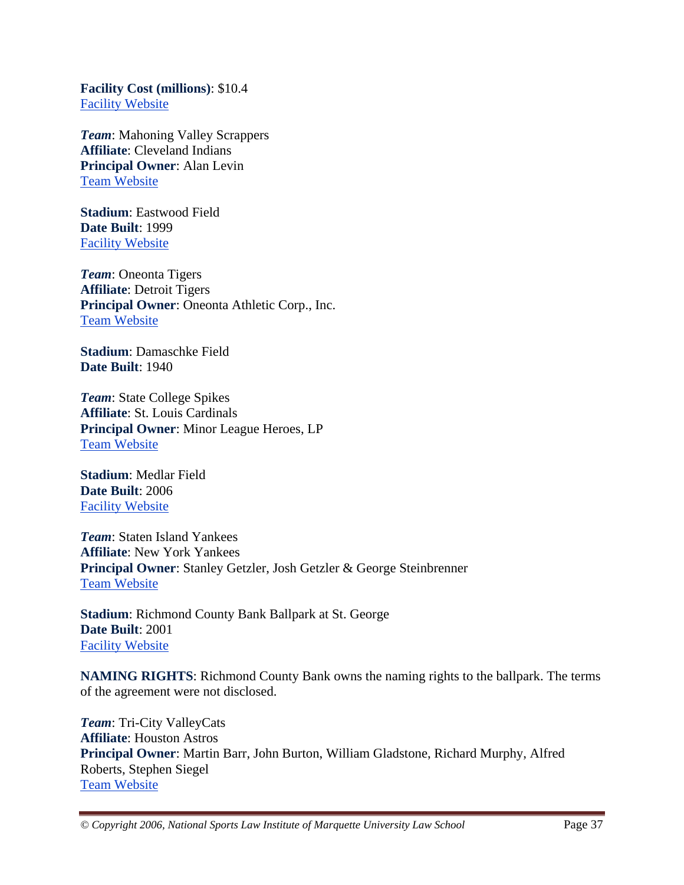**Facility Cost (millions)**: $10.4
[Facility Website]

***Team***: Mahoning Valley Scrappers
**Affiliate**: Cleveland Indians
**Principal Owner**: Alan Levin
[Team Website]

**Stadium**: Eastwood Field
**Date Built**: 1999
[Facility Website]

***Team***: Oneonta Tigers
**Affiliate**: Detroit Tigers
**Principal Owner**: Oneonta Athletic Corp., Inc.
[Team Website]

**Stadium**: Damaschke Field
**Date Built**: 1940

***Team***: State College Spikes
**Affiliate**: St. Louis Cardinals
**Principal Owner**: Minor League Heroes, LP
[Team Website]

**Stadium**: Medlar Field
**Date Built**: 2006
[Facility Website]

***Team***: Staten Island Yankees
**Affiliate**: New York Yankees
**Principal Owner**: Stanley Getzler, Josh Getzler & George Steinbrenner
[Team Website]

**Stadium**: Richmond County Bank Ballpark at St. George
**Date Built**: 2001
[Facility Website]

**NAMING RIGHTS**: Richmond County Bank owns the naming rights to the ballpark. The terms of the agreement were not disclosed.

***Team***: Tri-City ValleyCats
**Affiliate**: Houston Astros
**Principal Owner**: Martin Barr, John Burton, William Gladstone, Richard Murphy, Alfred Roberts, Stephen Siegel
[Team Website]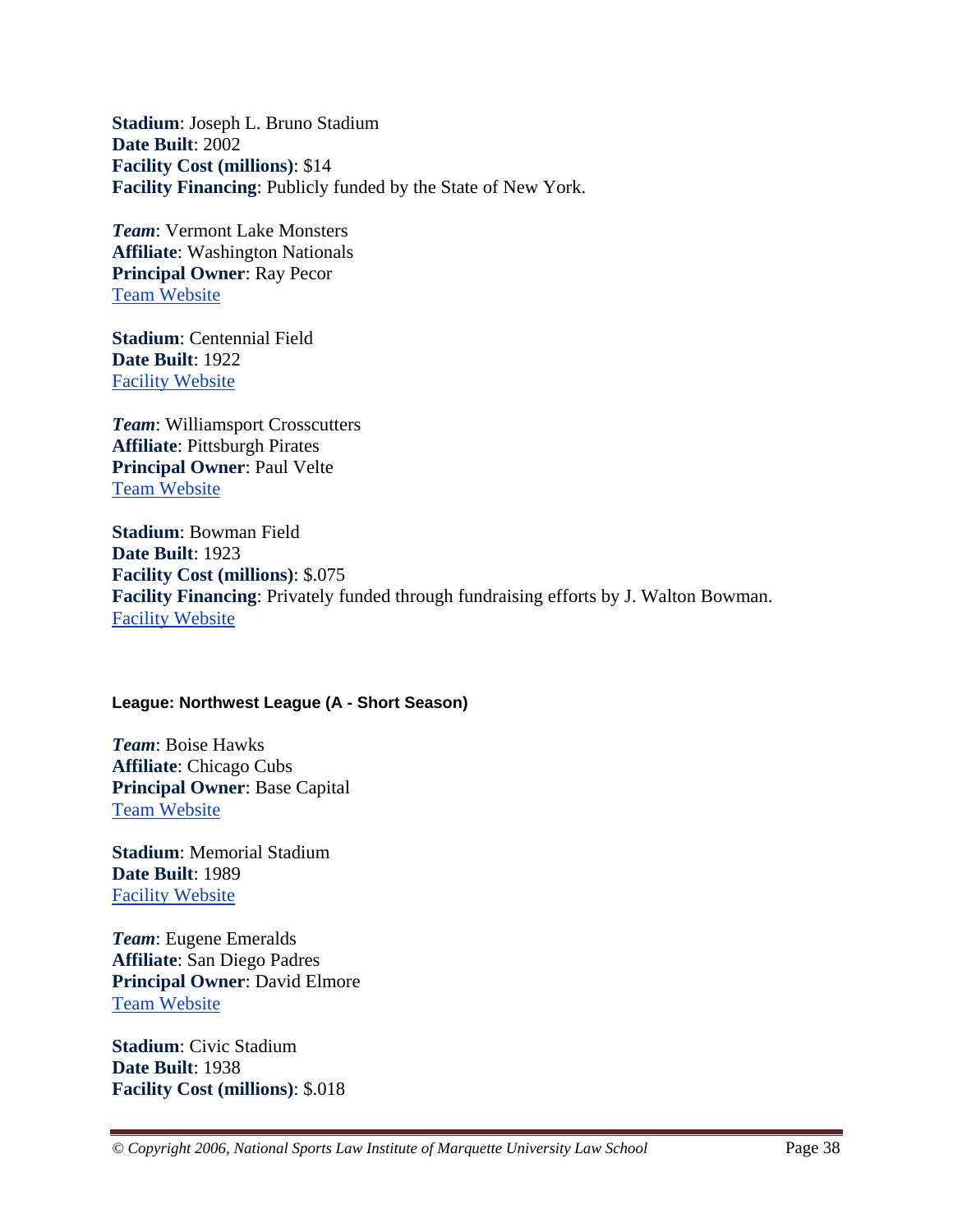**Stadium**: Joseph L. Bruno Stadium
**Date Built**: 2002
**Facility Cost (millions)**: $14
**Facility Financing**: Publicly funded by the State of New York.

***Team***: Vermont Lake Monsters
**Affiliate**: Washington Nationals
**Principal Owner**: Ray Pecor
Team Website

**Stadium**: Centennial Field
**Date Built**: 1922
Facility Website

***Team***: Williamsport Crosscutters
**Affiliate**: Pittsburgh Pirates
**Principal Owner**: Paul Velte
Team Website

**Stadium**: Bowman Field
**Date Built**: 1923
**Facility Cost (millions)**: $.075
**Facility Financing**: Privately funded through fundraising efforts by J. Walton Bowman.
Facility Website

#### League: Northwest League (A - Short Season)

***Team***: Boise Hawks
**Affiliate**: Chicago Cubs
**Principal Owner**: Base Capital
Team Website

**Stadium**: Memorial Stadium
**Date Built**: 1989
Facility Website

***Team***: Eugene Emeralds
**Affiliate**: San Diego Padres
**Principal Owner**: David Elmore
Team Website

**Stadium**: Civic Stadium
**Date Built**: 1938
**Facility Cost (millions)**: $.018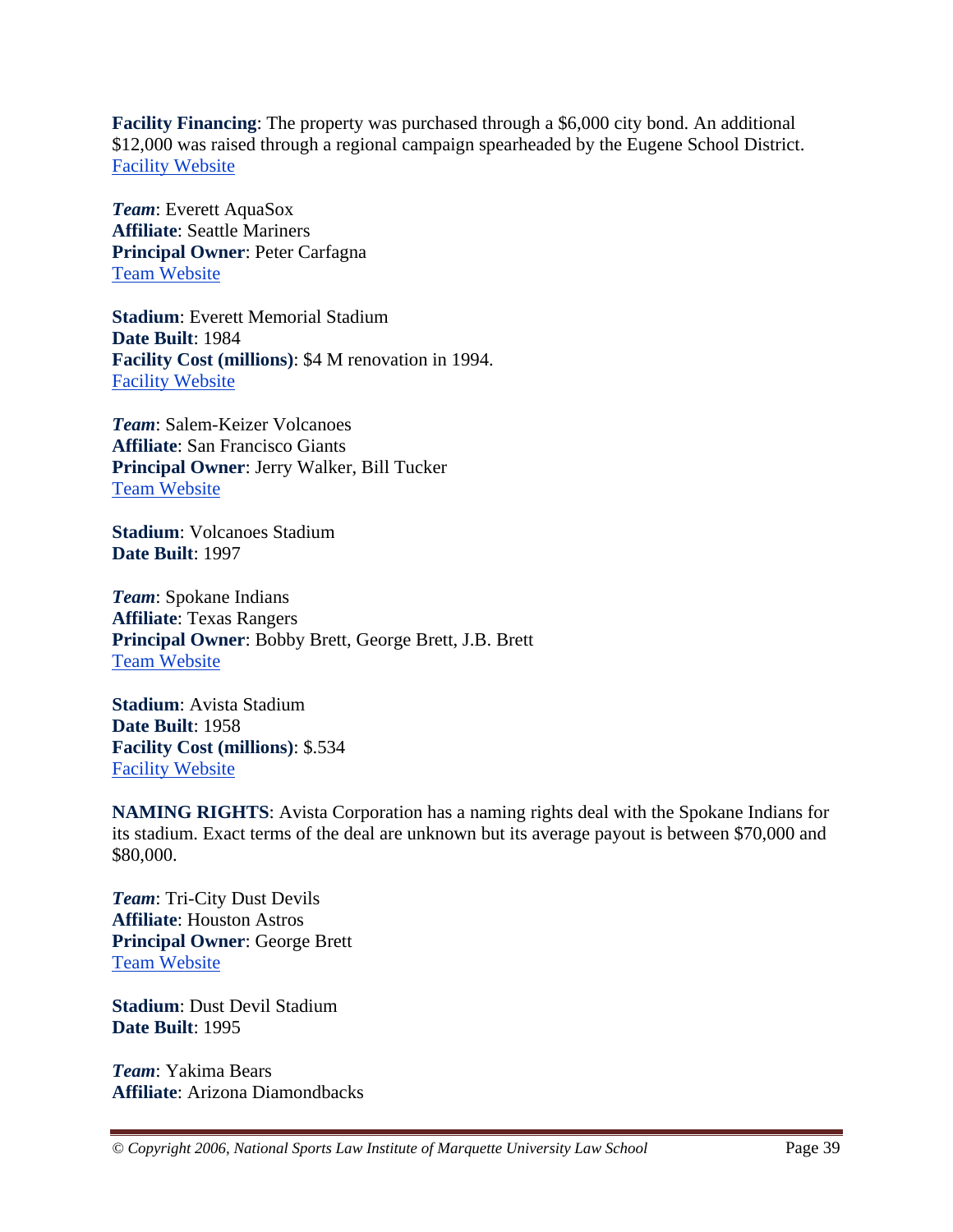**Facility Financing**: The property was purchased through a $6,000 city bond. An additional $12,000 was raised through a regional campaign spearheaded by the Eugene School District.
[Facility Website]

***Team***: Everett AquaSox
**Affiliate**: Seattle Mariners
**Principal Owner**: Peter Carfagna
[Team Website]

**Stadium**: Everett Memorial Stadium
**Date Built**: 1984
**Facility Cost (millions)**: $4 M renovation in 1994.
[Facility Website]

***Team***: Salem-Keizer Volcanoes
**Affiliate**: San Francisco Giants
**Principal Owner**: Jerry Walker, Bill Tucker
[Team Website]

**Stadium**: Volcanoes Stadium
**Date Built**: 1997

***Team***: Spokane Indians
**Affiliate**: Texas Rangers
**Principal Owner**: Bobby Brett, George Brett, J.B. Brett
[Team Website]

**Stadium**: Avista Stadium
**Date Built**: 1958
**Facility Cost (millions)**: $.534
[Facility Website]

**NAMING RIGHTS**: Avista Corporation has a naming rights deal with the Spokane Indians for its stadium. Exact terms of the deal are unknown but its average payout is between $70,000 and $80,000.

***Team***: Tri-City Dust Devils
**Affiliate**: Houston Astros
**Principal Owner**: George Brett
[Team Website]

**Stadium**: Dust Devil Stadium
**Date Built**: 1995

***Team***: Yakima Bears
**Affiliate**: Arizona Diamondbacks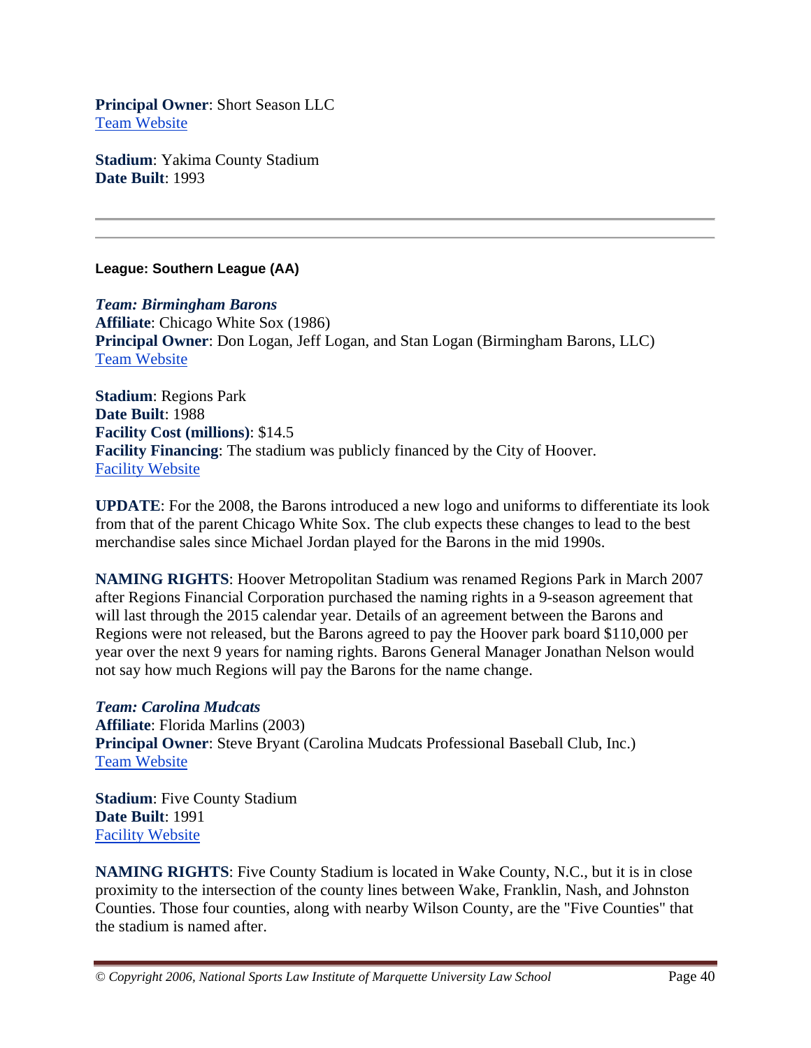**Principal Owner**: Short Season LLC
Team Website

**Stadium**: Yakima County Stadium
**Date Built**: 1993

---

**League: Southern League (AA)**

***Team: Birmingham Barons***
**Affiliate**: Chicago White Sox (1986)
**Principal Owner**: Don Logan, Jeff Logan, and Stan Logan (Birmingham Barons, LLC)
Team Website

**Stadium**: Regions Park
**Date Built**: 1988
**Facility Cost (millions)**: $14.5
**Facility Financing**: The stadium was publicly financed by the City of Hoover.
Facility Website

**UPDATE**: For the 2008, the Barons introduced a new logo and uniforms to differentiate its look from that of the parent Chicago White Sox. The club expects these changes to lead to the best merchandise sales since Michael Jordan played for the Barons in the mid 1990s.

**NAMING RIGHTS**: Hoover Metropolitan Stadium was renamed Regions Park in March 2007 after Regions Financial Corporation purchased the naming rights in a 9-season agreement that will last through the 2015 calendar year. Details of an agreement between the Barons and Regions were not released, but the Barons agreed to pay the Hoover park board $110,000 per year over the next 9 years for naming rights. Barons General Manager Jonathan Nelson would not say how much Regions will pay the Barons for the name change.

***Team: Carolina Mudcats***
**Affiliate**: Florida Marlins (2003)
**Principal Owner**: Steve Bryant (Carolina Mudcats Professional Baseball Club, Inc.)
Team Website

**Stadium**: Five County Stadium
**Date Built**: 1991
Facility Website

**NAMING RIGHTS**: Five County Stadium is located in Wake County, N.C., but it is in close proximity to the intersection of the county lines between Wake, Franklin, Nash, and Johnston Counties. Those four counties, along with nearby Wilson County, are the "Five Counties" that the stadium is named after.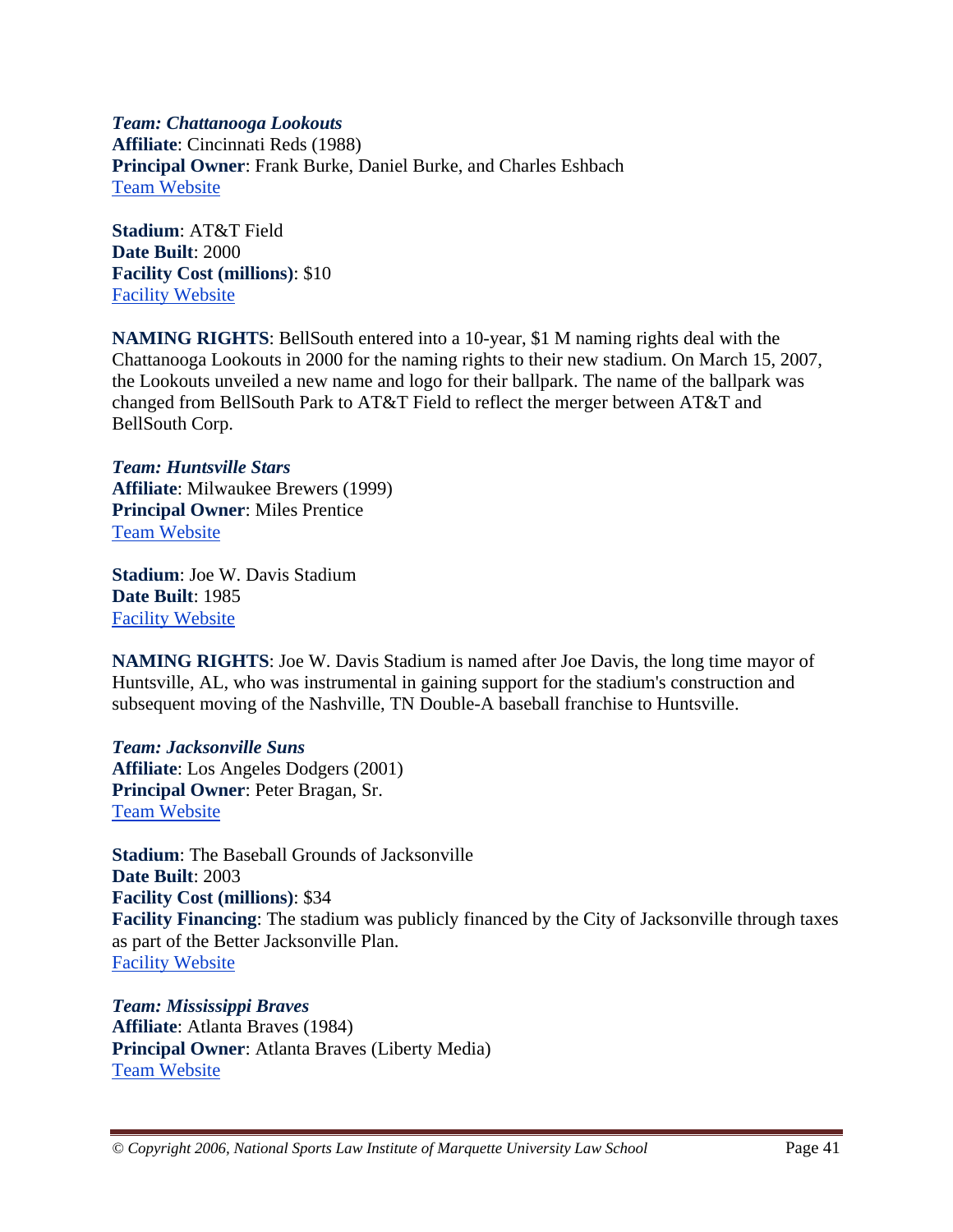***Team: Chattanooga Lookouts***
**Affiliate**: Cincinnati Reds (1988)
**Principal Owner**: Frank Burke, Daniel Burke, and Charles Eshbach
Team Website

**Stadium**: AT&T Field
**Date Built**: 2000
**Facility Cost (millions)**: $10
Facility Website

**NAMING RIGHTS**: BellSouth entered into a 10-year, $1 M naming rights deal with the Chattanooga Lookouts in 2000 for the naming rights to their new stadium. On March 15, 2007, the Lookouts unveiled a new name and logo for their ballpark. The name of the ballpark was changed from BellSouth Park to AT&T Field to reflect the merger between AT&T and BellSouth Corp.

***Team: Huntsville Stars***
**Affiliate**: Milwaukee Brewers (1999)
**Principal Owner**: Miles Prentice
Team Website

**Stadium**: Joe W. Davis Stadium
**Date Built**: 1985
Facility Website

**NAMING RIGHTS**: Joe W. Davis Stadium is named after Joe Davis, the long time mayor of Huntsville, AL, who was instrumental in gaining support for the stadium's construction and subsequent moving of the Nashville, TN Double-A baseball franchise to Huntsville.

***Team: Jacksonville Suns***
**Affiliate**: Los Angeles Dodgers (2001)
**Principal Owner**: Peter Bragan, Sr.
Team Website

**Stadium**: The Baseball Grounds of Jacksonville
**Date Built**: 2003
**Facility Cost (millions)**: $34
**Facility Financing**: The stadium was publicly financed by the City of Jacksonville through taxes as part of the Better Jacksonville Plan.
Facility Website

***Team: Mississippi Braves***
**Affiliate**: Atlanta Braves (1984)
**Principal Owner**: Atlanta Braves (Liberty Media)
Team Website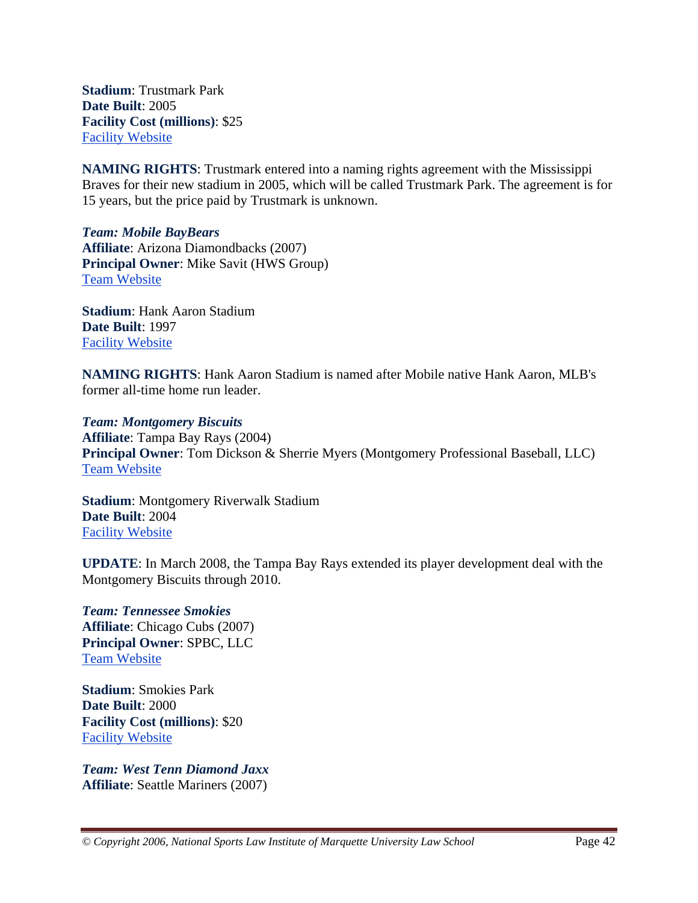**Stadium**: Trustmark Park
**Date Built**: 2005
**Facility Cost (millions)**: $25
[Facility Website]

**NAMING RIGHTS**: Trustmark entered into a naming rights agreement with the Mississippi Braves for their new stadium in 2005, which will be called Trustmark Park. The agreement is for 15 years, but the price paid by Trustmark is unknown.

***Team: Mobile BayBears***
**Affiliate**: Arizona Diamondbacks (2007)
**Principal Owner**: Mike Savit (HWS Group)
[Team Website]

**Stadium**: Hank Aaron Stadium
**Date Built**: 1997
[Facility Website]

**NAMING RIGHTS**: Hank Aaron Stadium is named after Mobile native Hank Aaron, MLB's former all-time home run leader.

***Team: Montgomery Biscuits***
**Affiliate**: Tampa Bay Rays (2004)
**Principal Owner**: Tom Dickson & Sherrie Myers (Montgomery Professional Baseball, LLC)
[Team Website]

**Stadium**: Montgomery Riverwalk Stadium
**Date Built**: 2004
[Facility Website]

**UPDATE**: In March 2008, the Tampa Bay Rays extended its player development deal with the Montgomery Biscuits through 2010.

***Team: Tennessee Smokies***
**Affiliate**: Chicago Cubs (2007)
**Principal Owner**: SPBC, LLC
[Team Website]

**Stadium**: Smokies Park
**Date Built**: 2000
**Facility Cost (millions)**: $20
[Facility Website]

***Team: West Tenn Diamond Jaxx***
**Affiliate**: Seattle Mariners (2007)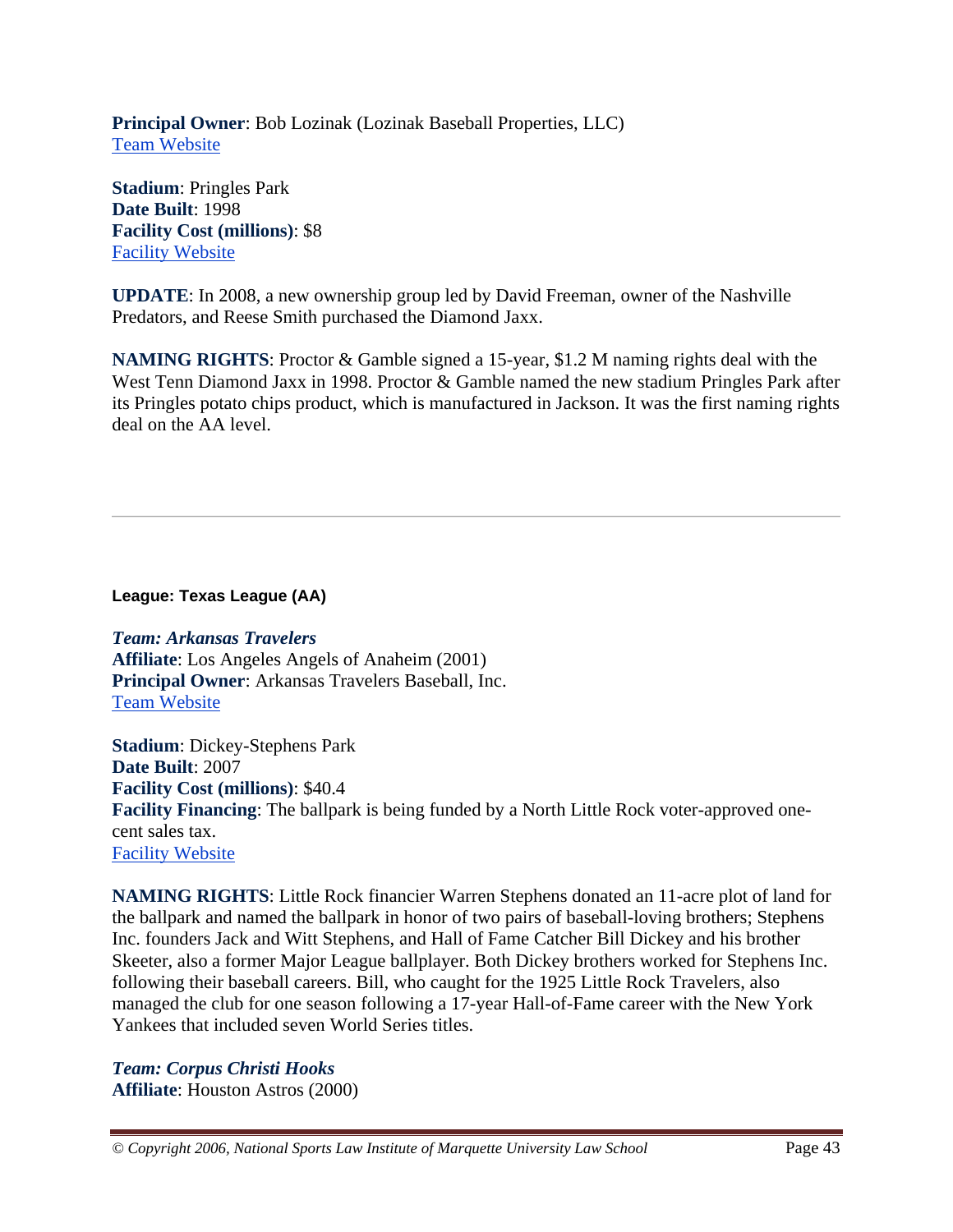**Principal Owner**: Bob Lozinak (Lozinak Baseball Properties, LLC)
[Team Website]

**Stadium**: Pringles Park
**Date Built**: 1998
**Facility Cost (millions)**: $8
[Facility Website]

**UPDATE**: In 2008, a new ownership group led by David Freeman, owner of the Nashville Predators, and Reese Smith purchased the Diamond Jaxx.

**NAMING RIGHTS**: Proctor & Gamble signed a 15-year, $1.2 M naming rights deal with the West Tenn Diamond Jaxx in 1998. Proctor & Gamble named the new stadium Pringles Park after its Pringles potato chips product, which is manufactured in Jackson. It was the first naming rights deal on the AA level.

---

**League: Texas League (AA)**

***Team: Arkansas Travelers***
**Affiliate**: Los Angeles Angels of Anaheim (2001)
**Principal Owner**: Arkansas Travelers Baseball, Inc.
[Team Website]

**Stadium**: Dickey-Stephens Park
**Date Built**: 2007
**Facility Cost (millions)**: $40.4
**Facility Financing**: The ballpark is being funded by a North Little Rock voter-approved one-cent sales tax.
[Facility Website]

**NAMING RIGHTS**: Little Rock financier Warren Stephens donated an 11-acre plot of land for the ballpark and named the ballpark in honor of two pairs of baseball-loving brothers; Stephens Inc. founders Jack and Witt Stephens, and Hall of Fame Catcher Bill Dickey and his brother Skeeter, also a former Major League ballplayer. Both Dickey brothers worked for Stephens Inc. following their baseball careers. Bill, who caught for the 1925 Little Rock Travelers, also managed the club for one season following a 17-year Hall-of-Fame career with the New York Yankees that included seven World Series titles.

***Team: Corpus Christi Hooks***
**Affiliate**: Houston Astros (2000)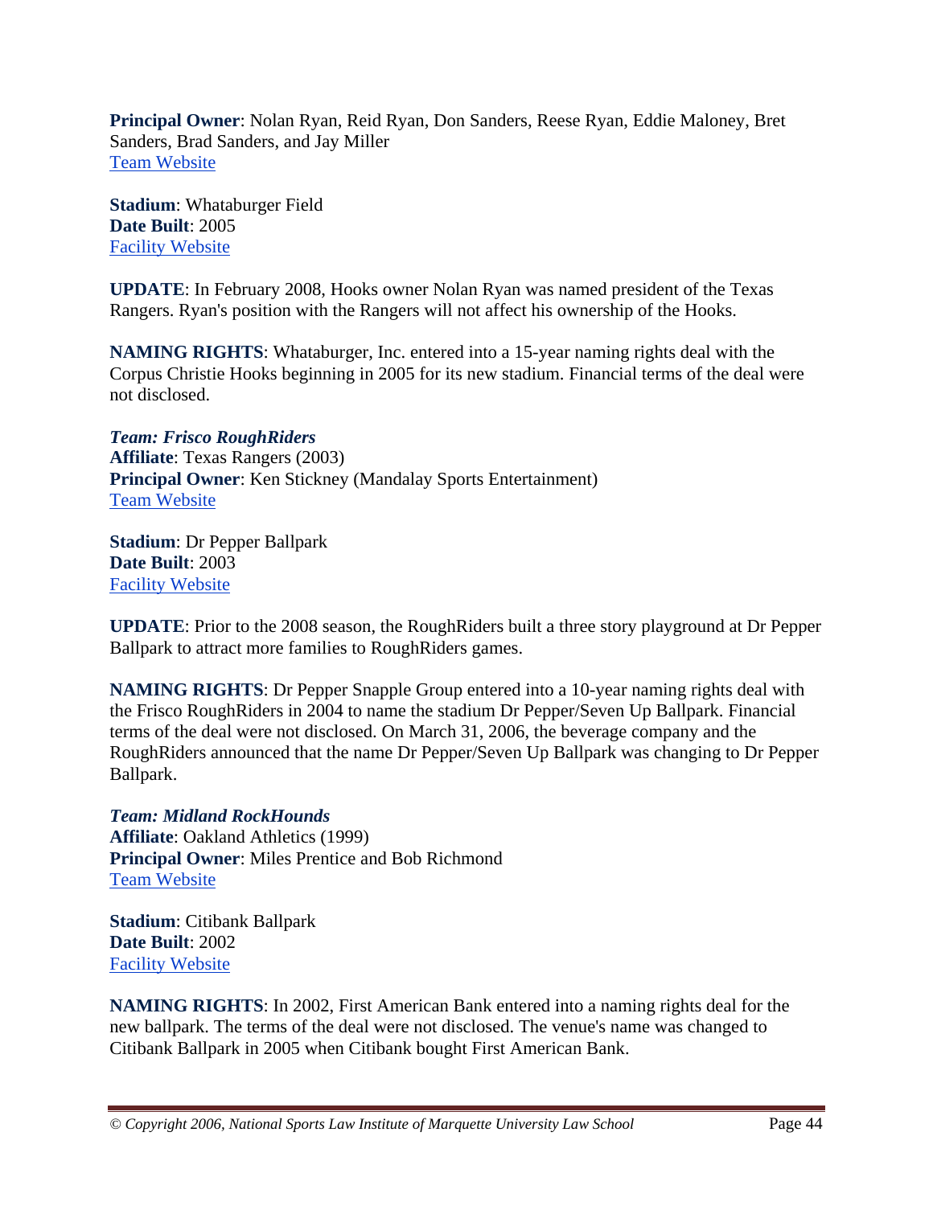**Principal Owner**: Nolan Ryan, Reid Ryan, Don Sanders, Reese Ryan, Eddie Maloney, Bret Sanders, Brad Sanders, and Jay Miller
Team Website

**Stadium**: Whataburger Field
**Date Built**: 2005
Facility Website

**UPDATE**: In February 2008, Hooks owner Nolan Ryan was named president of the Texas Rangers. Ryan's position with the Rangers will not affect his ownership of the Hooks.

**NAMING RIGHTS**: Whataburger, Inc. entered into a 15-year naming rights deal with the Corpus Christie Hooks beginning in 2005 for its new stadium. Financial terms of the deal were not disclosed.

***Team: Frisco RoughRiders***
**Affiliate**: Texas Rangers (2003)
**Principal Owner**: Ken Stickney (Mandalay Sports Entertainment)
Team Website

**Stadium**: Dr Pepper Ballpark
**Date Built**: 2003
Facility Website

**UPDATE**: Prior to the 2008 season, the RoughRiders built a three story playground at Dr Pepper Ballpark to attract more families to RoughRiders games.

**NAMING RIGHTS**: Dr Pepper Snapple Group entered into a 10-year naming rights deal with the Frisco RoughRiders in 2004 to name the stadium Dr Pepper/Seven Up Ballpark. Financial terms of the deal were not disclosed. On March 31, 2006, the beverage company and the RoughRiders announced that the name Dr Pepper/Seven Up Ballpark was changing to Dr Pepper Ballpark.

***Team: Midland RockHounds***
**Affiliate**: Oakland Athletics (1999)
**Principal Owner**: Miles Prentice and Bob Richmond
Team Website

**Stadium**: Citibank Ballpark
**Date Built**: 2002
Facility Website

**NAMING RIGHTS**: In 2002, First American Bank entered into a naming rights deal for the new ballpark. The terms of the deal were not disclosed. The venue's name was changed to Citibank Ballpark in 2005 when Citibank bought First American Bank.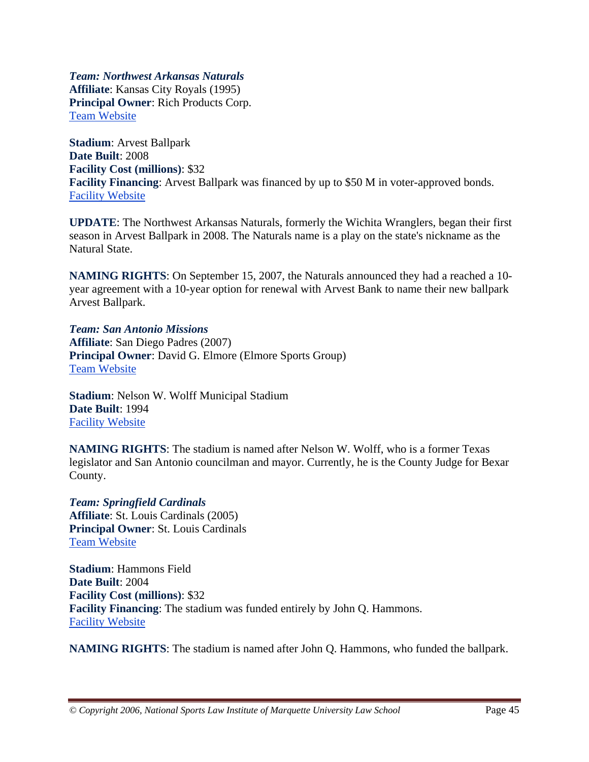***Team: Northwest Arkansas Naturals***
**Affiliate**: Kansas City Royals (1995)
**Principal Owner**: Rich Products Corp.
Team Website

**Stadium**: Arvest Ballpark
**Date Built**: 2008
**Facility Cost (millions)**: $32
**Facility Financing**: Arvest Ballpark was financed by up to $50 M in voter-approved bonds.
Facility Website

**UPDATE**: The Northwest Arkansas Naturals, formerly the Wichita Wranglers, began their first season in Arvest Ballpark in 2008. The Naturals name is a play on the state's nickname as the Natural State.

**NAMING RIGHTS**: On September 15, 2007, the Naturals announced they had a reached a 10-year agreement with a 10-year option for renewal with Arvest Bank to name their new ballpark Arvest Ballpark.

***Team: San Antonio Missions***
**Affiliate**: San Diego Padres (2007)
**Principal Owner**: David G. Elmore (Elmore Sports Group)
Team Website

**Stadium**: Nelson W. Wolff Municipal Stadium
**Date Built**: 1994
Facility Website

**NAMING RIGHTS**: The stadium is named after Nelson W. Wolff, who is a former Texas legislator and San Antonio councilman and mayor. Currently, he is the County Judge for Bexar County.

***Team: Springfield Cardinals***
**Affiliate**: St. Louis Cardinals (2005)
**Principal Owner**: St. Louis Cardinals
Team Website

**Stadium**: Hammons Field
**Date Built**: 2004
**Facility Cost (millions)**: $32
**Facility Financing**: The stadium was funded entirely by John Q. Hammons.
Facility Website

**NAMING RIGHTS**: The stadium is named after John Q. Hammons, who funded the ballpark.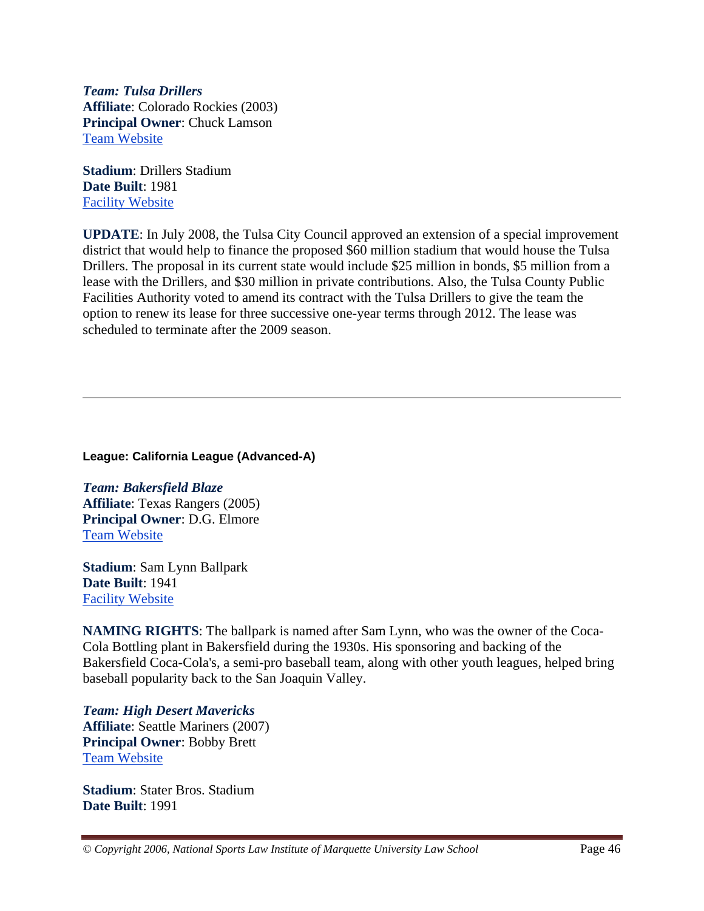***Team: Tulsa Drillers***
**Affiliate**: Colorado Rockies (2003)
**Principal Owner**: Chuck Lamson
Team Website

**Stadium**: Drillers Stadium
**Date Built**: 1981
Facility Website

**UPDATE**: In July 2008, the Tulsa City Council approved an extension of a special improvement district that would help to finance the proposed $60 million stadium that would house the Tulsa Drillers. The proposal in its current state would include $25 million in bonds, $5 million from a lease with the Drillers, and $30 million in private contributions. Also, the Tulsa County Public Facilities Authority voted to amend its contract with the Tulsa Drillers to give the team the option to renew its lease for three successive one-year terms through 2012. The lease was scheduled to terminate after the 2009 season.

---

#### League: California League (Advanced-A)

***Team: Bakersfield Blaze***
**Affiliate**: Texas Rangers (2005)
**Principal Owner**: D.G. Elmore
Team Website

**Stadium**: Sam Lynn Ballpark
**Date Built**: 1941
Facility Website

**NAMING RIGHTS**: The ballpark is named after Sam Lynn, who was the owner of the Coca-Cola Bottling plant in Bakersfield during the 1930s. His sponsoring and backing of the Bakersfield Coca-Cola's, a semi-pro baseball team, along with other youth leagues, helped bring baseball popularity back to the San Joaquin Valley.

***Team: High Desert Mavericks***
**Affiliate**: Seattle Mariners (2007)
**Principal Owner**: Bobby Brett
Team Website

**Stadium**: Stater Bros. Stadium
**Date Built**: 1991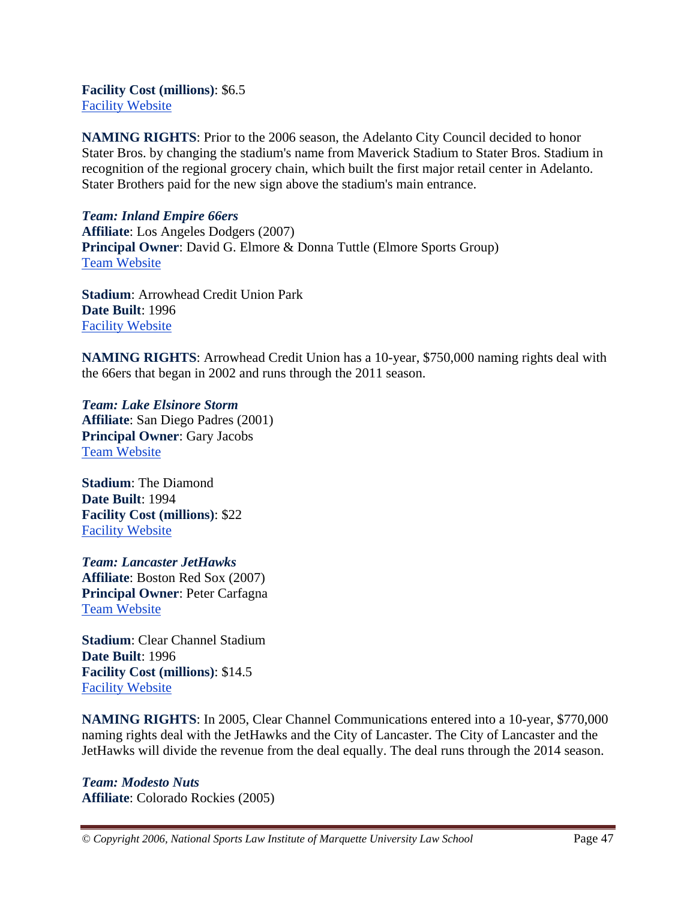**Facility Cost (millions)**: $6.5
[Facility Website]

**NAMING RIGHTS**: Prior to the 2006 season, the Adelanto City Council decided to honor Stater Bros. by changing the stadium's name from Maverick Stadium to Stater Bros. Stadium in recognition of the regional grocery chain, which built the first major retail center in Adelanto. Stater Brothers paid for the new sign above the stadium's main entrance.

***Team: Inland Empire 66ers***
**Affiliate**: Los Angeles Dodgers (2007)
**Principal Owner**: David G. Elmore & Donna Tuttle (Elmore Sports Group)
[Team Website]

**Stadium**: Arrowhead Credit Union Park
**Date Built**: 1996
[Facility Website]

**NAMING RIGHTS**: Arrowhead Credit Union has a 10-year, $750,000 naming rights deal with the 66ers that began in 2002 and runs through the 2011 season.

***Team: Lake Elsinore Storm***
**Affiliate**: San Diego Padres (2001)
**Principal Owner**: Gary Jacobs
[Team Website]

**Stadium**: The Diamond
**Date Built**: 1994
**Facility Cost (millions)**: $22
[Facility Website]

***Team: Lancaster JetHawks***
**Affiliate**: Boston Red Sox (2007)
**Principal Owner**: Peter Carfagna
[Team Website]

**Stadium**: Clear Channel Stadium
**Date Built**: 1996
**Facility Cost (millions)**: $14.5
[Facility Website]

**NAMING RIGHTS**: In 2005, Clear Channel Communications entered into a 10-year, $770,000 naming rights deal with the JetHawks and the City of Lancaster. The City of Lancaster and the JetHawks will divide the revenue from the deal equally. The deal runs through the 2014 season.

***Team: Modesto Nuts***
**Affiliate**: Colorado Rockies (2005)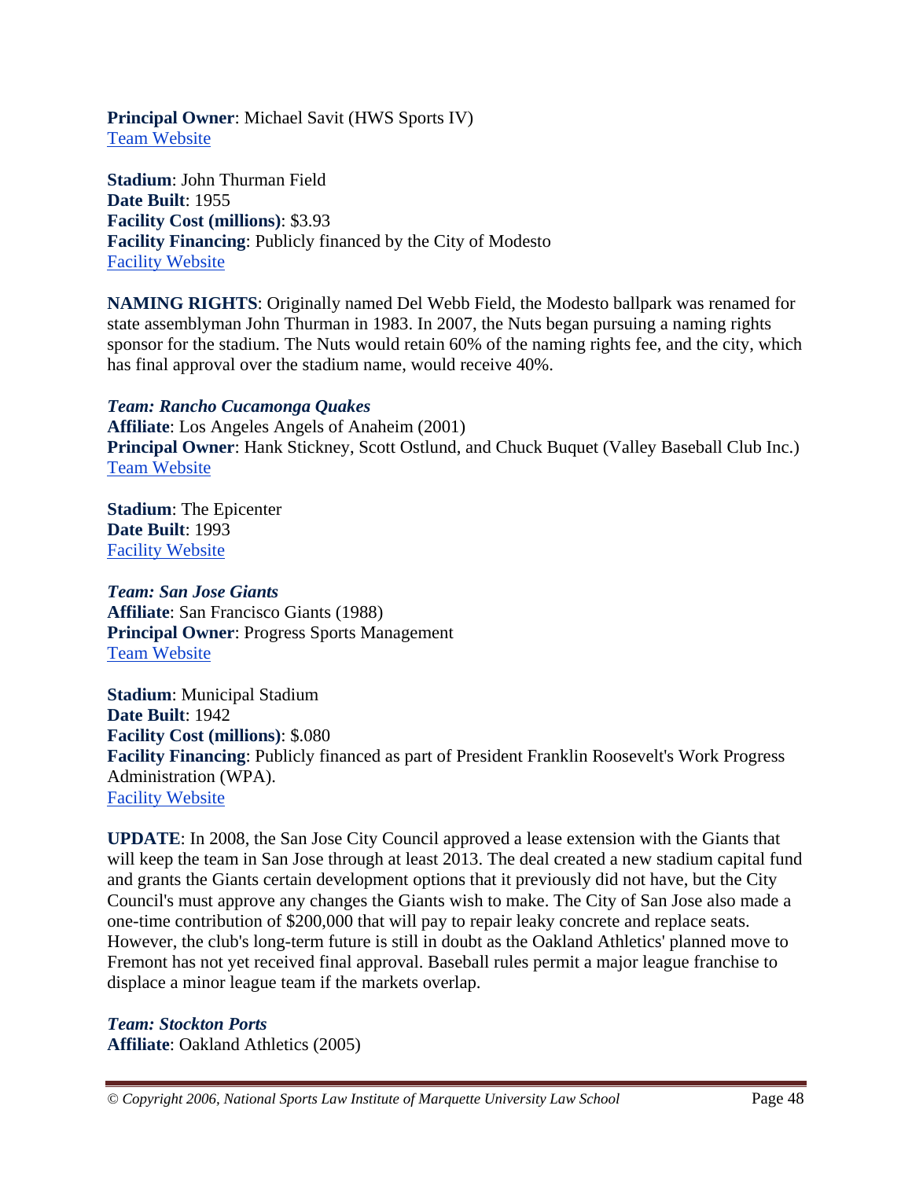**Principal Owner**: Michael Savit (HWS Sports IV)
[Team Website]

**Stadium**: John Thurman Field
**Date Built**: 1955
**Facility Cost (millions)**: $3.93
**Facility Financing**: Publicly financed by the City of Modesto
[Facility Website]

**NAMING RIGHTS**: Originally named Del Webb Field, the Modesto ballpark was renamed for state assemblyman John Thurman in 1983. In 2007, the Nuts began pursuing a naming rights sponsor for the stadium. The Nuts would retain 60% of the naming rights fee, and the city, which has final approval over the stadium name, would receive 40%.

***Team: Rancho Cucamonga Quakes***
**Affiliate**: Los Angeles Angels of Anaheim (2001)
**Principal Owner**: Hank Stickney, Scott Ostlund, and Chuck Buquet (Valley Baseball Club Inc.)
[Team Website]

**Stadium**: The Epicenter
**Date Built**: 1993
[Facility Website]

***Team: San Jose Giants***
**Affiliate**: San Francisco Giants (1988)
**Principal Owner**: Progress Sports Management
[Team Website]

**Stadium**: Municipal Stadium
**Date Built**: 1942
**Facility Cost (millions)**: $.080
**Facility Financing**: Publicly financed as part of President Franklin Roosevelt's Work Progress Administration (WPA).
[Facility Website]

**UPDATE**: In 2008, the San Jose City Council approved a lease extension with the Giants that will keep the team in San Jose through at least 2013. The deal created a new stadium capital fund and grants the Giants certain development options that it previously did not have, but the City Council's must approve any changes the Giants wish to make. The City of San Jose also made a one-time contribution of $200,000 that will pay to repair leaky concrete and replace seats. However, the club's long-term future is still in doubt as the Oakland Athletics' planned move to Fremont has not yet received final approval. Baseball rules permit a major league franchise to displace a minor league team if the markets overlap.

***Team: Stockton Ports***
**Affiliate**: Oakland Athletics (2005)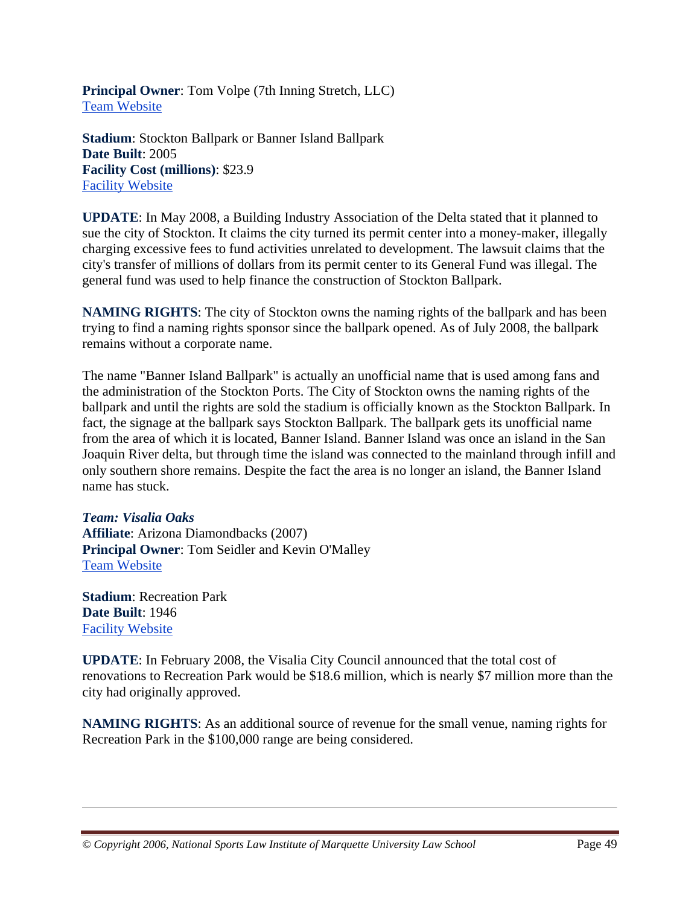**Principal Owner**: Tom Volpe (7th Inning Stretch, LLC)
Team Website

**Stadium**: Stockton Ballpark or Banner Island Ballpark
**Date Built**: 2005
**Facility Cost (millions)**: $23.9
Facility Website

**UPDATE**: In May 2008, a Building Industry Association of the Delta stated that it planned to sue the city of Stockton. It claims the city turned its permit center into a money-maker, illegally charging excessive fees to fund activities unrelated to development. The lawsuit claims that the city's transfer of millions of dollars from its permit center to its General Fund was illegal. The general fund was used to help finance the construction of Stockton Ballpark.

**NAMING RIGHTS**: The city of Stockton owns the naming rights of the ballpark and has been trying to find a naming rights sponsor since the ballpark opened. As of July 2008, the ballpark remains without a corporate name.

The name "Banner Island Ballpark" is actually an unofficial name that is used among fans and the administration of the Stockton Ports. The City of Stockton owns the naming rights of the ballpark and until the rights are sold the stadium is officially known as the Stockton Ballpark. In fact, the signage at the ballpark says Stockton Ballpark. The ballpark gets its unofficial name from the area of which it is located, Banner Island. Banner Island was once an island in the San Joaquin River delta, but through time the island was connected to the mainland through infill and only southern shore remains. Despite the fact the area is no longer an island, the Banner Island name has stuck.

***Team: Visalia Oaks***
**Affiliate**: Arizona Diamondbacks (2007)
**Principal Owner**: Tom Seidler and Kevin O'Malley
Team Website

**Stadium**: Recreation Park
**Date Built**: 1946
Facility Website

**UPDATE**: In February 2008, the Visalia City Council announced that the total cost of renovations to Recreation Park would be $18.6 million, which is nearly $7 million more than the city had originally approved.

**NAMING RIGHTS**: As an additional source of revenue for the small venue, naming rights for Recreation Park in the $100,000 range are being considered.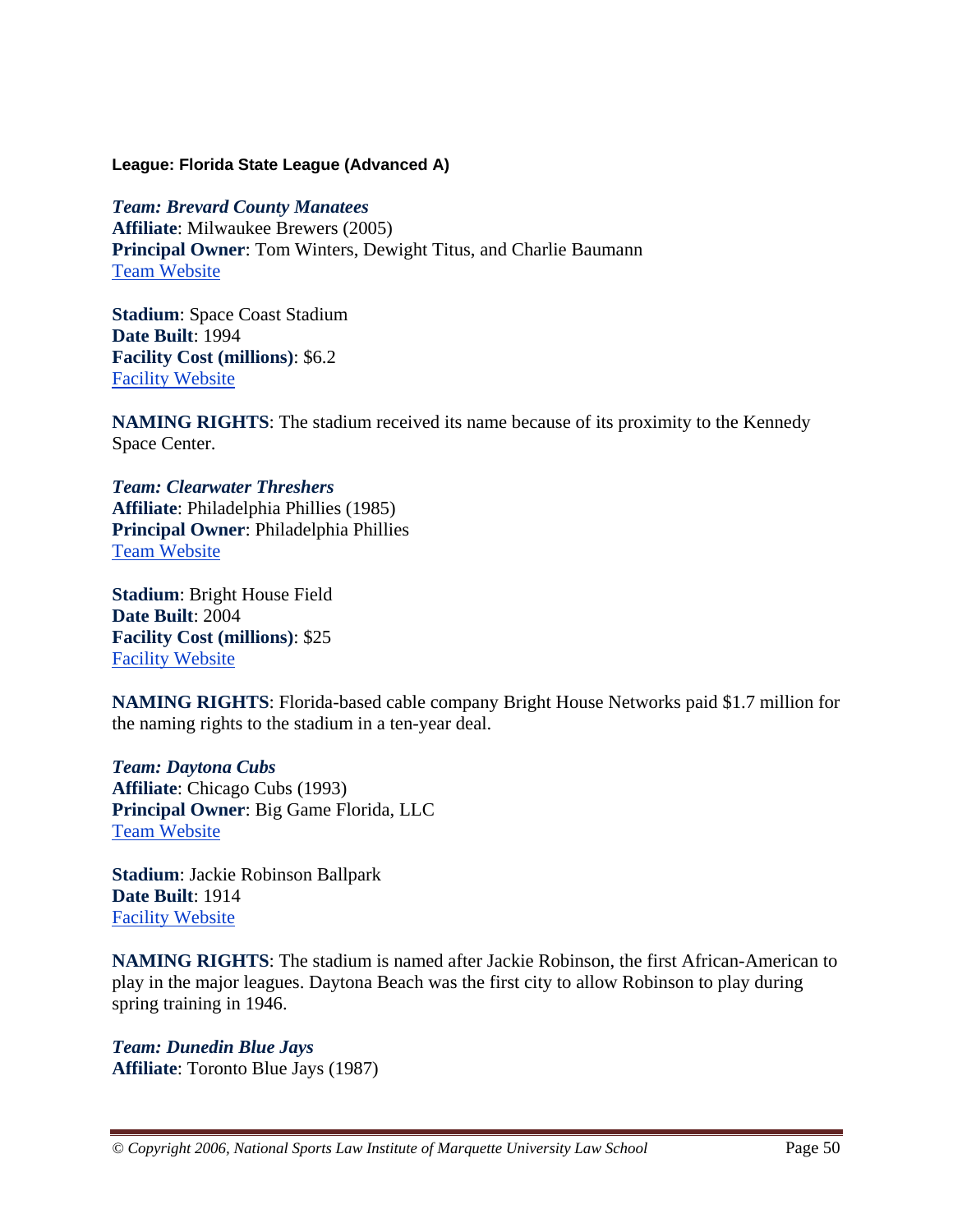**League: Florida State League (Advanced A)**

***Team: Brevard County Manatees***
**Affiliate**: Milwaukee Brewers (2005)
**Principal Owner**: Tom Winters, Dewight Titus, and Charlie Baumann
Team Website

**Stadium**: Space Coast Stadium
**Date Built**: 1994
**Facility Cost (millions)**: $6.2
Facility Website

**NAMING RIGHTS**: The stadium received its name because of its proximity to the Kennedy Space Center.

***Team: Clearwater Threshers***
**Affiliate**: Philadelphia Phillies (1985)
**Principal Owner**: Philadelphia Phillies
Team Website

**Stadium**: Bright House Field
**Date Built**: 2004
**Facility Cost (millions)**: $25
Facility Website

**NAMING RIGHTS**: Florida-based cable company Bright House Networks paid $1.7 million for the naming rights to the stadium in a ten-year deal.

***Team: Daytona Cubs***
**Affiliate**: Chicago Cubs (1993)
**Principal Owner**: Big Game Florida, LLC
Team Website

**Stadium**: Jackie Robinson Ballpark
**Date Built**: 1914
Facility Website

**NAMING RIGHTS**: The stadium is named after Jackie Robinson, the first African-American to play in the major leagues. Daytona Beach was the first city to allow Robinson to play during spring training in 1946.

***Team: Dunedin Blue Jays***
**Affiliate**: Toronto Blue Jays (1987)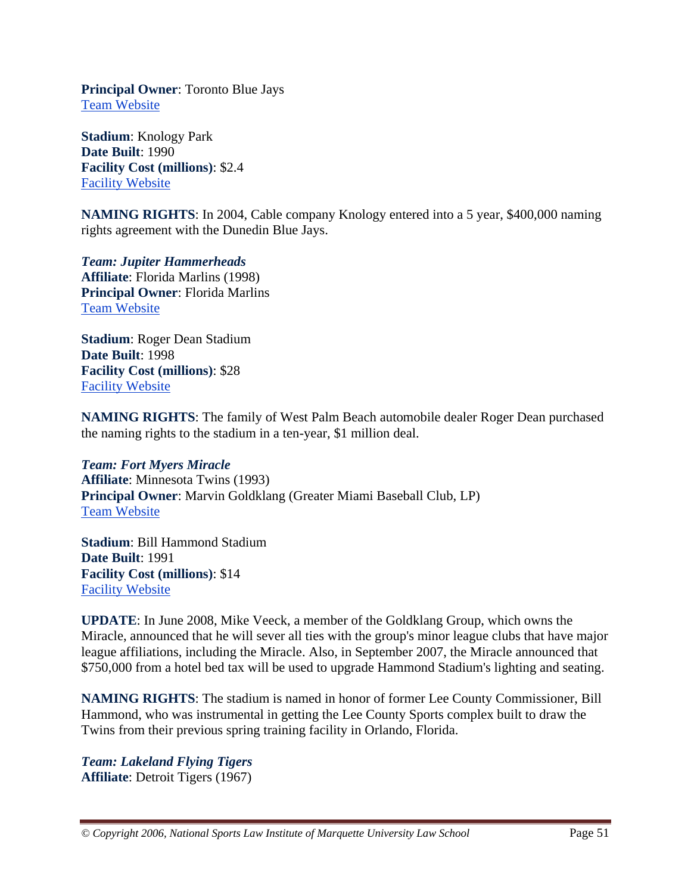**Principal Owner**: Toronto Blue Jays
[Team Website]

**Stadium**: Knology Park
**Date Built**: 1990
**Facility Cost (millions)**: $2.4
[Facility Website]

**NAMING RIGHTS**: In 2004, Cable company Knology entered into a 5 year, $400,000 naming rights agreement with the Dunedin Blue Jays.

***Team: Jupiter Hammerheads***
**Affiliate**: Florida Marlins (1998)
**Principal Owner**: Florida Marlins
[Team Website]

**Stadium**: Roger Dean Stadium
**Date Built**: 1998
**Facility Cost (millions)**: $28
[Facility Website]

**NAMING RIGHTS**: The family of West Palm Beach automobile dealer Roger Dean purchased the naming rights to the stadium in a ten-year, $1 million deal.

***Team: Fort Myers Miracle***
**Affiliate**: Minnesota Twins (1993)
**Principal Owner**: Marvin Goldklang (Greater Miami Baseball Club, LP)
[Team Website]

**Stadium**: Bill Hammond Stadium
**Date Built**: 1991
**Facility Cost (millions)**: $14
[Facility Website]

**UPDATE**: In June 2008, Mike Veeck, a member of the Goldklang Group, which owns the Miracle, announced that he will sever all ties with the group's minor league clubs that have major league affiliations, including the Miracle. Also, in September 2007, the Miracle announced that $750,000 from a hotel bed tax will be used to upgrade Hammond Stadium's lighting and seating.

**NAMING RIGHTS**: The stadium is named in honor of former Lee County Commissioner, Bill Hammond, who was instrumental in getting the Lee County Sports complex built to draw the Twins from their previous spring training facility in Orlando, Florida.

***Team: Lakeland Flying Tigers***
**Affiliate**: Detroit Tigers (1967)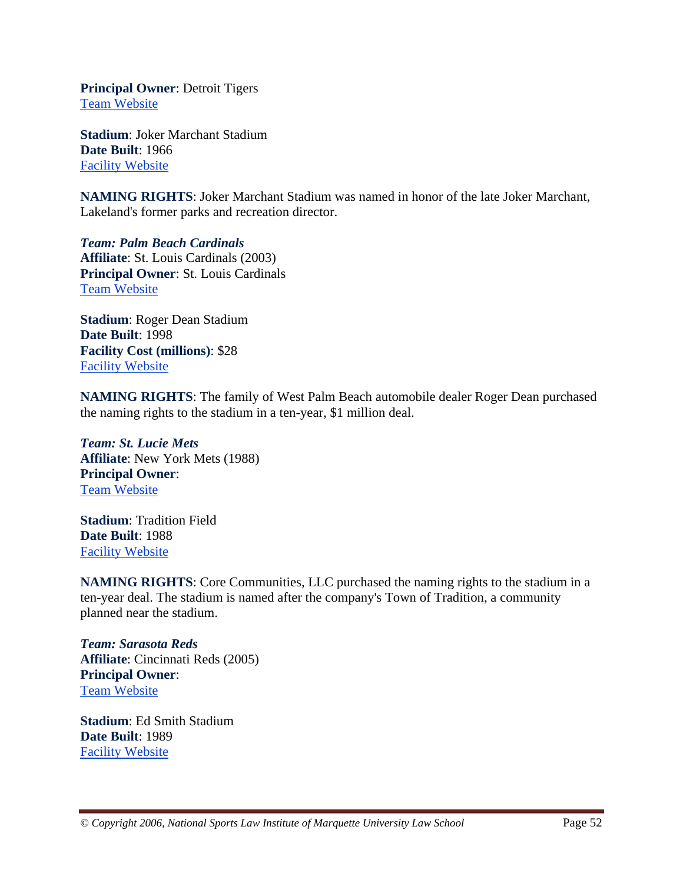**Principal Owner**: Detroit Tigers
[Team Website]

**Stadium**: Joker Marchant Stadium
**Date Built**: 1966
[Facility Website]

**NAMING RIGHTS**: Joker Marchant Stadium was named in honor of the late Joker Marchant, Lakeland's former parks and recreation director.

***Team: Palm Beach Cardinals***
**Affiliate**: St. Louis Cardinals (2003)
**Principal Owner**: St. Louis Cardinals
[Team Website]

**Stadium**: Roger Dean Stadium
**Date Built**: 1998
**Facility Cost (millions)**: $28
[Facility Website]

**NAMING RIGHTS**: The family of West Palm Beach automobile dealer Roger Dean purchased the naming rights to the stadium in a ten-year, $1 million deal.

***Team: St. Lucie Mets***
**Affiliate**: New York Mets (1988)
**Principal Owner**:
[Team Website]

**Stadium**: Tradition Field
**Date Built**: 1988
[Facility Website]

**NAMING RIGHTS**: Core Communities, LLC purchased the naming rights to the stadium in a ten-year deal. The stadium is named after the company's Town of Tradition, a community planned near the stadium.

***Team: Sarasota Reds***
**Affiliate**: Cincinnati Reds (2005)
**Principal Owner**:
[Team Website]

**Stadium**: Ed Smith Stadium
**Date Built**: 1989
[Facility Website]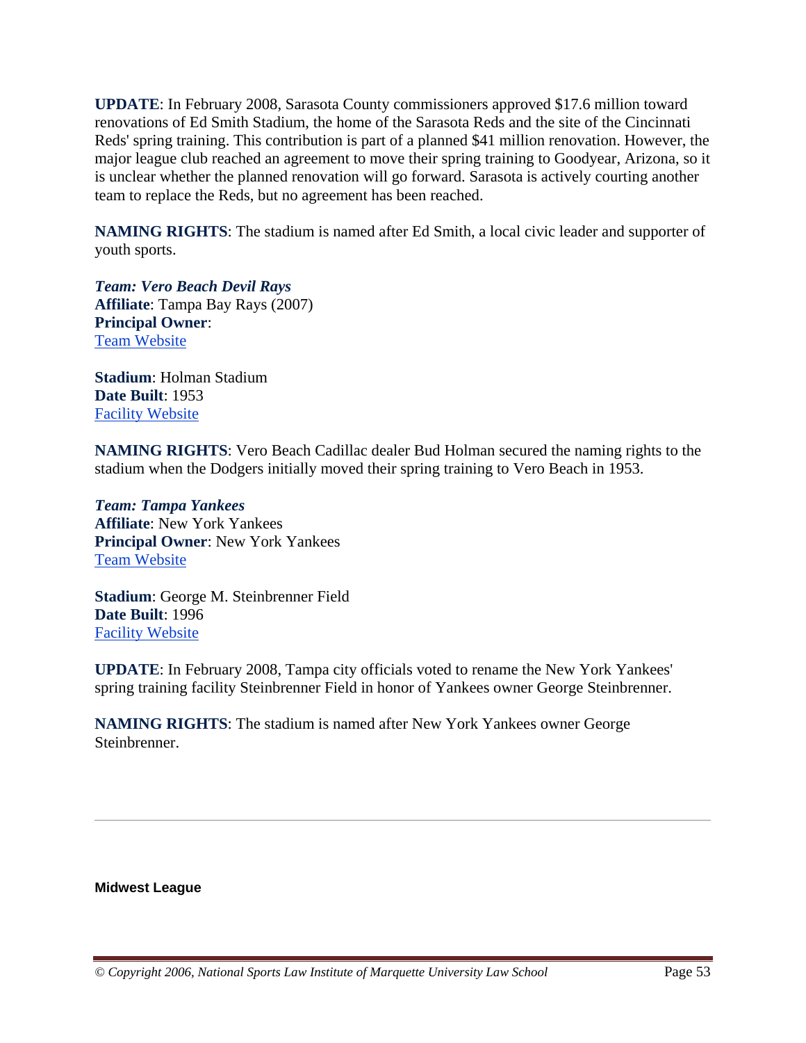**UPDATE**: In February 2008, Sarasota County commissioners approved $17.6 million toward renovations of Ed Smith Stadium, the home of the Sarasota Reds and the site of the Cincinnati Reds' spring training. This contribution is part of a planned $41 million renovation. However, the major league club reached an agreement to move their spring training to Goodyear, Arizona, so it is unclear whether the planned renovation will go forward. Sarasota is actively courting another team to replace the Reds, but no agreement has been reached.

**NAMING RIGHTS**: The stadium is named after Ed Smith, a local civic leader and supporter of youth sports.

***Team: Vero Beach Devil Rays***
**Affiliate**: Tampa Bay Rays (2007)
**Principal Owner**:
Team Website

**Stadium**: Holman Stadium
**Date Built**: 1953
Facility Website

**NAMING RIGHTS**: Vero Beach Cadillac dealer Bud Holman secured the naming rights to the stadium when the Dodgers initially moved their spring training to Vero Beach in 1953.

***Team: Tampa Yankees***
**Affiliate**: New York Yankees
**Principal Owner**: New York Yankees
Team Website

**Stadium**: George M. Steinbrenner Field
**Date Built**: 1996
Facility Website

**UPDATE**: In February 2008, Tampa city officials voted to rename the New York Yankees' spring training facility Steinbrenner Field in honor of Yankees owner George Steinbrenner.

**NAMING RIGHTS**: The stadium is named after New York Yankees owner George Steinbrenner.

---

**Midwest League**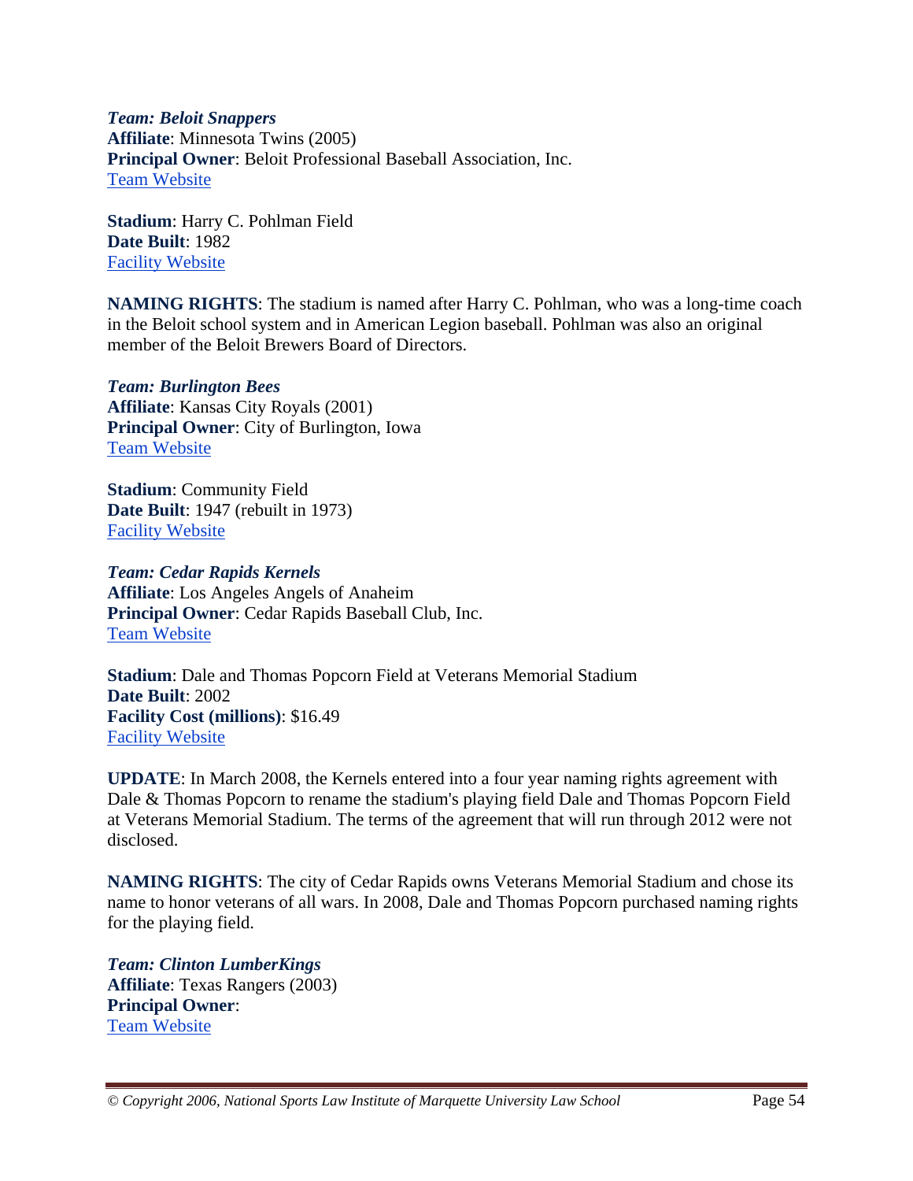***Team: Beloit Snappers***
**Affiliate**: Minnesota Twins (2005)
**Principal Owner**: Beloit Professional Baseball Association, Inc.
Team Website

**Stadium**: Harry C. Pohlman Field
**Date Built**: 1982
Facility Website

**NAMING RIGHTS**: The stadium is named after Harry C. Pohlman, who was a long-time coach in the Beloit school system and in American Legion baseball. Pohlman was also an original member of the Beloit Brewers Board of Directors.

***Team: Burlington Bees***
**Affiliate**: Kansas City Royals (2001)
**Principal Owner**: City of Burlington, Iowa
Team Website

**Stadium**: Community Field
**Date Built**: 1947 (rebuilt in 1973)
Facility Website

***Team: Cedar Rapids Kernels***
**Affiliate**: Los Angeles Angels of Anaheim
**Principal Owner**: Cedar Rapids Baseball Club, Inc.
Team Website

**Stadium**: Dale and Thomas Popcorn Field at Veterans Memorial Stadium
**Date Built**: 2002
**Facility Cost (millions)**: $16.49
Facility Website

**UPDATE**: In March 2008, the Kernels entered into a four year naming rights agreement with Dale & Thomas Popcorn to rename the stadium's playing field Dale and Thomas Popcorn Field at Veterans Memorial Stadium. The terms of the agreement that will run through 2012 were not disclosed.

**NAMING RIGHTS**: The city of Cedar Rapids owns Veterans Memorial Stadium and chose its name to honor veterans of all wars. In 2008, Dale and Thomas Popcorn purchased naming rights for the playing field.

***Team: Clinton LumberKings***
**Affiliate**: Texas Rangers (2003)
**Principal Owner**:
Team Website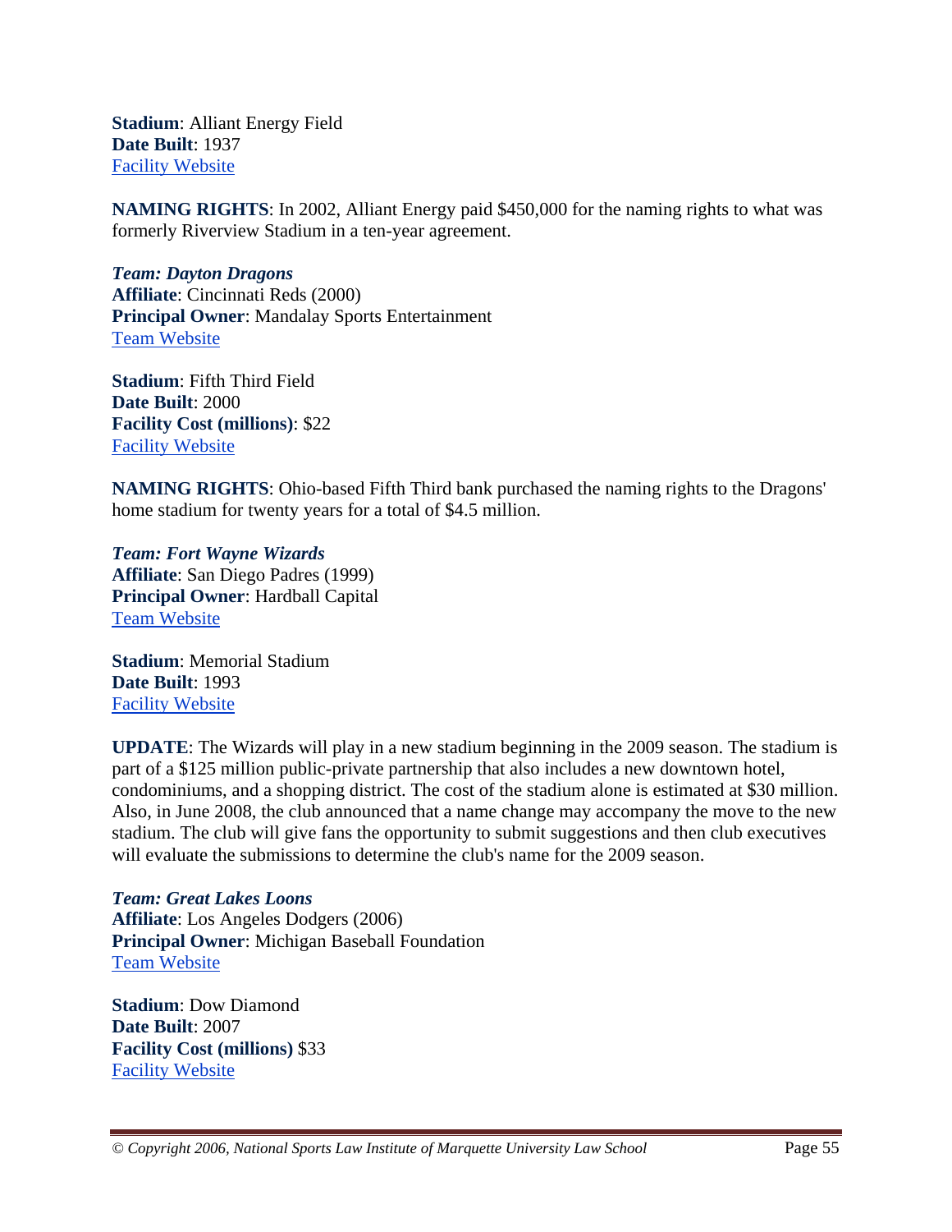**Stadium**: Alliant Energy Field
**Date Built**: 1937
Facility Website

**NAMING RIGHTS**: In 2002, Alliant Energy paid $450,000 for the naming rights to what was formerly Riverview Stadium in a ten-year agreement.

***Team: Dayton Dragons***
**Affiliate**: Cincinnati Reds (2000)
**Principal Owner**: Mandalay Sports Entertainment
Team Website

**Stadium**: Fifth Third Field
**Date Built**: 2000
**Facility Cost (millions)**: $22
Facility Website

**NAMING RIGHTS**: Ohio-based Fifth Third bank purchased the naming rights to the Dragons' home stadium for twenty years for a total of $4.5 million.

***Team: Fort Wayne Wizards***
**Affiliate**: San Diego Padres (1999)
**Principal Owner**: Hardball Capital
Team Website

**Stadium**: Memorial Stadium
**Date Built**: 1993
Facility Website

**UPDATE**: The Wizards will play in a new stadium beginning in the 2009 season. The stadium is part of a $125 million public-private partnership that also includes a new downtown hotel, condominiums, and a shopping district. The cost of the stadium alone is estimated at $30 million. Also, in June 2008, the club announced that a name change may accompany the move to the new stadium. The club will give fans the opportunity to submit suggestions and then club executives will evaluate the submissions to determine the club's name for the 2009 season.

***Team: Great Lakes Loons***
**Affiliate**: Los Angeles Dodgers (2006)
**Principal Owner**: Michigan Baseball Foundation
Team Website

**Stadium**: Dow Diamond
**Date Built**: 2007
**Facility Cost (millions)** $33
Facility Website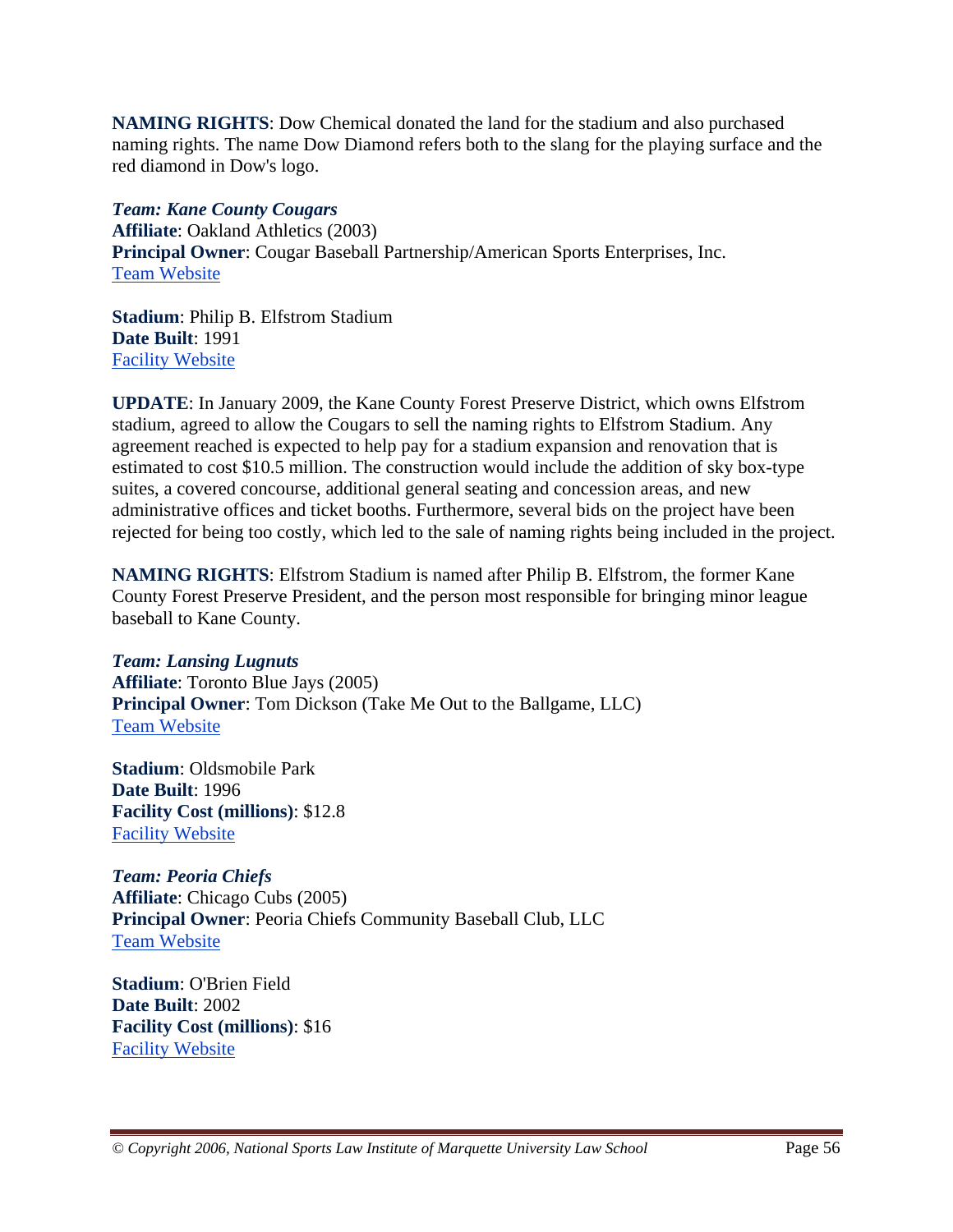**NAMING RIGHTS**: Dow Chemical donated the land for the stadium and also purchased naming rights. The name Dow Diamond refers both to the slang for the playing surface and the red diamond in Dow's logo.

***Team: Kane County Cougars***
**Affiliate**: Oakland Athletics (2003)
**Principal Owner**: Cougar Baseball Partnership/American Sports Enterprises, Inc.
Team Website

**Stadium**: Philip B. Elfstrom Stadium
**Date Built**: 1991
Facility Website

**UPDATE**: In January 2009, the Kane County Forest Preserve District, which owns Elfstrom stadium, agreed to allow the Cougars to sell the naming rights to Elfstrom Stadium. Any agreement reached is expected to help pay for a stadium expansion and renovation that is estimated to cost $10.5 million. The construction would include the addition of sky box-type suites, a covered concourse, additional general seating and concession areas, and new administrative offices and ticket booths. Furthermore, several bids on the project have been rejected for being too costly, which led to the sale of naming rights being included in the project.

**NAMING RIGHTS**: Elfstrom Stadium is named after Philip B. Elfstrom, the former Kane County Forest Preserve President, and the person most responsible for bringing minor league baseball to Kane County.

***Team: Lansing Lugnuts***
**Affiliate**: Toronto Blue Jays (2005)
**Principal Owner**: Tom Dickson (Take Me Out to the Ballgame, LLC)
Team Website

**Stadium**: Oldsmobile Park
**Date Built**: 1996
**Facility Cost (millions)**: $12.8
Facility Website

***Team: Peoria Chiefs***
**Affiliate**: Chicago Cubs (2005)
**Principal Owner**: Peoria Chiefs Community Baseball Club, LLC
Team Website

**Stadium**: O'Brien Field
**Date Built**: 2002
**Facility Cost (millions)**: $16
Facility Website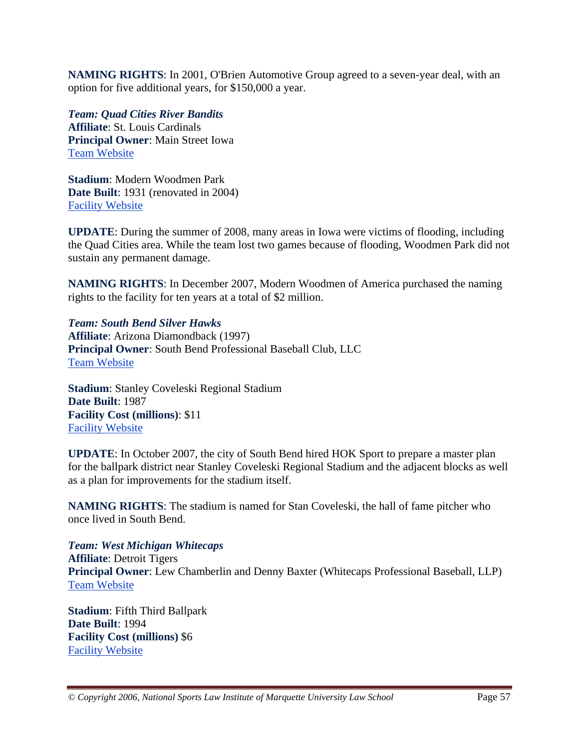**NAMING RIGHTS**: In 2001, O'Brien Automotive Group agreed to a seven-year deal, with an option for five additional years, for $150,000 a year.

***Team: Quad Cities River Bandits***
**Affiliate**: St. Louis Cardinals
**Principal Owner**: Main Street Iowa
[Team Website]

**Stadium**: Modern Woodmen Park
**Date Built**: 1931 (renovated in 2004)
[Facility Website]

**UPDATE**: During the summer of 2008, many areas in Iowa were victims of flooding, including the Quad Cities area. While the team lost two games because of flooding, Woodmen Park did not sustain any permanent damage.

**NAMING RIGHTS**: In December 2007, Modern Woodmen of America purchased the naming rights to the facility for ten years at a total of $2 million.

***Team: South Bend Silver Hawks***
**Affiliate**: Arizona Diamondback (1997)
**Principal Owner**: South Bend Professional Baseball Club, LLC
[Team Website]

**Stadium**: Stanley Coveleski Regional Stadium
**Date Built**: 1987
**Facility Cost (millions)**: $11
[Facility Website]

**UPDATE**: In October 2007, the city of South Bend hired HOK Sport to prepare a master plan for the ballpark district near Stanley Coveleski Regional Stadium and the adjacent blocks as well as a plan for improvements for the stadium itself.

**NAMING RIGHTS**: The stadium is named for Stan Coveleski, the hall of fame pitcher who once lived in South Bend.

***Team: West Michigan Whitecaps***
**Affiliate**: Detroit Tigers
**Principal Owner**: Lew Chamberlin and Denny Baxter (Whitecaps Professional Baseball, LLP)
[Team Website]

**Stadium**: Fifth Third Ballpark
**Date Built**: 1994
**Facility Cost (millions)** $6
[Facility Website]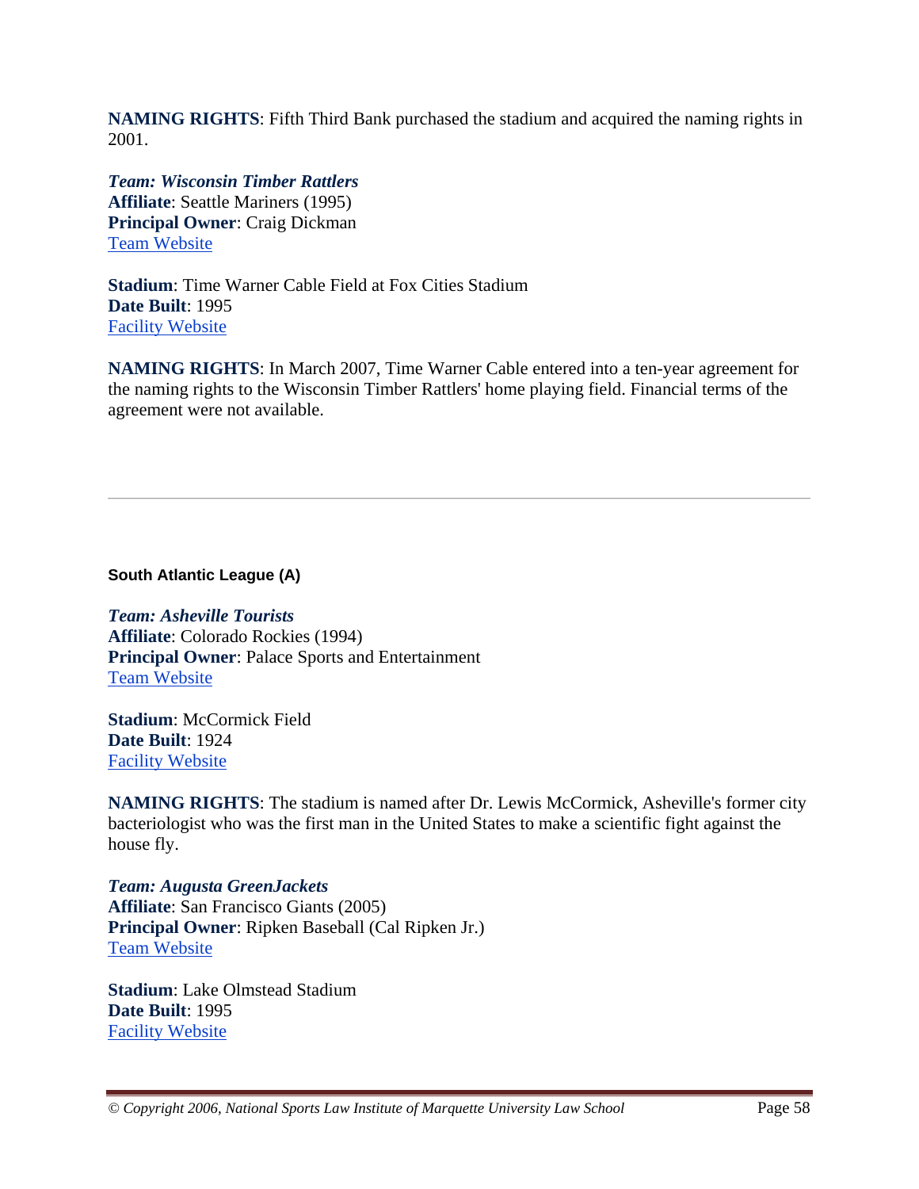**NAMING RIGHTS**: Fifth Third Bank purchased the stadium and acquired the naming rights in 2001.

***Team: Wisconsin Timber Rattlers***
**Affiliate**: Seattle Mariners (1995)
**Principal Owner**: Craig Dickman
Team Website

**Stadium**: Time Warner Cable Field at Fox Cities Stadium
**Date Built**: 1995
Facility Website

**NAMING RIGHTS**: In March 2007, Time Warner Cable entered into a ten-year agreement for the naming rights to the Wisconsin Timber Rattlers' home playing field. Financial terms of the agreement were not available.

---

#### South Atlantic League (A)

***Team: Asheville Tourists***
**Affiliate**: Colorado Rockies (1994)
**Principal Owner**: Palace Sports and Entertainment
Team Website

**Stadium**: McCormick Field
**Date Built**: 1924
Facility Website

**NAMING RIGHTS**: The stadium is named after Dr. Lewis McCormick, Asheville's former city bacteriologist who was the first man in the United States to make a scientific fight against the house fly.

***Team: Augusta GreenJackets***
**Affiliate**: San Francisco Giants (2005)
**Principal Owner**: Ripken Baseball (Cal Ripken Jr.)
Team Website

**Stadium**: Lake Olmstead Stadium
**Date Built**: 1995
Facility Website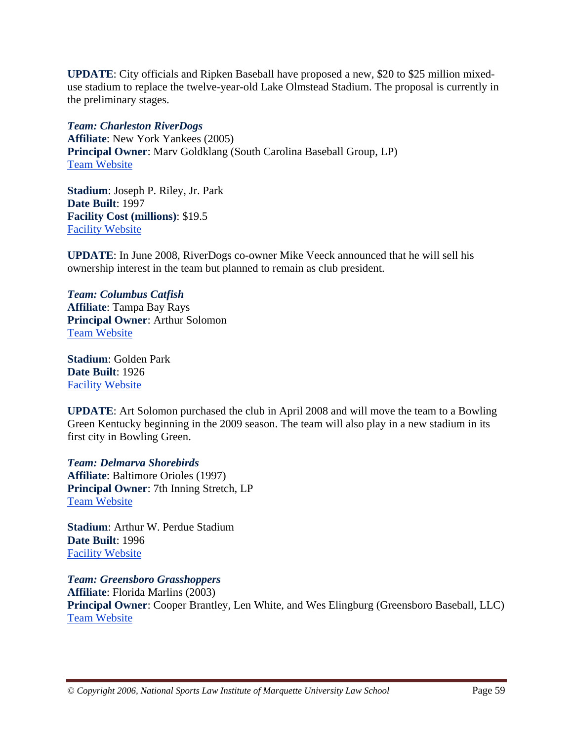**UPDATE**: City officials and Ripken Baseball have proposed a new, $20 to $25 million mixed-use stadium to replace the twelve-year-old Lake Olmstead Stadium. The proposal is currently in the preliminary stages.

***Team: Charleston RiverDogs***
**Affiliate**: New York Yankees (2005)
**Principal Owner**: Marv Goldklang (South Carolina Baseball Group, LP)
Team Website

**Stadium**: Joseph P. Riley, Jr. Park
**Date Built**: 1997
**Facility Cost (millions)**: $19.5
Facility Website

**UPDATE**: In June 2008, RiverDogs co-owner Mike Veeck announced that he will sell his ownership interest in the team but planned to remain as club president.

***Team: Columbus Catfish***
**Affiliate**: Tampa Bay Rays
**Principal Owner**: Arthur Solomon
Team Website

**Stadium**: Golden Park
**Date Built**: 1926
Facility Website

**UPDATE**: Art Solomon purchased the club in April 2008 and will move the team to a Bowling Green Kentucky beginning in the 2009 season. The team will also play in a new stadium in its first city in Bowling Green.

***Team: Delmarva Shorebirds***
**Affiliate**: Baltimore Orioles (1997)
**Principal Owner**: 7th Inning Stretch, LP
Team Website

**Stadium**: Arthur W. Perdue Stadium
**Date Built**: 1996
Facility Website

***Team: Greensboro Grasshoppers***
**Affiliate**: Florida Marlins (2003)
**Principal Owner**: Cooper Brantley, Len White, and Wes Elingburg (Greensboro Baseball, LLC)
Team Website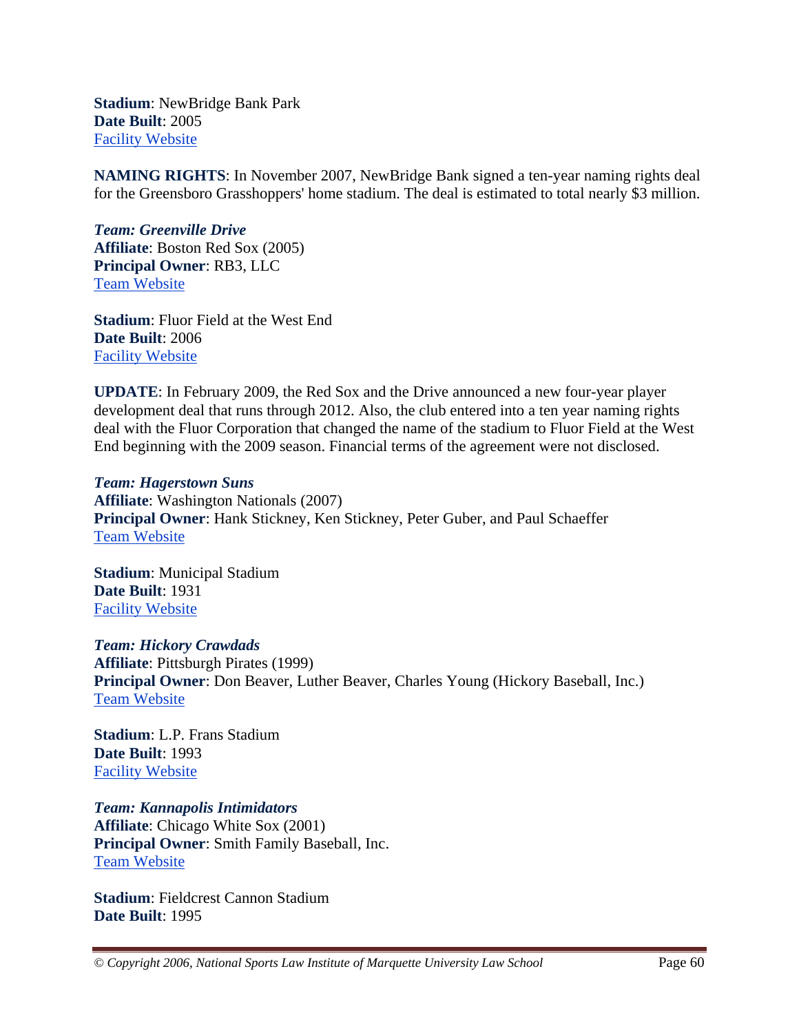**Stadium**: NewBridge Bank Park
**Date Built**: 2005
[Facility Website]

**NAMING RIGHTS**: In November 2007, NewBridge Bank signed a ten-year naming rights deal for the Greensboro Grasshoppers' home stadium. The deal is estimated to total nearly $3 million.

***Team: Greenville Drive***
**Affiliate**: Boston Red Sox (2005)
**Principal Owner**: RB3, LLC
[Team Website]

**Stadium**: Fluor Field at the West End
**Date Built**: 2006
[Facility Website]

**UPDATE**: In February 2009, the Red Sox and the Drive announced a new four-year player development deal that runs through 2012. Also, the club entered into a ten year naming rights deal with the Fluor Corporation that changed the name of the stadium to Fluor Field at the West End beginning with the 2009 season. Financial terms of the agreement were not disclosed.

***Team: Hagerstown Suns***
**Affiliate**: Washington Nationals (2007)
**Principal Owner**: Hank Stickney, Ken Stickney, Peter Guber, and Paul Schaeffer
[Team Website]

**Stadium**: Municipal Stadium
**Date Built**: 1931
[Facility Website]

***Team: Hickory Crawdads***
**Affiliate**: Pittsburgh Pirates (1999)
**Principal Owner**: Don Beaver, Luther Beaver, Charles Young (Hickory Baseball, Inc.)
[Team Website]

**Stadium**: L.P. Frans Stadium
**Date Built**: 1993
[Facility Website]

***Team: Kannapolis Intimidators***
**Affiliate**: Chicago White Sox (2001)
**Principal Owner**: Smith Family Baseball, Inc.
[Team Website]

**Stadium**: Fieldcrest Cannon Stadium
**Date Built**: 1995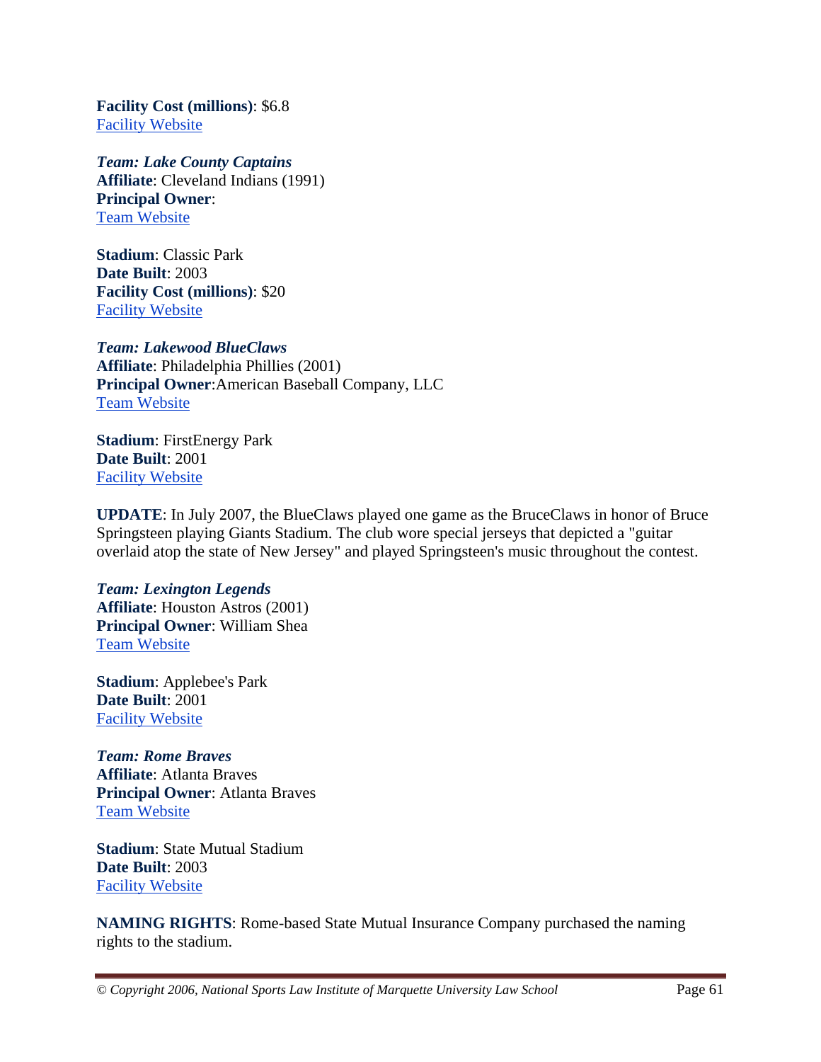**Facility Cost (millions)**: $6.8
[Facility Website]

***Team: Lake County Captains***
**Affiliate**: Cleveland Indians (1991)
**Principal Owner**:
[Team Website]

**Stadium**: Classic Park
**Date Built**: 2003
**Facility Cost (millions)**: $20
[Facility Website]

***Team: Lakewood BlueClaws***
**Affiliate**: Philadelphia Phillies (2001)
**Principal Owner**:American Baseball Company, LLC
[Team Website]

**Stadium**: FirstEnergy Park
**Date Built**: 2001
[Facility Website]

**UPDATE**: In July 2007, the BlueClaws played one game as the BruceClaws in honor of Bruce Springsteen playing Giants Stadium. The club wore special jerseys that depicted a "guitar overlaid atop the state of New Jersey" and played Springsteen's music throughout the contest.

***Team: Lexington Legends***
**Affiliate**: Houston Astros (2001)
**Principal Owner**: William Shea
[Team Website]

**Stadium**: Applebee's Park
**Date Built**: 2001
[Facility Website]

***Team: Rome Braves***
**Affiliate**: Atlanta Braves
**Principal Owner**: Atlanta Braves
[Team Website]

**Stadium**: State Mutual Stadium
**Date Built**: 2003
[Facility Website]

**NAMING RIGHTS**: Rome-based State Mutual Insurance Company purchased the naming rights to the stadium.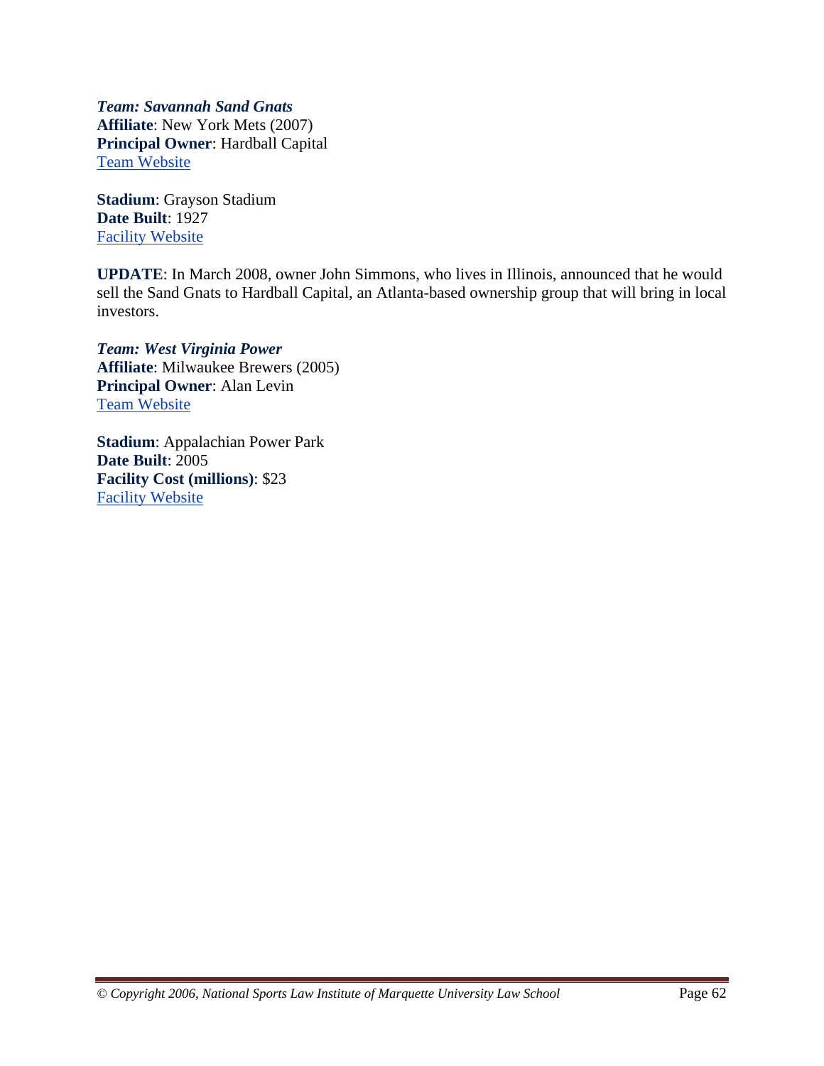***Team: Savannah Sand Gnats***
**Affiliate**: New York Mets (2007)
**Principal Owner**: Hardball Capital
Team Website

**Stadium**: Grayson Stadium
**Date Built**: 1927
Facility Website

**UPDATE**: In March 2008, owner John Simmons, who lives in Illinois, announced that he would sell the Sand Gnats to Hardball Capital, an Atlanta-based ownership group that will bring in local investors.

***Team: West Virginia Power***
**Affiliate**: Milwaukee Brewers (2005)
**Principal Owner**: Alan Levin
Team Website

**Stadium**: Appalachian Power Park
**Date Built**: 2005
**Facility Cost (millions)**: $23
Facility Website